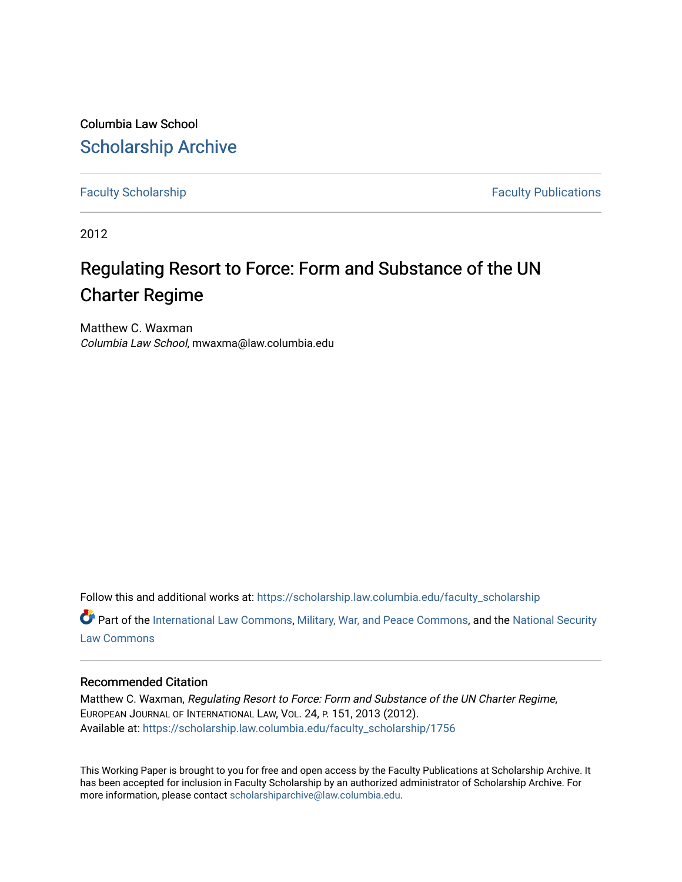Columbia Law School

# Scholarship Archive

Faculty Scholarship | Faculty Publications

2012

# Regulating Resort to Force: Form and Substance of the UN Charter Regime

Matthew C. Waxman
*Columbia Law School*, mwaxma@law.columbia.edu

Follow this and additional works at: https://scholarship.law.columbia.edu/faculty_scholarship

Part of the International Law Commons, Military, War, and Peace Commons, and the National Security Law Commons

## Recommended Citation

Matthew C. Waxman, *Regulating Resort to Force: Form and Substance of the UN Charter Regime*, European Journal of International Law, Vol. 24, p. 151, 2013 (2012).
Available at: https://scholarship.law.columbia.edu/faculty_scholarship/1756

This Working Paper is brought to you for free and open access by the Faculty Publications at Scholarship Archive. It has been accepted for inclusion in Faculty Scholarship by an authorized administrator of Scholarship Archive. For more information, please contact scholarshiparchive@law.columbia.edu.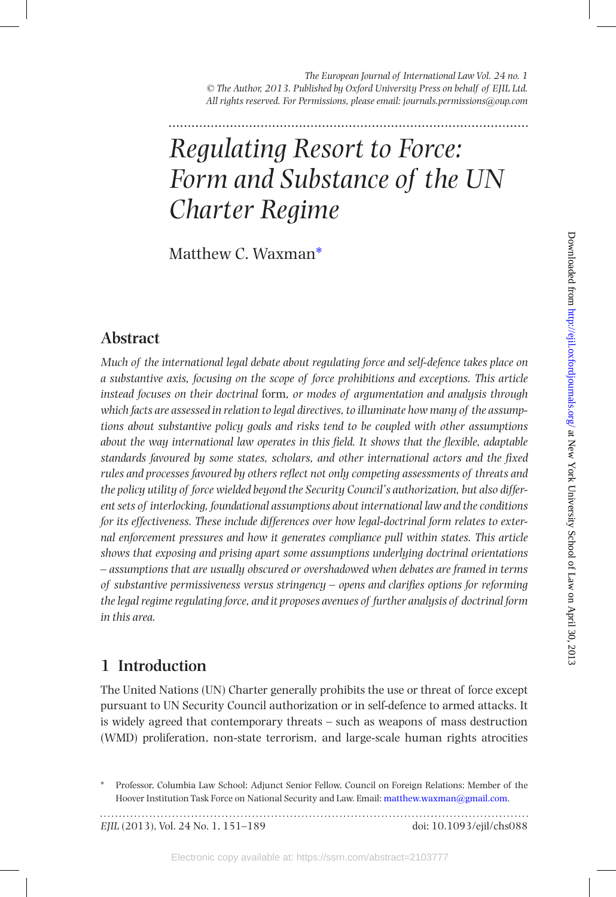# Regulating Resort to Force: Form and Substance of the UN Charter Regime

Matthew C. Waxman*

## Abstract

*Much of the international legal debate about regulating force and self-defence takes place on a substantive axis, focusing on the scope of force prohibitions and exceptions. This article instead focuses on their doctrinal* form, *or modes of argumentation and analysis through which facts are assessed in relation to legal directives, to illuminate how many of the assumptions about substantive policy goals and risks tend to be coupled with other assumptions about the way international law operates in this field. It shows that the flexible, adaptable standards favoured by some states, scholars, and other international actors and the fixed rules and processes favoured by others reflect not only competing assessments of threats and the policy utility of force wielded beyond the Security Council's authorization, but also different sets of interlocking, foundational assumptions about international law and the conditions for its effectiveness. These include differences over how legal-doctrinal form relates to external enforcement pressures and how it generates compliance pull within states. This article shows that exposing and prising apart some assumptions underlying doctrinal orientations – assumptions that are usually obscured or overshadowed when debates are framed in terms of substantive permissiveness versus stringency – opens and clarifies options for reforming the legal regime regulating force, and it proposes avenues of further analysis of doctrinal form in this area.*

## 1 Introduction

The United Nations (UN) Charter generally prohibits the use or threat of force except pursuant to UN Security Council authorization or in self-defence to armed attacks. It is widely agreed that contemporary threats – such as weapons of mass destruction (WMD) proliferation, non-state terrorism, and large-scale human rights atrocities

\* Professor, Columbia Law School; Adjunct Senior Fellow, Council on Foreign Relations; Member of the Hoover Institution Task Force on National Security and Law. Email: matthew.waxman@gmail.com.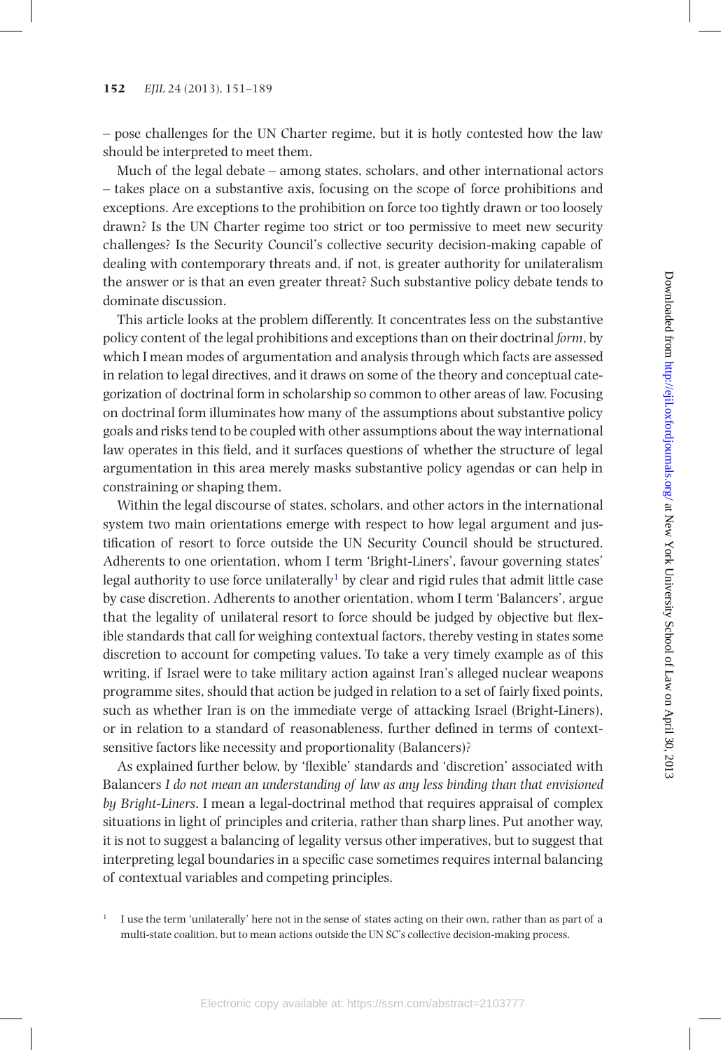– pose challenges for the UN Charter regime, but it is hotly contested how the law should be interpreted to meet them.

Much of the legal debate – among states, scholars, and other international actors – takes place on a substantive axis, focusing on the scope of force prohibitions and exceptions. Are exceptions to the prohibition on force too tightly drawn or too loosely drawn? Is the UN Charter regime too strict or too permissive to meet new security challenges? Is the Security Council's collective security decision-making capable of dealing with contemporary threats and, if not, is greater authority for unilateralism the answer or is that an even greater threat? Such substantive policy debate tends to dominate discussion.

This article looks at the problem differently. It concentrates less on the substantive policy content of the legal prohibitions and exceptions than on their doctrinal *form*, by which I mean modes of argumentation and analysis through which facts are assessed in relation to legal directives, and it draws on some of the theory and conceptual categorization of doctrinal form in scholarship so common to other areas of law. Focusing on doctrinal form illuminates how many of the assumptions about substantive policy goals and risks tend to be coupled with other assumptions about the way international law operates in this field, and it surfaces questions of whether the structure of legal argumentation in this area merely masks substantive policy agendas or can help in constraining or shaping them.

Within the legal discourse of states, scholars, and other actors in the international system two main orientations emerge with respect to how legal argument and justification of resort to force outside the UN Security Council should be structured. Adherents to one orientation, whom I term 'Bright-Liners', favour governing states' legal authority to use force unilaterally[1] by clear and rigid rules that admit little case by case discretion. Adherents to another orientation, whom I term 'Balancers', argue that the legality of unilateral resort to force should be judged by objective but flexible standards that call for weighing contextual factors, thereby vesting in states some discretion to account for competing values. To take a very timely example as of this writing, if Israel were to take military action against Iran's alleged nuclear weapons programme sites, should that action be judged in relation to a set of fairly fixed points, such as whether Iran is on the immediate verge of attacking Israel (Bright-Liners), or in relation to a standard of reasonableness, further defined in terms of context-sensitive factors like necessity and proportionality (Balancers)?

As explained further below, by 'flexible' standards and 'discretion' associated with Balancers *I do not mean an understanding of law as any less binding than that envisioned by Bright-Liners*. I mean a legal-doctrinal method that requires appraisal of complex situations in light of principles and criteria, rather than sharp lines. Put another way, it is not to suggest a balancing of legality versus other imperatives, but to suggest that interpreting legal boundaries in a specific case sometimes requires internal balancing of contextual variables and competing principles.

[1] I use the term 'unilaterally' here not in the sense of states acting on their own, rather than as part of a multi-state coalition, but to mean actions outside the UN SC's collective decision-making process.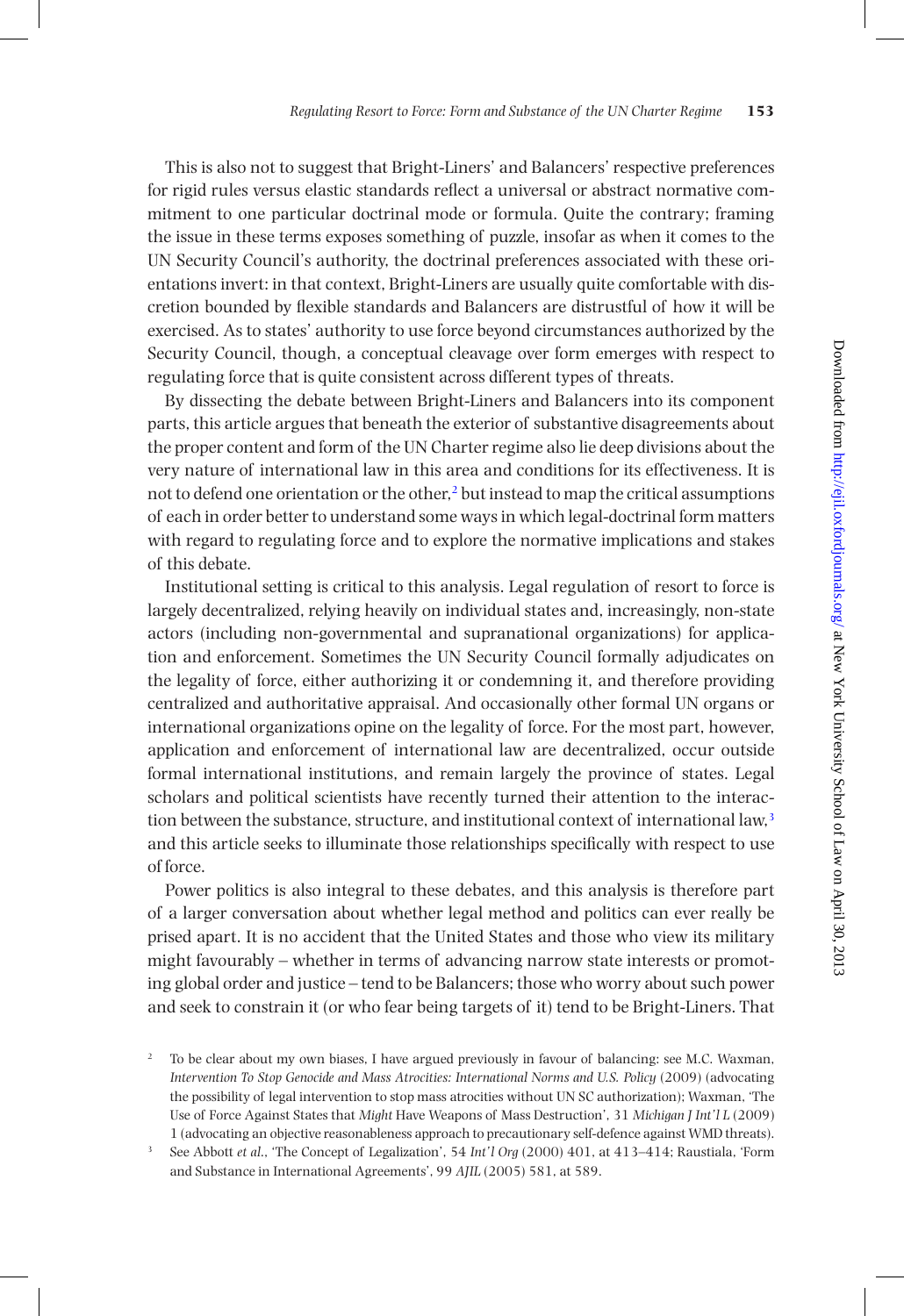This is also not to suggest that Bright-Liners' and Balancers' respective preferences for rigid rules versus elastic standards reflect a universal or abstract normative commitment to one particular doctrinal mode or formula. Quite the contrary; framing the issue in these terms exposes something of puzzle, insofar as when it comes to the UN Security Council's authority, the doctrinal preferences associated with these orientations invert: in that context, Bright-Liners are usually quite comfortable with discretion bounded by flexible standards and Balancers are distrustful of how it will be exercised. As to states' authority to use force beyond circumstances authorized by the Security Council, though, a conceptual cleavage over form emerges with respect to regulating force that is quite consistent across different types of threats.

By dissecting the debate between Bright-Liners and Balancers into its component parts, this article argues that beneath the exterior of substantive disagreements about the proper content and form of the UN Charter regime also lie deep divisions about the very nature of international law in this area and conditions for its effectiveness. It is not to defend one orientation or the other,[2] but instead to map the critical assumptions of each in order better to understand some ways in which legal-doctrinal form matters with regard to regulating force and to explore the normative implications and stakes of this debate.

Institutional setting is critical to this analysis. Legal regulation of resort to force is largely decentralized, relying heavily on individual states and, increasingly, non-state actors (including non-governmental and supranational organizations) for application and enforcement. Sometimes the UN Security Council formally adjudicates on the legality of force, either authorizing it or condemning it, and therefore providing centralized and authoritative appraisal. And occasionally other formal UN organs or international organizations opine on the legality of force. For the most part, however, application and enforcement of international law are decentralized, occur outside formal international institutions, and remain largely the province of states. Legal scholars and political scientists have recently turned their attention to the interaction between the substance, structure, and institutional context of international law,[3] and this article seeks to illuminate those relationships specifically with respect to use of force.

Power politics is also integral to these debates, and this analysis is therefore part of a larger conversation about whether legal method and politics can ever really be prised apart. It is no accident that the United States and those who view its military might favourably – whether in terms of advancing narrow state interests or promoting global order and justice – tend to be Balancers; those who worry about such power and seek to constrain it (or who fear being targets of it) tend to be Bright-Liners. That

[2] To be clear about my own biases, I have argued previously in favour of balancing: see M.C. Waxman, *Intervention To Stop Genocide and Mass Atrocities: International Norms and U.S. Policy* (2009) (advocating the possibility of legal intervention to stop mass atrocities without UN SC authorization); Waxman, 'The Use of Force Against States that *Might* Have Weapons of Mass Destruction', 31 *Michigan J Int'l L* (2009) 1 (advocating an objective reasonableness approach to precautionary self-defence against WMD threats).

[3] See Abbott *et al*., 'The Concept of Legalization', 54 *Int'l Org* (2000) 401, at 413–414; Raustiala, 'Form and Substance in International Agreements', 99 *AJIL* (2005) 581, at 589.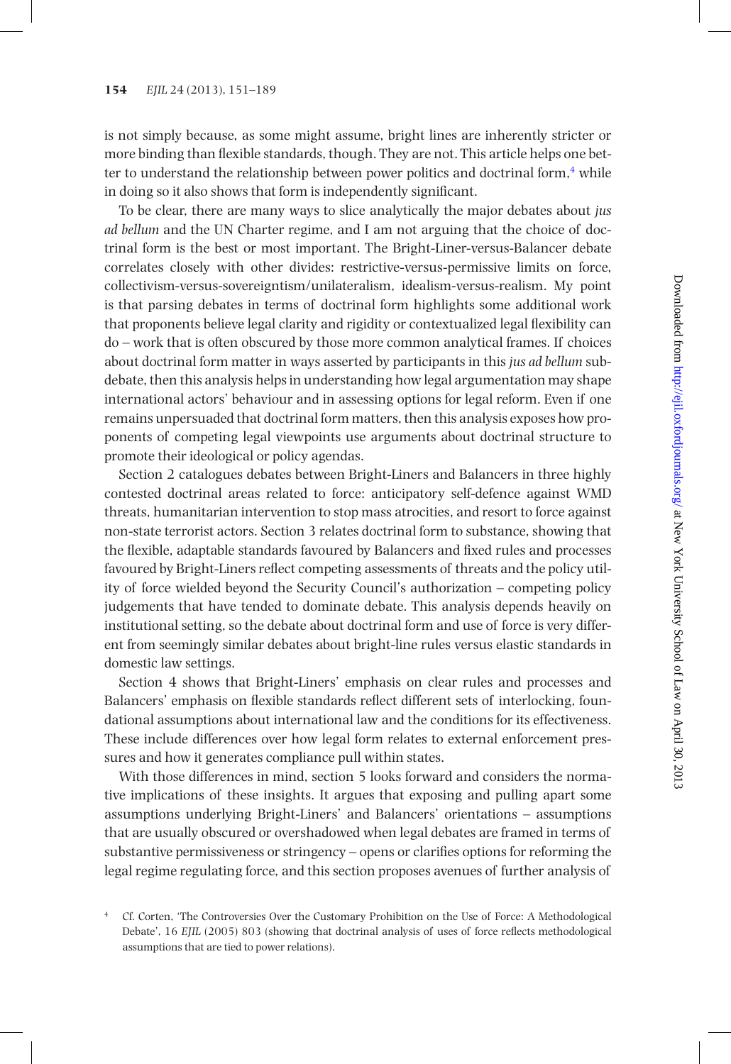is not simply because, as some might assume, bright lines are inherently stricter or more binding than flexible standards, though. They are not. This article helps one better to understand the relationship between power politics and doctrinal form,[4] while in doing so it also shows that form is independently significant.

To be clear, there are many ways to slice analytically the major debates about *jus ad bellum* and the UN Charter regime, and I am not arguing that the choice of doctrinal form is the best or most important. The Bright-Liner-versus-Balancer debate correlates closely with other divides: restrictive-versus-permissive limits on force, collectivism-versus-sovereigntism/unilateralism, idealism-versus-realism. My point is that parsing debates in terms of doctrinal form highlights some additional work that proponents believe legal clarity and rigidity or contextualized legal flexibility can do – work that is often obscured by those more common analytical frames. If choices about doctrinal form matter in ways asserted by participants in this *jus ad bellum* sub-debate, then this analysis helps in understanding how legal argumentation may shape international actors' behaviour and in assessing options for legal reform. Even if one remains unpersuaded that doctrinal form matters, then this analysis exposes how proponents of competing legal viewpoints use arguments about doctrinal structure to promote their ideological or policy agendas.

Section 2 catalogues debates between Bright-Liners and Balancers in three highly contested doctrinal areas related to force: anticipatory self-defence against WMD threats, humanitarian intervention to stop mass atrocities, and resort to force against non-state terrorist actors. Section 3 relates doctrinal form to substance, showing that the flexible, adaptable standards favoured by Balancers and fixed rules and processes favoured by Bright-Liners reflect competing assessments of threats and the policy utility of force wielded beyond the Security Council's authorization – competing policy judgements that have tended to dominate debate. This analysis depends heavily on institutional setting, so the debate about doctrinal form and use of force is very different from seemingly similar debates about bright-line rules versus elastic standards in domestic law settings.

Section 4 shows that Bright-Liners' emphasis on clear rules and processes and Balancers' emphasis on flexible standards reflect different sets of interlocking, foundational assumptions about international law and the conditions for its effectiveness. These include differences over how legal form relates to external enforcement pressures and how it generates compliance pull within states.

With those differences in mind, section 5 looks forward and considers the normative implications of these insights. It argues that exposing and pulling apart some assumptions underlying Bright-Liners' and Balancers' orientations – assumptions that are usually obscured or overshadowed when legal debates are framed in terms of substantive permissiveness or stringency – opens or clarifies options for reforming the legal regime regulating force, and this section proposes avenues of further analysis of

[4] Cf. Corten, 'The Controversies Over the Customary Prohibition on the Use of Force: A Methodological Debate', 16 *EJIL* (2005) 803 (showing that doctrinal analysis of uses of force reflects methodological assumptions that are tied to power relations).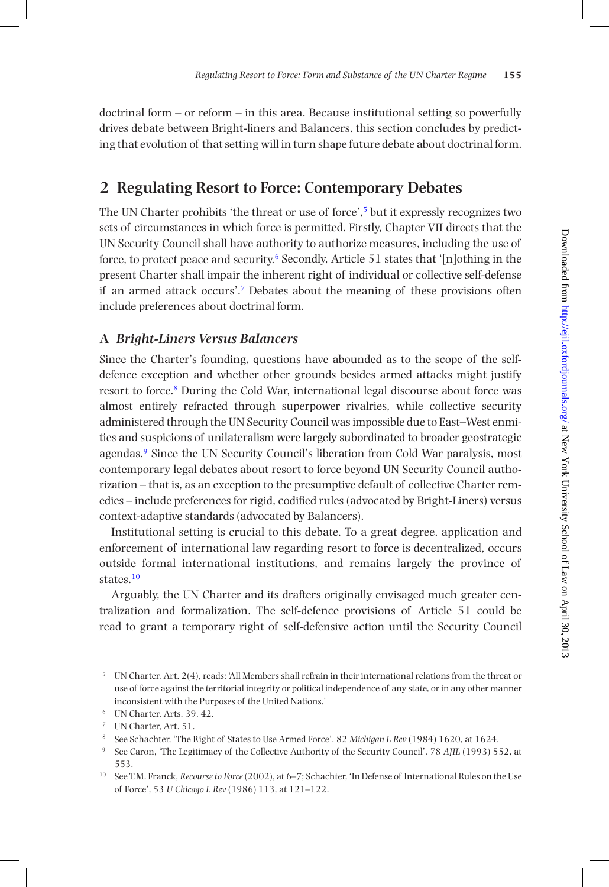doctrinal form – or reform – in this area. Because institutional setting so powerfully drives debate between Bright-liners and Balancers, this section concludes by predicting that evolution of that setting will in turn shape future debate about doctrinal form.

## 2 Regulating Resort to Force: Contemporary Debates

The UN Charter prohibits 'the threat or use of force',[5] but it expressly recognizes two sets of circumstances in which force is permitted. Firstly, Chapter VII directs that the UN Security Council shall have authority to authorize measures, including the use of force, to protect peace and security.[6] Secondly, Article 51 states that '[n]othing in the present Charter shall impair the inherent right of individual or collective self-defense if an armed attack occurs'.[7] Debates about the meaning of these provisions often include preferences about doctrinal form.

### A *Bright-Liners Versus Balancers*

Since the Charter's founding, questions have abounded as to the scope of the self-defence exception and whether other grounds besides armed attacks might justify resort to force.[8] During the Cold War, international legal discourse about force was almost entirely refracted through superpower rivalries, while collective security administered through the UN Security Council was impossible due to East–West enmities and suspicions of unilateralism were largely subordinated to broader geostrategic agendas.[9] Since the UN Security Council's liberation from Cold War paralysis, most contemporary legal debates about resort to force beyond UN Security Council authorization – that is, as an exception to the presumptive default of collective Charter remedies – include preferences for rigid, codified rules (advocated by Bright-Liners) versus context-adaptive standards (advocated by Balancers).

Institutional setting is crucial to this debate. To a great degree, application and enforcement of international law regarding resort to force is decentralized, occurs outside formal international institutions, and remains largely the province of states.[10]

Arguably, the UN Charter and its drafters originally envisaged much greater centralization and formalization. The self-defence provisions of Article 51 could be read to grant a temporary right of self-defensive action until the Security Council

---

[5] UN Charter, Art. 2(4), reads: 'All Members shall refrain in their international relations from the threat or use of force against the territorial integrity or political independence of any state, or in any other manner inconsistent with the Purposes of the United Nations.'

[6] UN Charter, Arts. 39, 42.

[7] UN Charter, Art. 51.

[8] See Schachter, 'The Right of States to Use Armed Force', 82 *Michigan L Rev* (1984) 1620, at 1624.

[9] See Caron, 'The Legitimacy of the Collective Authority of the Security Council', 78 *AJIL* (1993) 552, at 553.

[10] See T.M. Franck, *Recourse to Force* (2002), at 6–7; Schachter, 'In Defense of International Rules on the Use of Force', 53 *U Chicago L Rev* (1986) 113, at 121–122.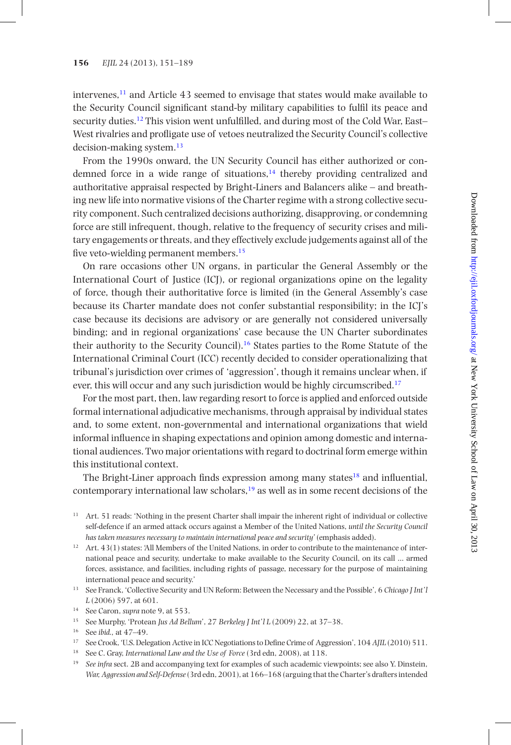intervenes,[11] and Article 43 seemed to envisage that states would make available to the Security Council significant stand-by military capabilities to fulfil its peace and security duties.[12] This vision went unfulfilled, and during most of the Cold War, East–West rivalries and profligate use of vetoes neutralized the Security Council's collective decision-making system.[13]

From the 1990s onward, the UN Security Council has either authorized or condemned force in a wide range of situations,[14] thereby providing centralized and authoritative appraisal respected by Bright-Liners and Balancers alike – and breathing new life into normative visions of the Charter regime with a strong collective security component. Such centralized decisions authorizing, disapproving, or condemning force are still infrequent, though, relative to the frequency of security crises and military engagements or threats, and they effectively exclude judgements against all of the five veto-wielding permanent members.[15]

On rare occasions other UN organs, in particular the General Assembly or the International Court of Justice (ICJ), or regional organizations opine on the legality of force, though their authoritative force is limited (in the General Assembly's case because its Charter mandate does not confer substantial responsibility; in the ICJ's case because its decisions are advisory or are generally not considered universally binding; and in regional organizations' case because the UN Charter subordinates their authority to the Security Council).[16] States parties to the Rome Statute of the International Criminal Court (ICC) recently decided to consider operationalizing that tribunal's jurisdiction over crimes of 'aggression', though it remains unclear when, if ever, this will occur and any such jurisdiction would be highly circumscribed.[17]

For the most part, then, law regarding resort to force is applied and enforced outside formal international adjudicative mechanisms, through appraisal by individual states and, to some extent, non-governmental and international organizations that wield informal influence in shaping expectations and opinion among domestic and international audiences. Two major orientations with regard to doctrinal form emerge within this institutional context.

The Bright-Liner approach finds expression among many states[18] and influential, contemporary international law scholars,[19] as well as in some recent decisions of the

---

[11] Art. 51 reads: 'Nothing in the present Charter shall impair the inherent right of individual or collective self-defence if an armed attack occurs against a Member of the United Nations, *until the Security Council has taken measures necessary to maintain international peace and security*' (emphasis added).

[12] Art. 43(1) states: 'All Members of the United Nations, in order to contribute to the maintenance of international peace and security, undertake to make available to the Security Council, on its call ... armed forces, assistance, and facilities, including rights of passage, necessary for the purpose of maintaining international peace and security.'

[13] See Franck, 'Collective Security and UN Reform: Between the Necessary and the Possible', 6 *Chicago J Int'l L* (2006) 597, at 601.

[14] See Caron, *supra* note 9, at 553.

[15] See Murphy, 'Protean *Jus Ad Bellum*', 27 *Berkeley J Int'l L* (2009) 22, at 37–38.

[16] See *ibid.*, at 47–49.

[17] See Crook, 'U.S. Delegation Active in ICC Negotiations to Define Crime of Aggression', 104 *AJIL* (2010) 511.

[18] See C. Gray, *International Law and the Use of Force* (3rd edn, 2008), at 118.

[19] *See infra* sect. 2B and accompanying text for examples of such academic viewpoints; see also Y. Dinstein, *War, Aggression and Self-Defense* (3rd edn, 2001), at 166–168 (arguing that the Charter's drafters intended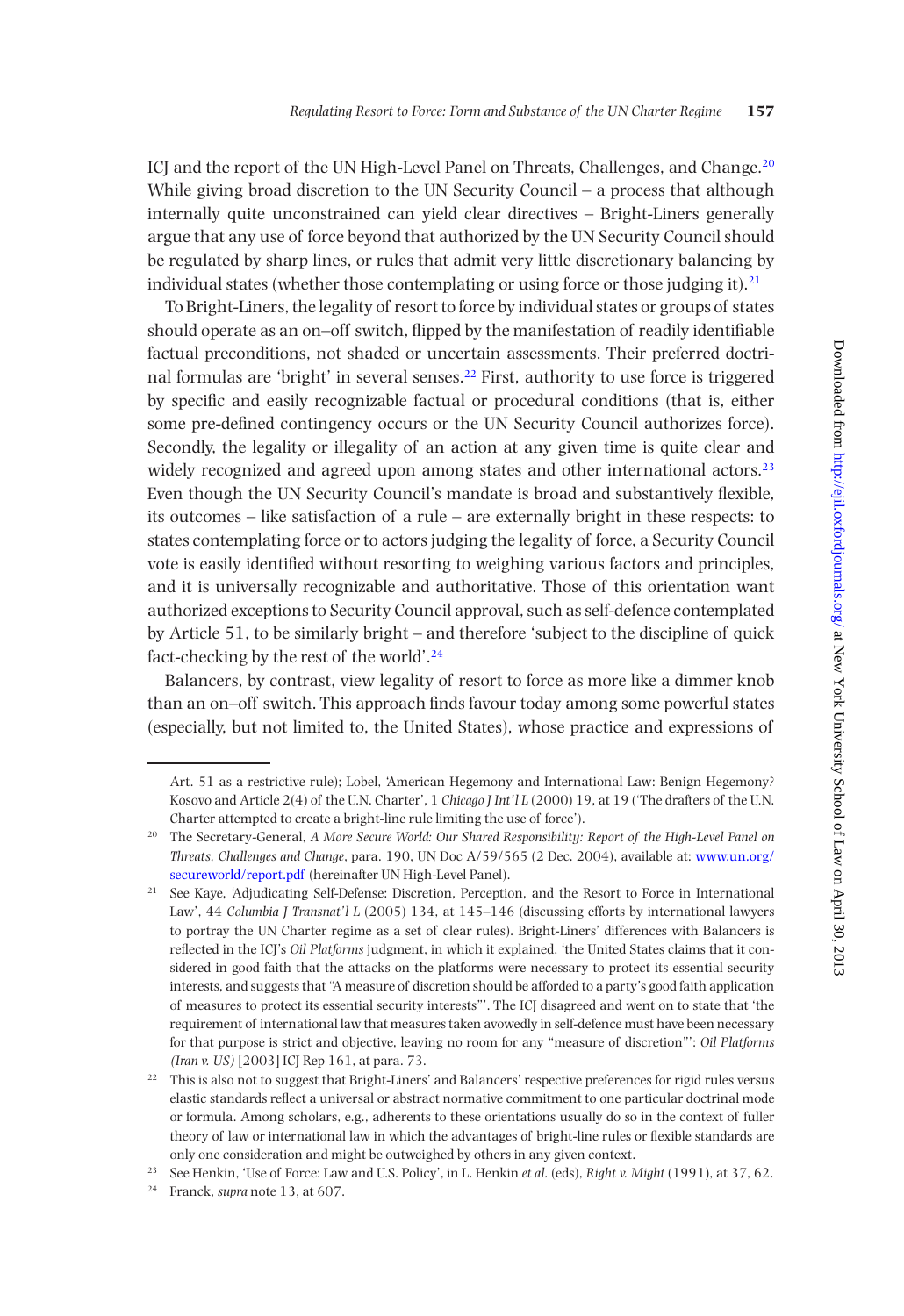ICJ and the report of the UN High-Level Panel on Threats, Challenges, and Change.[20] While giving broad discretion to the UN Security Council – a process that although internally quite unconstrained can yield clear directives – Bright-Liners generally argue that any use of force beyond that authorized by the UN Security Council should be regulated by sharp lines, or rules that admit very little discretionary balancing by individual states (whether those contemplating or using force or those judging it).[21]

To Bright-Liners, the legality of resort to force by individual states or groups of states should operate as an on–off switch, flipped by the manifestation of readily identifiable factual preconditions, not shaded or uncertain assessments. Their preferred doctrinal formulas are 'bright' in several senses.[22] First, authority to use force is triggered by specific and easily recognizable factual or procedural conditions (that is, either some pre-defined contingency occurs or the UN Security Council authorizes force). Secondly, the legality or illegality of an action at any given time is quite clear and widely recognized and agreed upon among states and other international actors.[23] Even though the UN Security Council's mandate is broad and substantively flexible, its outcomes – like satisfaction of a rule – are externally bright in these respects: to states contemplating force or to actors judging the legality of force, a Security Council vote is easily identified without resorting to weighing various factors and principles, and it is universally recognizable and authoritative. Those of this orientation want authorized exceptions to Security Council approval, such as self-defence contemplated by Article 51, to be similarly bright – and therefore 'subject to the discipline of quick fact-checking by the rest of the world'.[24]

Balancers, by contrast, view legality of resort to force as more like a dimmer knob than an on–off switch. This approach finds favour today among some powerful states (especially, but not limited to, the United States), whose practice and expressions of

---

Art. 51 as a restrictive rule); Lobel, 'American Hegemony and International Law: Benign Hegemony? Kosovo and Article 2(4) of the U.N. Charter', 1 *Chicago J Int'l L* (2000) 19, at 19 ('The drafters of the U.N. Charter attempted to create a bright-line rule limiting the use of force').

[20] The Secretary-General, *A More Secure World: Our Shared Responsibility: Report of the High-Level Panel on Threats, Challenges and Change*, para. 190, UN Doc A/59/565 (2 Dec. 2004), available at: www.un.org/secureworld/report.pdf (hereinafter UN High-Level Panel).

[21] See Kaye, 'Adjudicating Self-Defense: Discretion, Perception, and the Resort to Force in International Law', 44 *Columbia J Transnat'l L* (2005) 134, at 145–146 (discussing efforts by international lawyers to portray the UN Charter regime as a set of clear rules). Bright-Liners' differences with Balancers is reflected in the ICJ's *Oil Platforms* judgment, in which it explained, 'the United States claims that it considered in good faith that the attacks on the platforms were necessary to protect its essential security interests, and suggests that "A measure of discretion should be afforded to a party's good faith application of measures to protect its essential security interests"'. The ICJ disagreed and went on to state that 'the requirement of international law that measures taken avowedly in self-defence must have been necessary for that purpose is strict and objective, leaving no room for any "measure of discretion"': *Oil Platforms (Iran v. US)* [2003] ICJ Rep 161, at para. 73.

[22] This is also not to suggest that Bright-Liners' and Balancers' respective preferences for rigid rules versus elastic standards reflect a universal or abstract normative commitment to one particular doctrinal mode or formula. Among scholars, e.g., adherents to these orientations usually do so in the context of fuller theory of law or international law in which the advantages of bright-line rules or flexible standards are only one consideration and might be outweighed by others in any given context.

[23] See Henkin, 'Use of Force: Law and U.S. Policy', in L. Henkin *et al.* (eds), *Right v. Might* (1991), at 37, 62.

[24] Franck, *supra* note 13, at 607.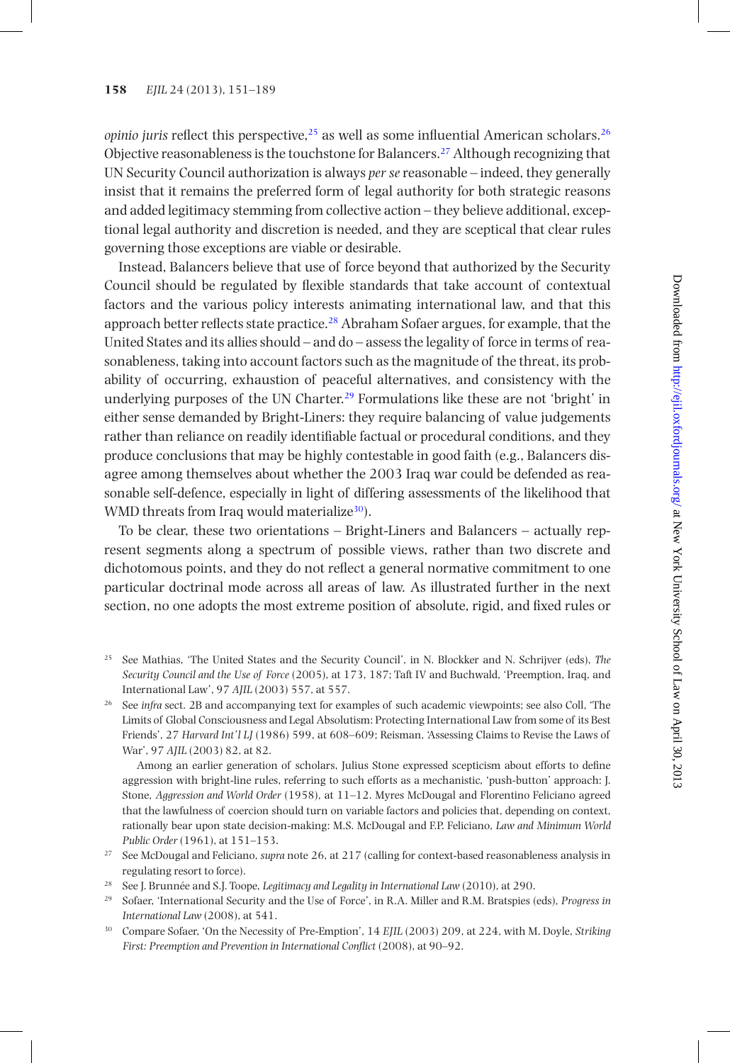*opinio juris* reflect this perspective,[25] as well as some influential American scholars.[26] Objective reasonableness is the touchstone for Balancers.[27] Although recognizing that UN Security Council authorization is always *per se* reasonable – indeed, they generally insist that it remains the preferred form of legal authority for both strategic reasons and added legitimacy stemming from collective action – they believe additional, exceptional legal authority and discretion is needed, and they are sceptical that clear rules governing those exceptions are viable or desirable.

Instead, Balancers believe that use of force beyond that authorized by the Security Council should be regulated by flexible standards that take account of contextual factors and the various policy interests animating international law, and that this approach better reflects state practice.[28] Abraham Sofaer argues, for example, that the United States and its allies should – and do – assess the legality of force in terms of reasonableness, taking into account factors such as the magnitude of the threat, its probability of occurring, exhaustion of peaceful alternatives, and consistency with the underlying purposes of the UN Charter.[29] Formulations like these are not 'bright' in either sense demanded by Bright-Liners: they require balancing of value judgements rather than reliance on readily identifiable factual or procedural conditions, and they produce conclusions that may be highly contestable in good faith (e.g., Balancers disagree among themselves about whether the 2003 Iraq war could be defended as reasonable self-defence, especially in light of differing assessments of the likelihood that WMD threats from Iraq would materialize[30]).

To be clear, these two orientations – Bright-Liners and Balancers – actually represent segments along a spectrum of possible views, rather than two discrete and dichotomous points, and they do not reflect a general normative commitment to one particular doctrinal mode across all areas of law. As illustrated further in the next section, no one adopts the most extreme position of absolute, rigid, and fixed rules or

[25] See Mathias, 'The United States and the Security Council', in N. Blockker and N. Schrijver (eds), *The Security Council and the Use of Force* (2005), at 173, 187; Taft IV and Buchwald, 'Preemption, Iraq, and International Law', 97 *AJIL* (2003) 557, at 557.

[26] See *infra* sect. 2B and accompanying text for examples of such academic viewpoints; see also Coll, 'The Limits of Global Consciousness and Legal Absolutism: Protecting International Law from some of its Best Friends', 27 *Harvard Int'l LJ* (1986) 599, at 608–609; Reisman, 'Assessing Claims to Revise the Laws of War', 97 *AJIL* (2003) 82, at 82.

Among an earlier generation of scholars, Julius Stone expressed scepticism about efforts to define aggression with bright-line rules, referring to such efforts as a mechanistic, 'push-button' approach: J. Stone, *Aggression and World Order* (1958), at 11–12. Myres McDougal and Florentino Feliciano agreed that the lawfulness of coercion should turn on variable factors and policies that, depending on context, rationally bear upon state decision-making: M.S. McDougal and F.P. Feliciano, *Law and Minimum World Public Order* (1961), at 151–153.

[27] See McDougal and Feliciano, *supra* note 26, at 217 (calling for context-based reasonableness analysis in regulating resort to force).

[28] See J. Brunnée and S.J. Toope, *Legitimacy and Legality in International Law* (2010), at 290.

[29] Sofaer, 'International Security and the Use of Force', in R.A. Miller and R.M. Bratspies (eds), *Progress in International Law* (2008), at 541.

[30] Compare Sofaer, 'On the Necessity of Pre-Emption', 14 *EJIL* (2003) 209, at 224, with M. Doyle, *Striking First: Preemption and Prevention in International Conflict* (2008), at 90–92.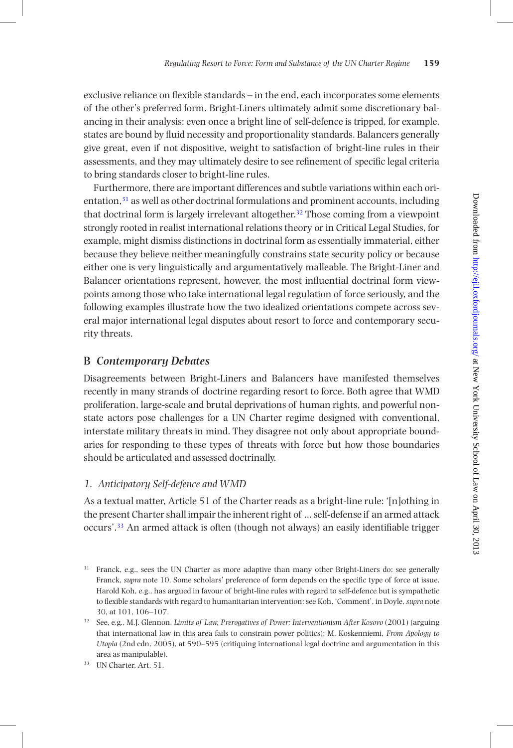exclusive reliance on flexible standards – in the end, each incorporates some elements of the other's preferred form. Bright-Liners ultimately admit some discretionary balancing in their analysis: even once a bright line of self-defence is tripped, for example, states are bound by fluid necessity and proportionality standards. Balancers generally give great, even if not dispositive, weight to satisfaction of bright-line rules in their assessments, and they may ultimately desire to see refinement of specific legal criteria to bring standards closer to bright-line rules.

Furthermore, there are important differences and subtle variations within each orientation,[31] as well as other doctrinal formulations and prominent accounts, including that doctrinal form is largely irrelevant altogether.[32] Those coming from a viewpoint strongly rooted in realist international relations theory or in Critical Legal Studies, for example, might dismiss distinctions in doctrinal form as essentially immaterial, either because they believe neither meaningfully constrains state security policy or because either one is very linguistically and argumentatively malleable. The Bright-Liner and Balancer orientations represent, however, the most influential doctrinal form viewpoints among those who take international legal regulation of force seriously, and the following examples illustrate how the two idealized orientations compete across several major international legal disputes about resort to force and contemporary security threats.

## B *Contemporary Debates*

Disagreements between Bright-Liners and Balancers have manifested themselves recently in many strands of doctrine regarding resort to force. Both agree that WMD proliferation, large-scale and brutal deprivations of human rights, and powerful non-state actors pose challenges for a UN Charter regime designed with conventional, interstate military threats in mind. They disagree not only about appropriate boundaries for responding to these types of threats with force but how those boundaries should be articulated and assessed doctrinally.

### *1. Anticipatory Self-defence and WMD*

As a textual matter, Article 51 of the Charter reads as a bright-line rule: '[n]othing in the present Charter shall impair the inherent right of ... self-defense if an armed attack occurs'.[33] An armed attack is often (though not always) an easily identifiable trigger

---

[31] Franck, e.g., sees the UN Charter as more adaptive than many other Bright-Liners do: see generally Franck, *supra* note 10. Some scholars' preference of form depends on the specific type of force at issue. Harold Koh, e.g., has argued in favour of bright-line rules with regard to self-defence but is sympathetic to flexible standards with regard to humanitarian intervention: see Koh, 'Comment', in Doyle, *supra* note 30, at 101, 106–107.

[32] See, e.g., M.J. Glennon, *Limits of Law, Prerogatives of Power: Interventionism After Kosovo* (2001) (arguing that international law in this area fails to constrain power politics); M. Koskenniemi, *From Apology to Utopia* (2nd edn, 2005), at 590–595 (critiquing international legal doctrine and argumentation in this area as manipulable).

[33] UN Charter, Art. 51.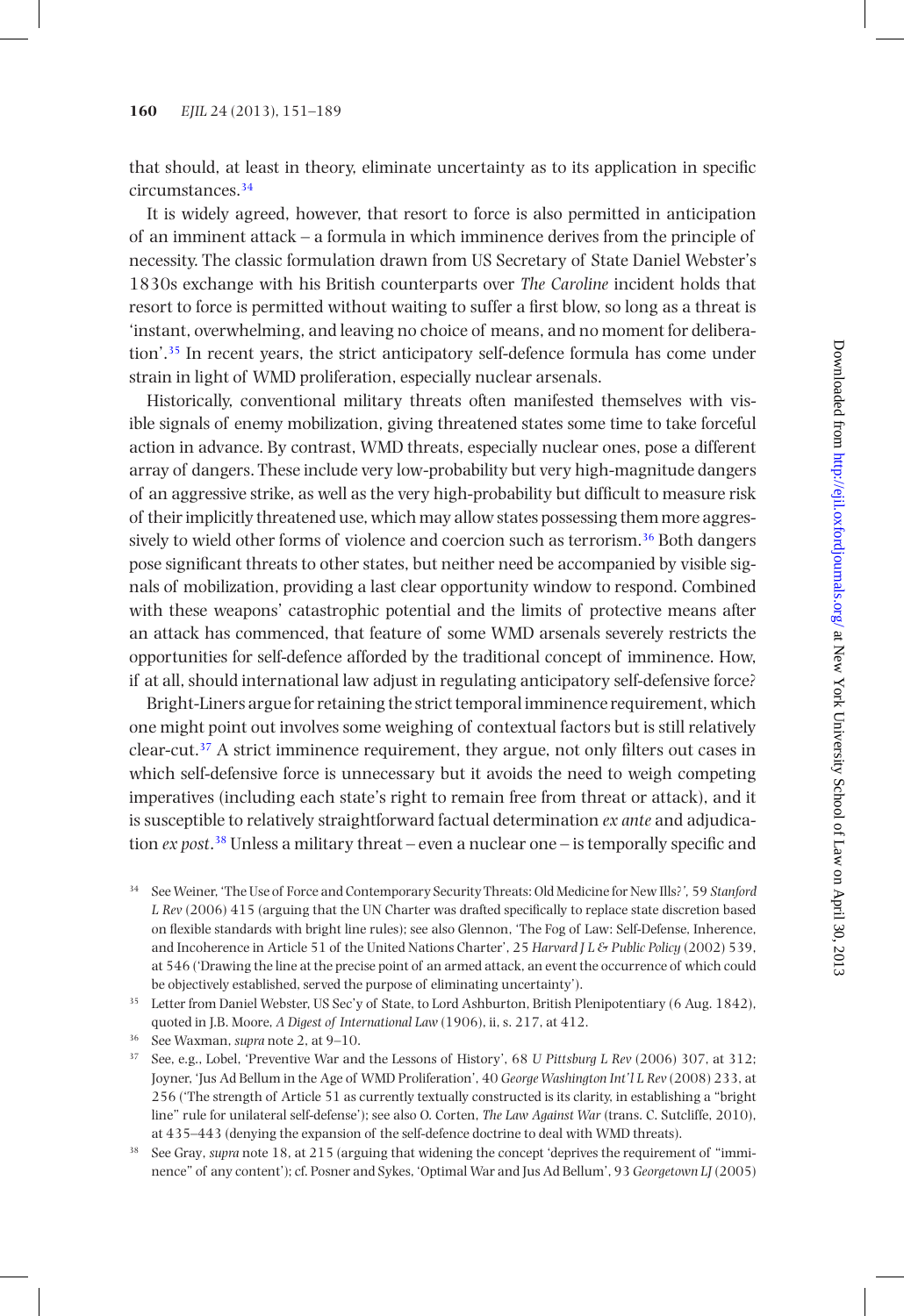that should, at least in theory, eliminate uncertainty as to its application in specific circumstances.[34]

It is widely agreed, however, that resort to force is also permitted in anticipation of an imminent attack – a formula in which imminence derives from the principle of necessity. The classic formulation drawn from US Secretary of State Daniel Webster's 1830s exchange with his British counterparts over *The Caroline* incident holds that resort to force is permitted without waiting to suffer a first blow, so long as a threat is 'instant, overwhelming, and leaving no choice of means, and no moment for deliberation'.[35] In recent years, the strict anticipatory self-defence formula has come under strain in light of WMD proliferation, especially nuclear arsenals.

Historically, conventional military threats often manifested themselves with visible signals of enemy mobilization, giving threatened states some time to take forceful action in advance. By contrast, WMD threats, especially nuclear ones, pose a different array of dangers. These include very low-probability but very high-magnitude dangers of an aggressive strike, as well as the very high-probability but difficult to measure risk of their implicitly threatened use, which may allow states possessing them more aggressively to wield other forms of violence and coercion such as terrorism.[36] Both dangers pose significant threats to other states, but neither need be accompanied by visible signals of mobilization, providing a last clear opportunity window to respond. Combined with these weapons' catastrophic potential and the limits of protective means after an attack has commenced, that feature of some WMD arsenals severely restricts the opportunities for self-defence afforded by the traditional concept of imminence. How, if at all, should international law adjust in regulating anticipatory self-defensive force?

Bright-Liners argue for retaining the strict temporal imminence requirement, which one might point out involves some weighing of contextual factors but is still relatively clear-cut.[37] A strict imminence requirement, they argue, not only filters out cases in which self-defensive force is unnecessary but it avoids the need to weigh competing imperatives (including each state's right to remain free from threat or attack), and it is susceptible to relatively straightforward factual determination *ex ante* and adjudication *ex post*.[38] Unless a military threat – even a nuclear one – is temporally specific and

[34] See Weiner, 'The Use of Force and Contemporary Security Threats: Old Medicine for New Ills?', 59 *Stanford L Rev* (2006) 415 (arguing that the UN Charter was drafted specifically to replace state discretion based on flexible standards with bright line rules); see also Glennon, 'The Fog of Law: Self-Defense, Inherence, and Incoherence in Article 51 of the United Nations Charter', 25 *Harvard J L & Public Policy* (2002) 539, at 546 ('Drawing the line at the precise point of an armed attack, an event the occurrence of which could be objectively established, served the purpose of eliminating uncertainty').

[35] Letter from Daniel Webster, US Sec'y of State, to Lord Ashburton, British Plenipotentiary (6 Aug. 1842), quoted in J.B. Moore, *A Digest of International Law* (1906), ii, s. 217, at 412.

[36] See Waxman, *supra* note 2, at 9–10.

[37] See, e.g., Lobel, 'Preventive War and the Lessons of History', 68 *U Pittsburg L Rev* (2006) 307, at 312; Joyner, 'Jus Ad Bellum in the Age of WMD Proliferation', 40 *George Washington Int'l L Rev* (2008) 233, at 256 ('The strength of Article 51 as currently textually constructed is its clarity, in establishing a "bright line" rule for unilateral self-defense'); see also O. Corten, *The Law Against War* (trans. C. Sutcliffe, 2010), at 435–443 (denying the expansion of the self-defence doctrine to deal with WMD threats).

[38] See Gray, *supra* note 18, at 215 (arguing that widening the concept 'deprives the requirement of "imminence" of any content'); cf. Posner and Sykes, 'Optimal War and Jus Ad Bellum', 93 *Georgetown LJ* (2005)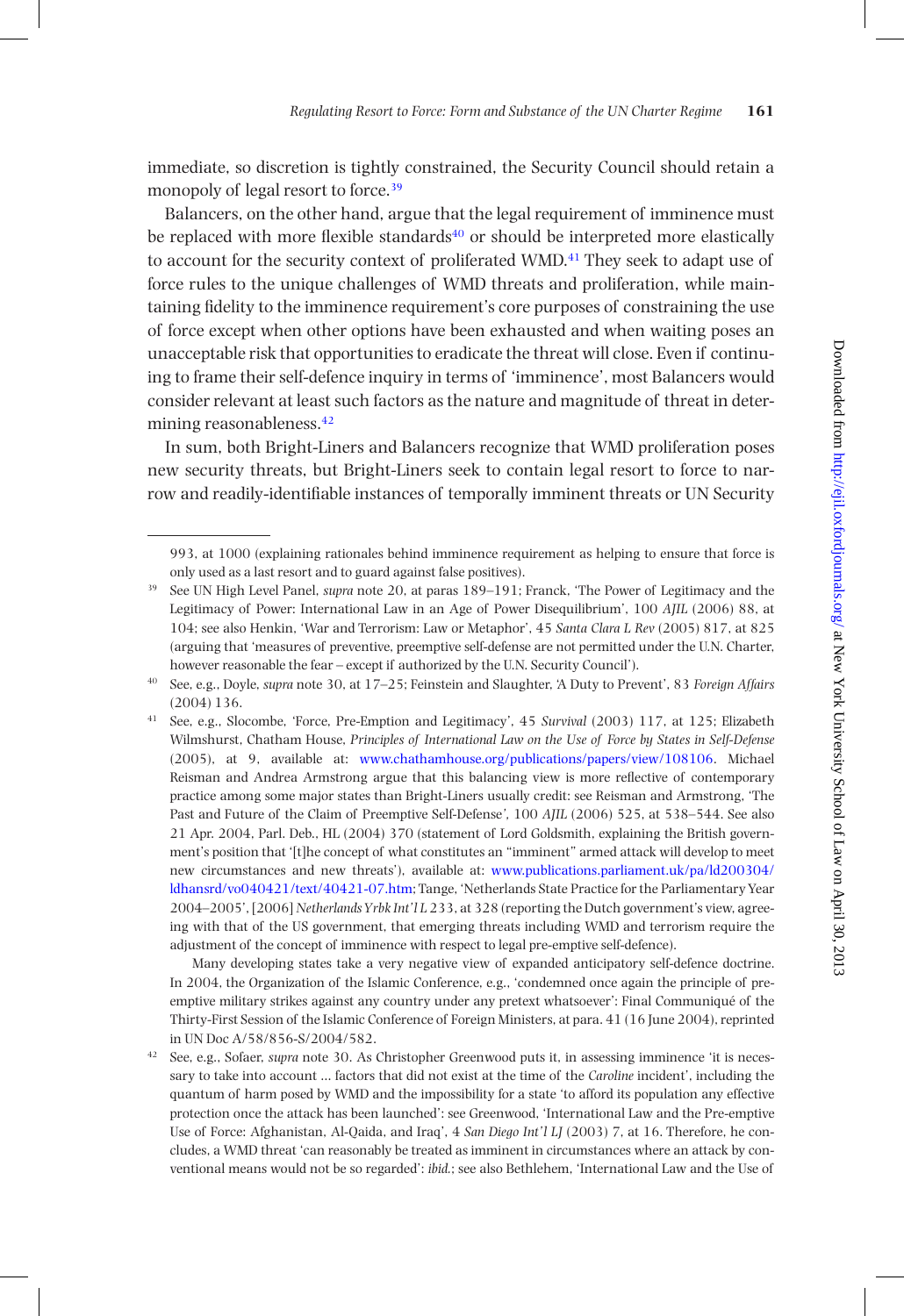immediate, so discretion is tightly constrained, the Security Council should retain a monopoly of legal resort to force.[39]

Balancers, on the other hand, argue that the legal requirement of imminence must be replaced with more flexible standards[40] or should be interpreted more elastically to account for the security context of proliferated WMD.[41] They seek to adapt use of force rules to the unique challenges of WMD threats and proliferation, while maintaining fidelity to the imminence requirement's core purposes of constraining the use of force except when other options have been exhausted and when waiting poses an unacceptable risk that opportunities to eradicate the threat will close. Even if continuing to frame their self-defence inquiry in terms of 'imminence', most Balancers would consider relevant at least such factors as the nature and magnitude of threat in determining reasonableness.[42]

In sum, both Bright-Liners and Balancers recognize that WMD proliferation poses new security threats, but Bright-Liners seek to contain legal resort to force to narrow and readily-identifiable instances of temporally imminent threats or UN Security

---

993, at 1000 (explaining rationales behind imminence requirement as helping to ensure that force is only used as a last resort and to guard against false positives).

[39] See UN High Level Panel, *supra* note 20, at paras 189–191; Franck, 'The Power of Legitimacy and the Legitimacy of Power: International Law in an Age of Power Disequilibrium', 100 *AJIL* (2006) 88, at 104; see also Henkin, 'War and Terrorism: Law or Metaphor', 45 *Santa Clara L Rev* (2005) 817, at 825 (arguing that 'measures of preventive, preemptive self-defense are not permitted under the U.N. Charter, however reasonable the fear – except if authorized by the U.N. Security Council').

[40] See, e.g., Doyle, *supra* note 30, at 17–25; Feinstein and Slaughter, 'A Duty to Prevent', 83 *Foreign Affairs* (2004) 136.

[41] See, e.g., Slocombe, 'Force, Pre-Emption and Legitimacy', 45 *Survival* (2003) 117, at 125; Elizabeth Wilmshurst, Chatham House, *Principles of International Law on the Use of Force by States in Self-Defense* (2005), at 9, available at: www.chathamhouse.org/publications/papers/view/108106. Michael Reisman and Andrea Armstrong argue that this balancing view is more reflective of contemporary practice among some major states than Bright-Liners usually credit: see Reisman and Armstrong, 'The Past and Future of the Claim of Preemptive Self-Defense', 100 *AJIL* (2006) 525, at 538–544. See also 21 Apr. 2004, Parl. Deb., HL (2004) 370 (statement of Lord Goldsmith, explaining the British government's position that '[t]he concept of what constitutes an "imminent" armed attack will develop to meet new circumstances and new threats'), available at: www.publications.parliament.uk/pa/ld200304/ldhansrd/vo040421/text/40421-07.htm; Tange, 'Netherlands State Practice for the Parliamentary Year 2004–2005', [2006] *Netherlands Yrbk Int'l L* 233, at 328 (reporting the Dutch government's view, agreeing with that of the US government, that emerging threats including WMD and terrorism require the adjustment of the concept of imminence with respect to legal pre-emptive self-defence).

Many developing states take a very negative view of expanded anticipatory self-defence doctrine. In 2004, the Organization of the Islamic Conference, e.g., 'condemned once again the principle of pre-emptive military strikes against any country under any pretext whatsoever': Final Communiqué of the Thirty-First Session of the Islamic Conference of Foreign Ministers, at para. 41 (16 June 2004), reprinted in UN Doc A/58/856-S/2004/582.

[42] See, e.g., Sofaer, *supra* note 30. As Christopher Greenwood puts it, in assessing imminence 'it is necessary to take into account ... factors that did not exist at the time of the *Caroline* incident', including the quantum of harm posed by WMD and the impossibility for a state 'to afford its population any effective protection once the attack has been launched': see Greenwood, 'International Law and the Pre-emptive Use of Force: Afghanistan, Al-Qaida, and Iraq', 4 *San Diego Int'l LJ* (2003) 7, at 16. Therefore, he concludes, a WMD threat 'can reasonably be treated as imminent in circumstances where an attack by conventional means would not be so regarded': *ibid.*; see also Bethlehem, 'International Law and the Use of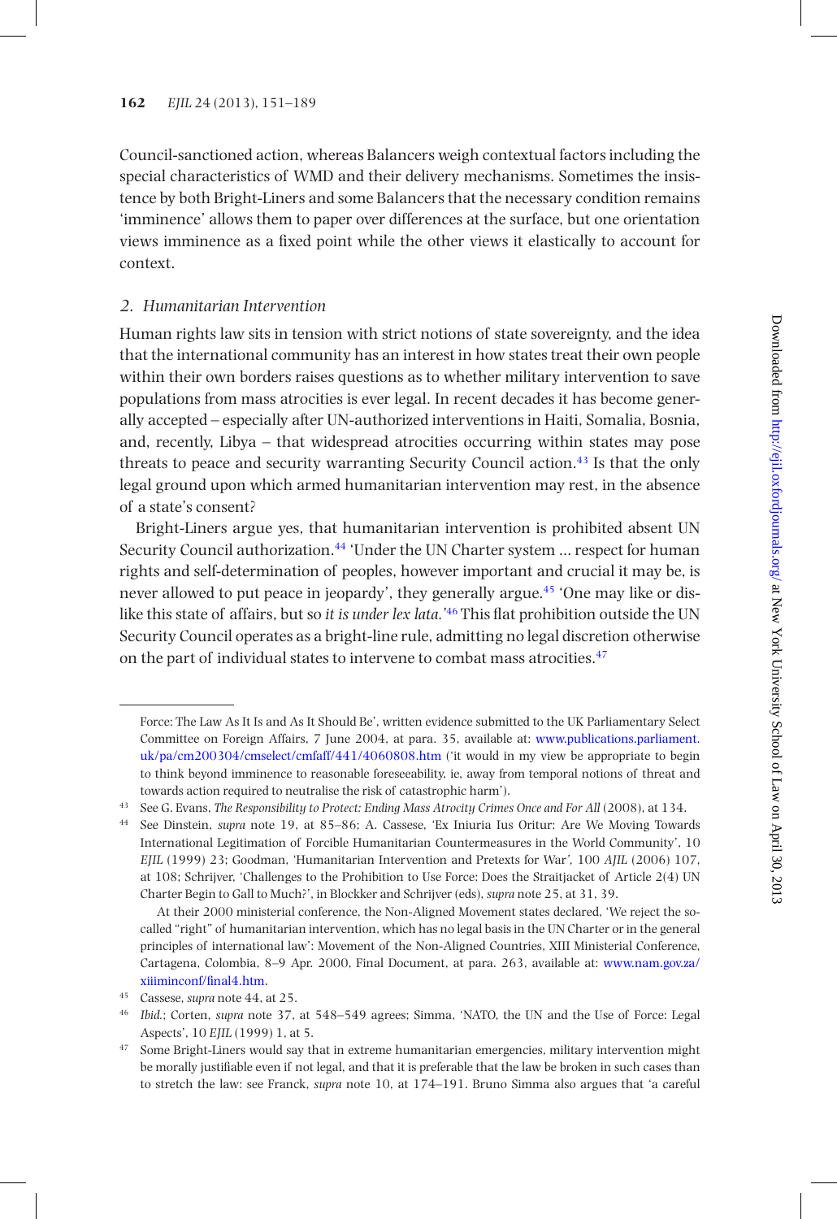Council-sanctioned action, whereas Balancers weigh contextual factors including the special characteristics of WMD and their delivery mechanisms. Sometimes the insistence by both Bright-Liners and some Balancers that the necessary condition remains 'imminence' allows them to paper over differences at the surface, but one orientation views imminence as a fixed point while the other views it elastically to account for context.

### *2. Humanitarian Intervention*

Human rights law sits in tension with strict notions of state sovereignty, and the idea that the international community has an interest in how states treat their own people within their own borders raises questions as to whether military intervention to save populations from mass atrocities is ever legal. In recent decades it has become generally accepted – especially after UN-authorized interventions in Haiti, Somalia, Bosnia, and, recently, Libya – that widespread atrocities occurring within states may pose threats to peace and security warranting Security Council action.[43] Is that the only legal ground upon which armed humanitarian intervention may rest, in the absence of a state's consent?

Bright-Liners argue yes, that humanitarian intervention is prohibited absent UN Security Council authorization.[44] 'Under the UN Charter system … respect for human rights and self-determination of peoples, however important and crucial it may be, is never allowed to put peace in jeopardy', they generally argue.[45] 'One may like or dislike this state of affairs, but so *it is under lex lata.*'[46] This flat prohibition outside the UN Security Council operates as a bright-line rule, admitting no legal discretion otherwise on the part of individual states to intervene to combat mass atrocities.[47]

---

Force: The Law As It Is and As It Should Be', written evidence submitted to the UK Parliamentary Select Committee on Foreign Affairs, 7 June 2004, at para. 35, available at: www.publications.parliament.uk/pa/cm200304/cmselect/cmfaff/441/4060808.htm ('it would in my view be appropriate to begin to think beyond imminence to reasonable foreseeability, ie, away from temporal notions of threat and towards action required to neutralise the risk of catastrophic harm').

[43] See G. Evans, *The Responsibility to Protect: Ending Mass Atrocity Crimes Once and For All* (2008), at 134.

[44] See Dinstein, *supra* note 19, at 85–86; A. Cassese, 'Ex Iniuria Ius Oritur: Are We Moving Towards International Legitimation of Forcible Humanitarian Countermeasures in the World Community', 10 *EJIL* (1999) 23; Goodman, 'Humanitarian Intervention and Pretexts for War', 100 *AJIL* (2006) 107, at 108; Schrijver, 'Challenges to the Prohibition to Use Force: Does the Straitjacket of Article 2(4) UN Charter Begin to Gall to Much?', in Blockker and Schrijver (eds), *supra* note 25, at 31, 39.

At their 2000 ministerial conference, the Non-Aligned Movement states declared, 'We reject the so-called "right" of humanitarian intervention, which has no legal basis in the UN Charter or in the general principles of international law': Movement of the Non-Aligned Countries, XIII Ministerial Conference, Cartagena, Colombia, 8–9 Apr. 2000, Final Document, at para. 263, available at: www.nam.gov.za/xiiiminconf/final4.htm.

[45] Cassese, *supra* note 44, at 25.

[46] *Ibid.*; Corten, *supra* note 37, at 548–549 agrees; Simma, 'NATO, the UN and the Use of Force: Legal Aspects', 10 *EJIL* (1999) 1, at 5.

[47] Some Bright-Liners would say that in extreme humanitarian emergencies, military intervention might be morally justifiable even if not legal, and that it is preferable that the law be broken in such cases than to stretch the law: see Franck, *supra* note 10, at 174–191. Bruno Simma also argues that 'a careful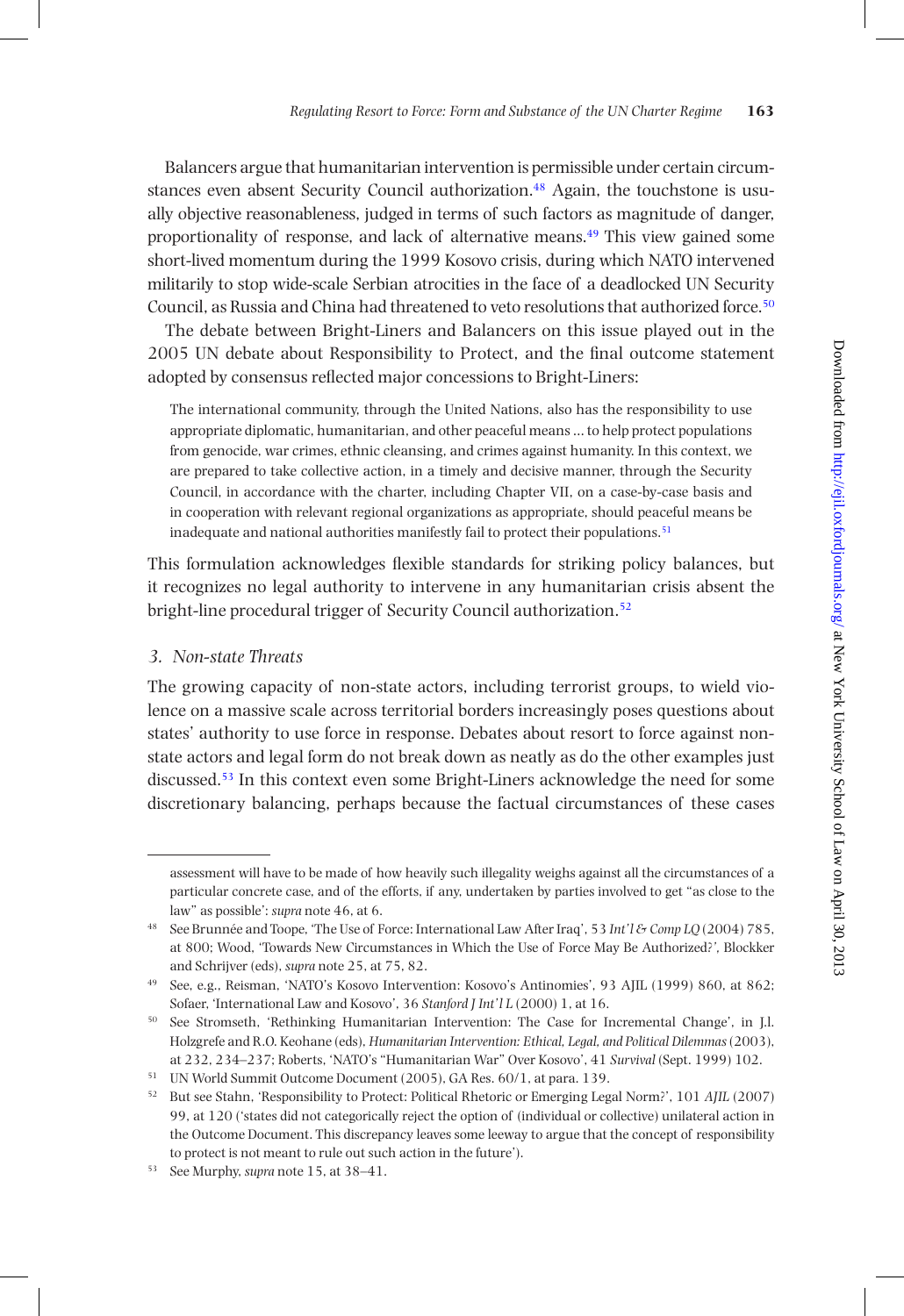Balancers argue that humanitarian intervention is permissible under certain circumstances even absent Security Council authorization.[48] Again, the touchstone is usually objective reasonableness, judged in terms of such factors as magnitude of danger, proportionality of response, and lack of alternative means.[49] This view gained some short-lived momentum during the 1999 Kosovo crisis, during which NATO intervened militarily to stop wide-scale Serbian atrocities in the face of a deadlocked UN Security Council, as Russia and China had threatened to veto resolutions that authorized force.[50]

The debate between Bright-Liners and Balancers on this issue played out in the 2005 UN debate about Responsibility to Protect, and the final outcome statement adopted by consensus reflected major concessions to Bright-Liners:

> The international community, through the United Nations, also has the responsibility to use appropriate diplomatic, humanitarian, and other peaceful means ... to help protect populations from genocide, war crimes, ethnic cleansing, and crimes against humanity. In this context, we are prepared to take collective action, in a timely and decisive manner, through the Security Council, in accordance with the charter, including Chapter VII, on a case-by-case basis and in cooperation with relevant regional organizations as appropriate, should peaceful means be inadequate and national authorities manifestly fail to protect their populations.[51]

This formulation acknowledges flexible standards for striking policy balances, but it recognizes no legal authority to intervene in any humanitarian crisis absent the bright-line procedural trigger of Security Council authorization.[52]

### *3. Non-state Threats*

The growing capacity of non-state actors, including terrorist groups, to wield violence on a massive scale across territorial borders increasingly poses questions about states' authority to use force in response. Debates about resort to force against non-state actors and legal form do not break down as neatly as do the other examples just discussed.[53] In this context even some Bright-Liners acknowledge the need for some discretionary balancing, perhaps because the factual circumstances of these cases

---

assessment will have to be made of how heavily such illegality weighs against all the circumstances of a particular concrete case, and of the efforts, if any, undertaken by parties involved to get "as close to the law" as possible': *supra* note 46, at 6.

[48] See Brunnée and Toope, 'The Use of Force: International Law After Iraq', 53 *Int'l & Comp LQ* (2004) 785, at 800; Wood, 'Towards New Circumstances in Which the Use of Force May Be Authorized?', Blockker and Schrijver (eds), *supra* note 25, at 75, 82.

[49] See, e.g., Reisman, 'NATO's Kosovo Intervention: Kosovo's Antinomies', 93 AJIL (1999) 860, at 862; Sofaer, 'International Law and Kosovo', 36 *Stanford J Int'l L* (2000) 1, at 16.

[50] See Stromseth, 'Rethinking Humanitarian Intervention: The Case for Incremental Change', in J.l. Holzgrefe and R.O. Keohane (eds), *Humanitarian Intervention: Ethical, Legal, and Political Dilemmas* (2003), at 232, 234–237; Roberts, 'NATO's "Humanitarian War" Over Kosovo', 41 *Survival* (Sept. 1999) 102.

[51] UN World Summit Outcome Document (2005), GA Res. 60/1, at para. 139.

[52] But see Stahn, 'Responsibility to Protect: Political Rhetoric or Emerging Legal Norm?', 101 *AJIL* (2007) 99, at 120 ('states did not categorically reject the option of (individual or collective) unilateral action in the Outcome Document. This discrepancy leaves some leeway to argue that the concept of responsibility to protect is not meant to rule out such action in the future').

[53] See Murphy, *supra* note 15, at 38–41.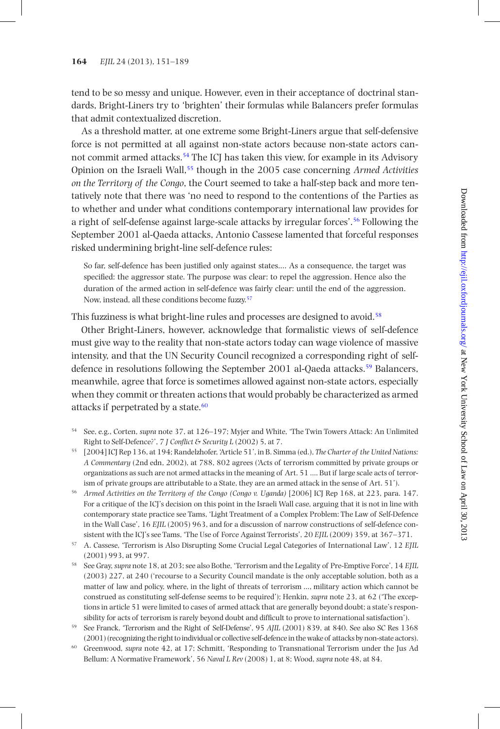tend to be so messy and unique. However, even in their acceptance of doctrinal standards, Bright-Liners try to 'brighten' their formulas while Balancers prefer formulas that admit contextualized discretion.

As a threshold matter, at one extreme some Bright-Liners argue that self-defensive force is not permitted at all against non-state actors because non-state actors cannot commit armed attacks.[54] The ICJ has taken this view, for example in its Advisory Opinion on the Israeli Wall,[55] though in the 2005 case concerning *Armed Activities on the Territory of the Congo*, the Court seemed to take a half-step back and more tentatively note that there was 'no need to respond to the contentions of the Parties as to whether and under what conditions contemporary international law provides for a right of self-defense against large-scale attacks by irregular forces'.[56] Following the September 2001 al-Qaeda attacks, Antonio Cassese lamented that forceful responses risked undermining bright-line self-defence rules:

> So far, self-defence has been justified only against states.... As a consequence, the target was specified: the aggressor state. The purpose was clear: to repel the aggression. Hence also the duration of the armed action in self-defence was fairly clear: until the end of the aggression. Now, instead, all these conditions become fuzzy.[57]

This fuzziness is what bright-line rules and processes are designed to avoid.[58]

Other Bright-Liners, however, acknowledge that formalistic views of self-defence must give way to the reality that non-state actors today can wage violence of massive intensity, and that the UN Security Council recognized a corresponding right of self-defence in resolutions following the September 2001 al-Qaeda attacks.[59] Balancers, meanwhile, agree that force is sometimes allowed against non-state actors, especially when they commit or threaten actions that would probably be characterized as armed attacks if perpetrated by a state.[60]

---

[54] See, e.g., Corten, *supra* note 37, at 126–197; Myjer and White, 'The Twin Towers Attack: An Unlimited Right to Self-Defence?', 7 *J Conflict & Security L* (2002) 5, at 7.

[55] [2004] ICJ Rep 136, at 194; Randelzhofer, 'Article 51', in B. Simma (ed.), *The Charter of the United Nations: A Commentary* (2nd edn, 2002), at 788, 802 agrees ('Acts of terrorism committed by private groups or organizations as such are not armed attacks in the meaning of Art. 51 .... But if large scale acts of terrorism of private groups are attributable to a State, they are an armed attack in the sense of Art. 51').

[56] *Armed Activities on the Territory of the Congo (Congo v. Uganda)* [2006] ICJ Rep 168, at 223, para. 147. For a critique of the ICJ's decision on this point in the Israeli Wall case, arguing that it is not in line with contemporary state practice see Tams, 'Light Treatment of a Complex Problem: The Law of Self-Defence in the Wall Case', 16 *EJIL* (2005) 963, and for a discussion of narrow constructions of self-defence consistent with the ICJ's see Tams, 'The Use of Force Against Terrorists', 20 *EJIL* (2009) 359, at 367–371.

[57] A. Cassese, 'Terrorism is Also Disrupting Some Crucial Legal Categories of International Law', 12 *EJIL* (2001) 993, at 997.

[58] See Gray, *supra* note 18, at 203; see also Bothe, 'Terrorism and the Legality of Pre-Emptive Force', 14 *EJIL* (2003) 227, at 240 ('recourse to a Security Council mandate is the only acceptable solution, both as a matter of law and policy, where, in the light of threats of terrorism ..., military action which cannot be construed as constituting self-defense seems to be required'); Henkin, *supra* note 23, at 62 ('The exceptions in article 51 were limited to cases of armed attack that are generally beyond doubt; a state's responsibility for acts of terrorism is rarely beyond doubt and difficult to prove to international satisfaction').

[59] See Franck, 'Terrorism and the Right of Self-Defense', 95 *AJIL* (2001) 839, at 840. See also SC Res 1368 (2001) (recognizing the right to individual or collective self-defence in the wake of attacks by non-state actors).

[60] Greenwood, *supra* note 42, at 17; Schmitt, 'Responding to Transnational Terrorism under the Jus Ad Bellum: A Normative Framework', 56 *Naval L Rev* (2008) 1, at 8; Wood, *supra* note 48, at 84.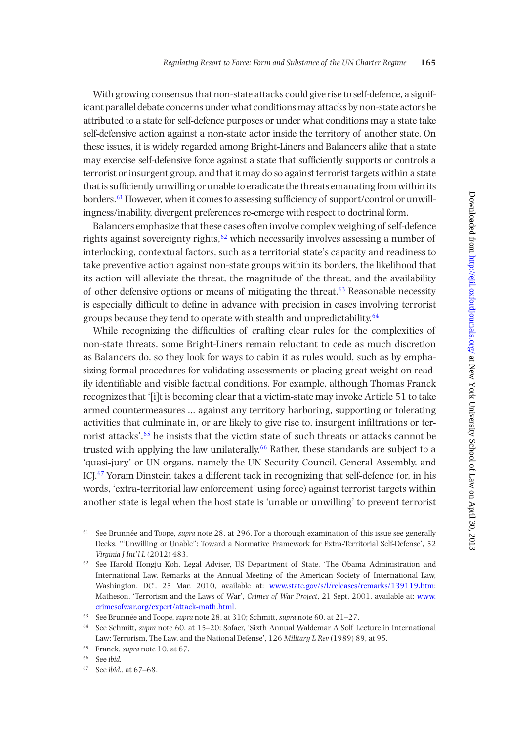With growing consensus that non-state attacks could give rise to self-defence, a significant parallel debate concerns under what conditions may attacks by non-state actors be attributed to a state for self-defence purposes or under what conditions may a state take self-defensive action against a non-state actor inside the territory of another state. On these issues, it is widely regarded among Bright-Liners and Balancers alike that a state may exercise self-defensive force against a state that sufficiently supports or controls a terrorist or insurgent group, and that it may do so against terrorist targets within a state that is sufficiently unwilling or unable to eradicate the threats emanating from within its borders.[61] However, when it comes to assessing sufficiency of support/control or unwillingness/inability, divergent preferences re-emerge with respect to doctrinal form.

Balancers emphasize that these cases often involve complex weighing of self-defence rights against sovereignty rights,[62] which necessarily involves assessing a number of interlocking, contextual factors, such as a territorial state's capacity and readiness to take preventive action against non-state groups within its borders, the likelihood that its action will alleviate the threat, the magnitude of the threat, and the availability of other defensive options or means of mitigating the threat.[63] Reasonable necessity is especially difficult to define in advance with precision in cases involving terrorist groups because they tend to operate with stealth and unpredictability.[64]

While recognizing the difficulties of crafting clear rules for the complexities of non-state threats, some Bright-Liners remain reluctant to cede as much discretion as Balancers do, so they look for ways to cabin it as rules would, such as by emphasizing formal procedures for validating assessments or placing great weight on readily identifiable and visible factual conditions. For example, although Thomas Franck recognizes that '[i]t is becoming clear that a victim-state may invoke Article 51 to take armed countermeasures ... against any territory harboring, supporting or tolerating activities that culminate in, or are likely to give rise to, insurgent infiltrations or terrorist attacks',[65] he insists that the victim state of such threats or attacks cannot be trusted with applying the law unilaterally.[66] Rather, these standards are subject to a 'quasi-jury' or UN organs, namely the UN Security Council, General Assembly, and ICJ.[67] Yoram Dinstein takes a different tack in recognizing that self-defence (or, in his words, 'extra-territorial law enforcement' using force) against terrorist targets within another state is legal when the host state is 'unable or unwilling' to prevent terrorist

[61] See Brunnée and Toope, *supra* note 28, at 296. For a thorough examination of this issue see generally Deeks, '"Unwilling or Unable": Toward a Normative Framework for Extra-Territorial Self-Defense', 52 *Virginia J Int'l L* (2012) 483.

[62] See Harold Hongju Koh, Legal Adviser, US Department of State, 'The Obama Administration and International Law, Remarks at the Annual Meeting of the American Society of International Law, Washington, DC', 25 Mar. 2010, available at: www.state.gov/s/l/releases/remarks/139119.htm; Matheson, 'Terrorism and the Laws of War', *Crimes of War Project*, 21 Sept. 2001, available at: www.crimesofwar.org/expert/attack-math.html.

[63] See Brunnée and Toope, *supra* note 28, at 310; Schmitt, *supra* note 60, at 21–27.

[64] See Schmitt, *supra* note 60, at 15–20; Sofaer, 'Sixth Annual Waldemar A Solf Lecture in International Law: Terrorism, The Law, and the National Defense', 126 *Military L Rev* (1989) 89, at 95.

[65] Franck, *supra* note 10, at 67.

[66] See *ibid*.

[67] See *ibid*., at 67–68.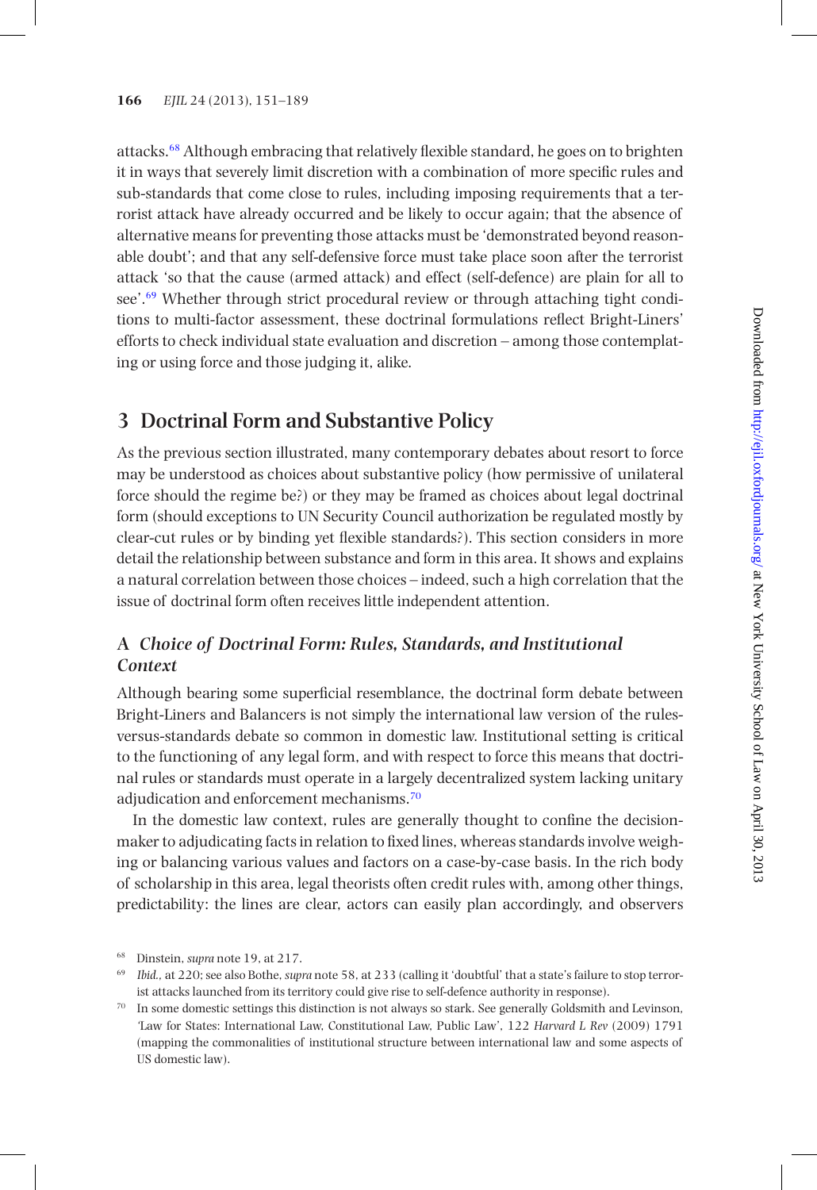attacks.[68] Although embracing that relatively flexible standard, he goes on to brighten it in ways that severely limit discretion with a combination of more specific rules and sub-standards that come close to rules, including imposing requirements that a terrorist attack have already occurred and be likely to occur again; that the absence of alternative means for preventing those attacks must be 'demonstrated beyond reasonable doubt'; and that any self-defensive force must take place soon after the terrorist attack 'so that the cause (armed attack) and effect (self-defence) are plain for all to see'.[69] Whether through strict procedural review or through attaching tight conditions to multi-factor assessment, these doctrinal formulations reflect Bright-Liners' efforts to check individual state evaluation and discretion – among those contemplating or using force and those judging it, alike.

## 3 Doctrinal Form and Substantive Policy

As the previous section illustrated, many contemporary debates about resort to force may be understood as choices about substantive policy (how permissive of unilateral force should the regime be?) or they may be framed as choices about legal doctrinal form (should exceptions to UN Security Council authorization be regulated mostly by clear-cut rules or by binding yet flexible standards?). This section considers in more detail the relationship between substance and form in this area. It shows and explains a natural correlation between those choices – indeed, such a high correlation that the issue of doctrinal form often receives little independent attention.

### A *Choice of Doctrinal Form: Rules, Standards, and Institutional Context*

Although bearing some superficial resemblance, the doctrinal form debate between Bright-Liners and Balancers is not simply the international law version of the rules-versus-standards debate so common in domestic law. Institutional setting is critical to the functioning of any legal form, and with respect to force this means that doctrinal rules or standards must operate in a largely decentralized system lacking unitary adjudication and enforcement mechanisms.[70]

In the domestic law context, rules are generally thought to confine the decision-maker to adjudicating facts in relation to fixed lines, whereas standards involve weighing or balancing various values and factors on a case-by-case basis. In the rich body of scholarship in this area, legal theorists often credit rules with, among other things, predictability: the lines are clear, actors can easily plan accordingly, and observers

---

[68] Dinstein, *supra* note 19, at 217.

[69] *Ibid.*, at 220; see also Bothe, *supra* note 58, at 233 (calling it 'doubtful' that a state's failure to stop terrorist attacks launched from its territory could give rise to self-defence authority in response).

[70] In some domestic settings this distinction is not always so stark. See generally Goldsmith and Levinson, 'Law for States: International Law, Constitutional Law, Public Law', 122 *Harvard L Rev* (2009) 1791 (mapping the commonalities of institutional structure between international law and some aspects of US domestic law).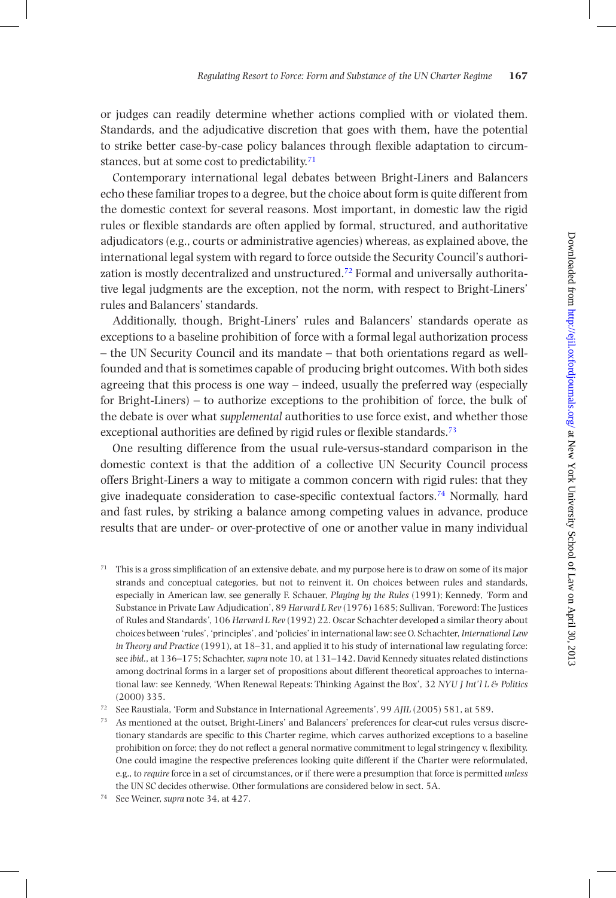or judges can readily determine whether actions complied with or violated them. Standards, and the adjudicative discretion that goes with them, have the potential to strike better case-by-case policy balances through flexible adaptation to circumstances, but at some cost to predictability.[71]

Contemporary international legal debates between Bright-Liners and Balancers echo these familiar tropes to a degree, but the choice about form is quite different from the domestic context for several reasons. Most important, in domestic law the rigid rules or flexible standards are often applied by formal, structured, and authoritative adjudicators (e.g., courts or administrative agencies) whereas, as explained above, the international legal system with regard to force outside the Security Council's authorization is mostly decentralized and unstructured.[72] Formal and universally authoritative legal judgments are the exception, not the norm, with respect to Bright-Liners' rules and Balancers' standards.

Additionally, though, Bright-Liners' rules and Balancers' standards operate as exceptions to a baseline prohibition of force with a formal legal authorization process – the UN Security Council and its mandate – that both orientations regard as well-founded and that is sometimes capable of producing bright outcomes. With both sides agreeing that this process is one way – indeed, usually the preferred way (especially for Bright-Liners) – to authorize exceptions to the prohibition of force, the bulk of the debate is over what *supplemental* authorities to use force exist, and whether those exceptional authorities are defined by rigid rules or flexible standards.[73]

One resulting difference from the usual rule-versus-standard comparison in the domestic context is that the addition of a collective UN Security Council process offers Bright-Liners a way to mitigate a common concern with rigid rules: that they give inadequate consideration to case-specific contextual factors.[74] Normally, hard and fast rules, by striking a balance among competing values in advance, produce results that are under- or over-protective of one or another value in many individual

[71] This is a gross simplification of an extensive debate, and my purpose here is to draw on some of its major strands and conceptual categories, but not to reinvent it. On choices between rules and standards, especially in American law, see generally F. Schauer, *Playing by the Rules* (1991); Kennedy, 'Form and Substance in Private Law Adjudication', 89 *Harvard L Rev* (1976) 1685; Sullivan, 'Foreword: The Justices of Rules and Standards', 106 *Harvard L Rev* (1992) 22. Oscar Schachter developed a similar theory about choices between 'rules', 'principles', and 'policies' in international law: see O. Schachter, *International Law in Theory and Practice* (1991), at 18–31, and applied it to his study of international law regulating force: see *ibid.*, at 136–175; Schachter, *supra* note 10, at 131–142. David Kennedy situates related distinctions among doctrinal forms in a larger set of propositions about different theoretical approaches to international law: see Kennedy, 'When Renewal Repeats: Thinking Against the Box', 32 *NYU J Int'l L & Politics* (2000) 335.

[72] See Raustiala, 'Form and Substance in International Agreements', 99 *AJIL* (2005) 581, at 589.

[73] As mentioned at the outset, Bright-Liners' and Balancers' preferences for clear-cut rules versus discretionary standards are specific to this Charter regime, which carves authorized exceptions to a baseline prohibition on force; they do not reflect a general normative commitment to legal stringency v. flexibility. One could imagine the respective preferences looking quite different if the Charter were reformulated, e.g., to *require* force in a set of circumstances, or if there were a presumption that force is permitted *unless* the UN SC decides otherwise. Other formulations are considered below in sect. 5A.

[74] See Weiner, *supra* note 34, at 427.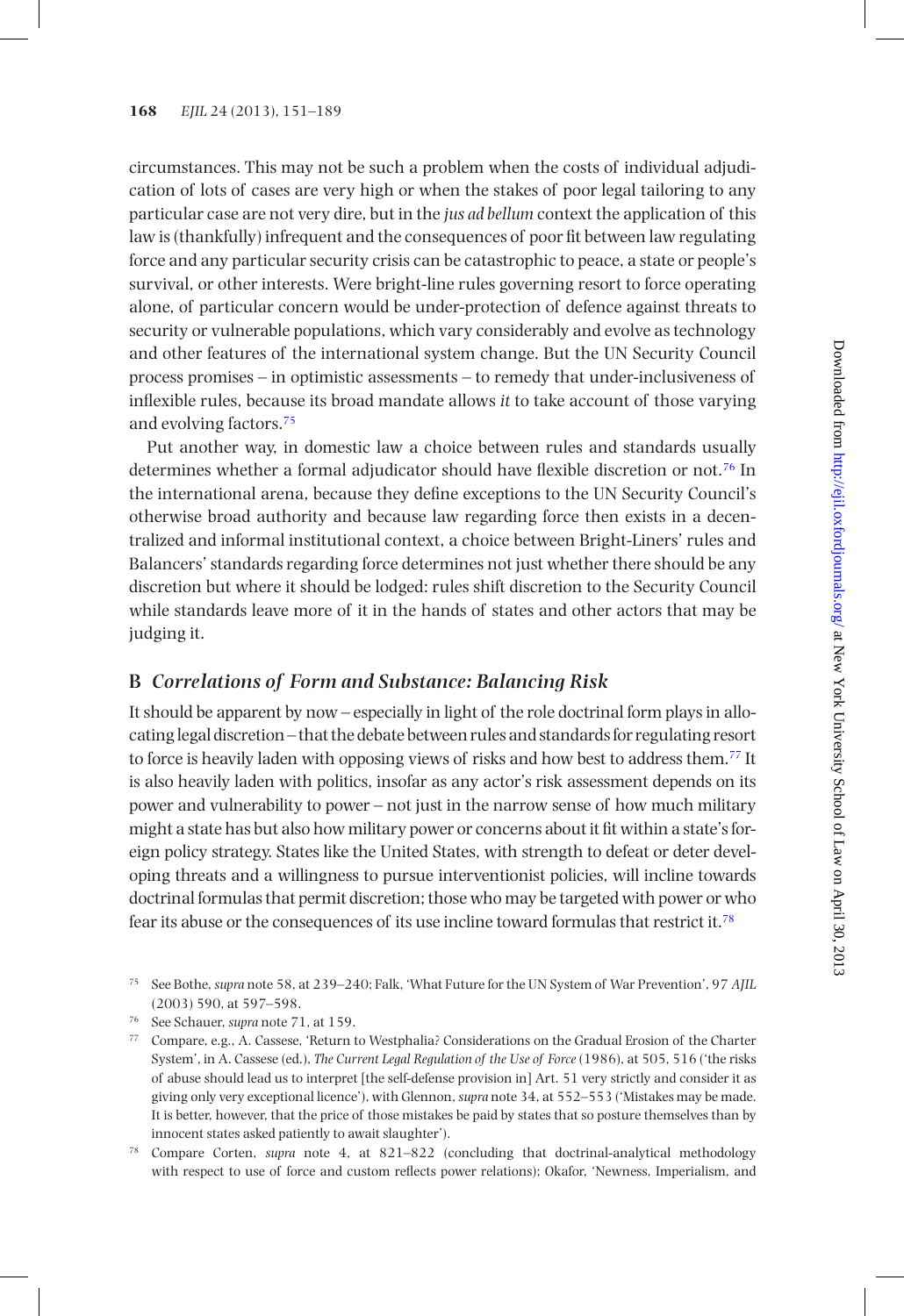circumstances. This may not be such a problem when the costs of individual adjudication of lots of cases are very high or when the stakes of poor legal tailoring to any particular case are not very dire, but in the *jus ad bellum* context the application of this law is (thankfully) infrequent and the consequences of poor fit between law regulating force and any particular security crisis can be catastrophic to peace, a state or people's survival, or other interests. Were bright-line rules governing resort to force operating alone, of particular concern would be under-protection of defence against threats to security or vulnerable populations, which vary considerably and evolve as technology and other features of the international system change. But the UN Security Council process promises – in optimistic assessments – to remedy that under-inclusiveness of inflexible rules, because its broad mandate allows *it* to take account of those varying and evolving factors.[75]

Put another way, in domestic law a choice between rules and standards usually determines whether a formal adjudicator should have flexible discretion or not.[76] In the international arena, because they define exceptions to the UN Security Council's otherwise broad authority and because law regarding force then exists in a decentralized and informal institutional context, a choice between Bright-Liners' rules and Balancers' standards regarding force determines not just whether there should be any discretion but where it should be lodged: rules shift discretion to the Security Council while standards leave more of it in the hands of states and other actors that may be judging it.

## B *Correlations of Form and Substance: Balancing Risk*

It should be apparent by now – especially in light of the role doctrinal form plays in allocating legal discretion – that the debate between rules and standards for regulating resort to force is heavily laden with opposing views of risks and how best to address them.[77] It is also heavily laden with politics, insofar as any actor's risk assessment depends on its power and vulnerability to power – not just in the narrow sense of how much military might a state has but also how military power or concerns about it fit within a state's foreign policy strategy. States like the United States, with strength to defeat or deter developing threats and a willingness to pursue interventionist policies, will incline towards doctrinal formulas that permit discretion; those who may be targeted with power or who fear its abuse or the consequences of its use incline toward formulas that restrict it.[78]

---

[75] See Bothe, *supra* note 58, at 239–240; Falk, 'What Future for the UN System of War Prevention', 97 *AJIL* (2003) 590, at 597–598.

[76] See Schauer, *supra* note 71, at 159.

[77] Compare, e.g., A. Cassese, 'Return to Westphalia? Considerations on the Gradual Erosion of the Charter System', in A. Cassese (ed.), *The Current Legal Regulation of the Use of Force* (1986), at 505, 516 ('the risks of abuse should lead us to interpret [the self-defense provision in] Art. 51 very strictly and consider it as giving only very exceptional licence'), with Glennon, *supra* note 34, at 552–553 ('Mistakes may be made. It is better, however, that the price of those mistakes be paid by states that so posture themselves than by innocent states asked patiently to await slaughter').

[78] Compare Corten, *supra* note 4, at 821–822 (concluding that doctrinal-analytical methodology with respect to use of force and custom reflects power relations); Okafor, 'Newness, Imperialism, and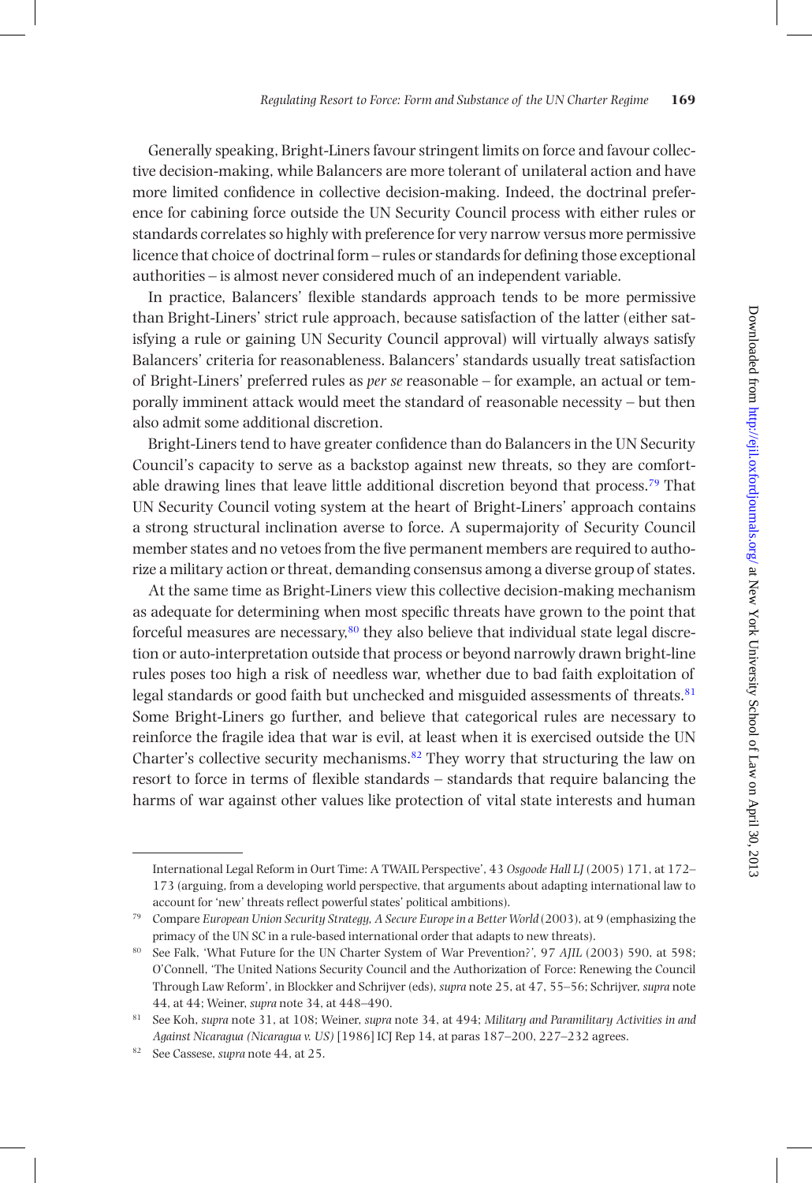Generally speaking, Bright-Liners favour stringent limits on force and favour collective decision-making, while Balancers are more tolerant of unilateral action and have more limited confidence in collective decision-making. Indeed, the doctrinal preference for cabining force outside the UN Security Council process with either rules or standards correlates so highly with preference for very narrow versus more permissive licence that choice of doctrinal form – rules or standards for defining those exceptional authorities – is almost never considered much of an independent variable.

In practice, Balancers' flexible standards approach tends to be more permissive than Bright-Liners' strict rule approach, because satisfaction of the latter (either satisfying a rule or gaining UN Security Council approval) will virtually always satisfy Balancers' criteria for reasonableness. Balancers' standards usually treat satisfaction of Bright-Liners' preferred rules as *per se* reasonable – for example, an actual or temporally imminent attack would meet the standard of reasonable necessity – but then also admit some additional discretion.

Bright-Liners tend to have greater confidence than do Balancers in the UN Security Council's capacity to serve as a backstop against new threats, so they are comfortable drawing lines that leave little additional discretion beyond that process.[79] That UN Security Council voting system at the heart of Bright-Liners' approach contains a strong structural inclination averse to force. A supermajority of Security Council member states and no vetoes from the five permanent members are required to authorize a military action or threat, demanding consensus among a diverse group of states.

At the same time as Bright-Liners view this collective decision-making mechanism as adequate for determining when most specific threats have grown to the point that forceful measures are necessary,[80] they also believe that individual state legal discretion or auto-interpretation outside that process or beyond narrowly drawn bright-line rules poses too high a risk of needless war, whether due to bad faith exploitation of legal standards or good faith but unchecked and misguided assessments of threats.[81] Some Bright-Liners go further, and believe that categorical rules are necessary to reinforce the fragile idea that war is evil, at least when it is exercised outside the UN Charter's collective security mechanisms.[82] They worry that structuring the law on resort to force in terms of flexible standards – standards that require balancing the harms of war against other values like protection of vital state interests and human

---

International Legal Reform in Ourt Time: A TWAIL Perspective', 43 *Osgoode Hall LJ* (2005) 171, at 172–173 (arguing, from a developing world perspective, that arguments about adapting international law to account for 'new' threats reflect powerful states' political ambitions).

[79] Compare *European Union Security Strategy, A Secure Europe in a Better World* (2003), at 9 (emphasizing the primacy of the UN SC in a rule-based international order that adapts to new threats).

[80] See Falk, 'What Future for the UN Charter System of War Prevention?', 97 *AJIL* (2003) 590, at 598; O'Connell, 'The United Nations Security Council and the Authorization of Force: Renewing the Council Through Law Reform', in Blockker and Schrijver (eds), *supra* note 25, at 47, 55–56; Schrijver, *supra* note 44, at 44; Weiner, *supra* note 34, at 448–490.

[81] See Koh, *supra* note 31, at 108; Weiner, *supra* note 34, at 494; *Military and Paramilitary Activities in and Against Nicaragua (Nicaragua v. US)* [1986] ICJ Rep 14, at paras 187–200, 227–232 agrees.

[82] See Cassese, *supra* note 44, at 25.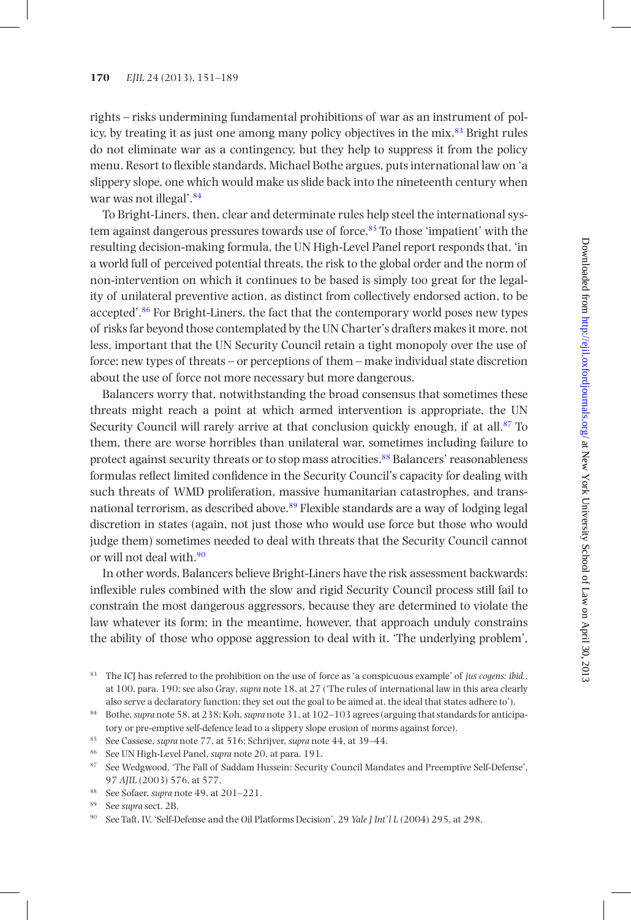rights – risks undermining fundamental prohibitions of war as an instrument of policy, by treating it as just one among many policy objectives in the mix.[83] Bright rules do not eliminate war as a contingency, but they help to suppress it from the policy menu. Resort to flexible standards, Michael Bothe argues, puts international law on 'a slippery slope, one which would make us slide back into the nineteenth century when war was not illegal'.[84]

To Bright-Liners, then, clear and determinate rules help steel the international system against dangerous pressures towards use of force.[85] To those 'impatient' with the resulting decision-making formula, the UN High-Level Panel report responds that, 'in a world full of perceived potential threats, the risk to the global order and the norm of non-intervention on which it continues to be based is simply too great for the legality of unilateral preventive action, as distinct from collectively endorsed action, to be accepted'.[86] For Bright-Liners, the fact that the contemporary world poses new types of risks far beyond those contemplated by the UN Charter's drafters makes it more, not less, important that the UN Security Council retain a tight monopoly over the use of force; new types of threats – or perceptions of them – make individual state discretion about the use of force not more necessary but more dangerous.

Balancers worry that, notwithstanding the broad consensus that sometimes these threats might reach a point at which armed intervention is appropriate, the UN Security Council will rarely arrive at that conclusion quickly enough, if at all.[87] To them, there are worse horribles than unilateral war, sometimes including failure to protect against security threats or to stop mass atrocities.[88] Balancers' reasonableness formulas reflect limited confidence in the Security Council's capacity for dealing with such threats of WMD proliferation, massive humanitarian catastrophes, and transnational terrorism, as described above.[89] Flexible standards are a way of lodging legal discretion in states (again, not just those who would use force but those who would judge them) sometimes needed to deal with threats that the Security Council cannot or will not deal with.[90]

In other words, Balancers believe Bright-Liners have the risk assessment backwards: inflexible rules combined with the slow and rigid Security Council process still fail to constrain the most dangerous aggressors, because they are determined to violate the law whatever its form; in the meantime, however, that approach unduly constrains the ability of those who oppose aggression to deal with it. 'The underlying problem',

[83] The ICJ has referred to the prohibition on the use of force as 'a conspicuous example' of *jus cogens: ibid.*, at 100, para. 190; see also Gray, *supra* note 18, at 27 ('The rules of international law in this area clearly also serve a declaratory function; they set out the goal to be aimed at, the ideal that states adhere to').

[84] Bothe, *supra* note 58, at 238; Koh, *supra* note 31, at 102–103 agrees (arguing that standards for anticipatory or pre-emptive self-defence lead to a slippery slope erosion of norms against force).

[85] See Cassese, *supra* note 77, at 516; Schrijver, *supra* note 44, at 39–44.

[86] See UN High-Level Panel, *supra* note 20, at para. 191.

[87] See Wedgwood, 'The Fall of Saddam Hussein: Security Council Mandates and Preemptive Self-Defense', 97 *AJIL* (2003) 576, at 577.

[88] See Sofaer, *supra* note 49, at 201–221.

[89] See *supra* sect. 2B.

[90] See Taft, IV, 'Self-Defense and the Oil Platforms Decision', 29 *Yale J Int'l L* (2004) 295, at 298.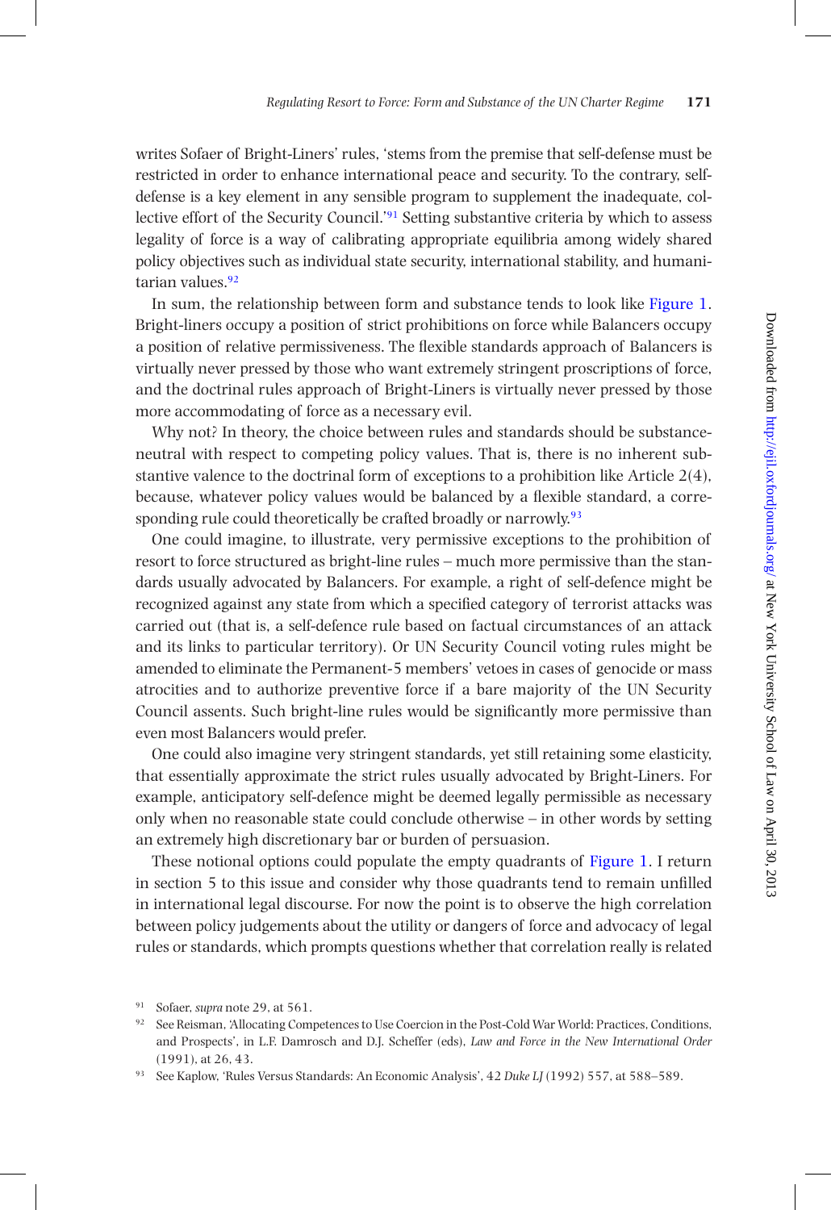writes Sofaer of Bright-Liners' rules, 'stems from the premise that self-defense must be restricted in order to enhance international peace and security. To the contrary, self-defense is a key element in any sensible program to supplement the inadequate, collective effort of the Security Council.'[91] Setting substantive criteria by which to assess legality of force is a way of calibrating appropriate equilibria among widely shared policy objectives such as individual state security, international stability, and humanitarian values.[92]

In sum, the relationship between form and substance tends to look like Figure 1. Bright-liners occupy a position of strict prohibitions on force while Balancers occupy a position of relative permissiveness. The flexible standards approach of Balancers is virtually never pressed by those who want extremely stringent proscriptions of force, and the doctrinal rules approach of Bright-Liners is virtually never pressed by those more accommodating of force as a necessary evil.

Why not? In theory, the choice between rules and standards should be substance-neutral with respect to competing policy values. That is, there is no inherent substantive valence to the doctrinal form of exceptions to a prohibition like Article 2(4), because, whatever policy values would be balanced by a flexible standard, a corresponding rule could theoretically be crafted broadly or narrowly.[93]

One could imagine, to illustrate, very permissive exceptions to the prohibition of resort to force structured as bright-line rules – much more permissive than the standards usually advocated by Balancers. For example, a right of self-defence might be recognized against any state from which a specified category of terrorist attacks was carried out (that is, a self-defence rule based on factual circumstances of an attack and its links to particular territory). Or UN Security Council voting rules might be amended to eliminate the Permanent-5 members' vetoes in cases of genocide or mass atrocities and to authorize preventive force if a bare majority of the UN Security Council assents. Such bright-line rules would be significantly more permissive than even most Balancers would prefer.

One could also imagine very stringent standards, yet still retaining some elasticity, that essentially approximate the strict rules usually advocated by Bright-Liners. For example, anticipatory self-defence might be deemed legally permissible as necessary only when no reasonable state could conclude otherwise – in other words by setting an extremely high discretionary bar or burden of persuasion.

These notional options could populate the empty quadrants of Figure 1. I return in section 5 to this issue and consider why those quadrants tend to remain unfilled in international legal discourse. For now the point is to observe the high correlation between policy judgements about the utility or dangers of force and advocacy of legal rules or standards, which prompts questions whether that correlation really is related

[91] Sofaer, *supra* note 29, at 561.

[92] See Reisman, 'Allocating Competences to Use Coercion in the Post-Cold War World: Practices, Conditions, and Prospects', in L.F. Damrosch and D.J. Scheffer (eds), *Law and Force in the New International Order* (1991), at 26, 43.

[93] See Kaplow, 'Rules Versus Standards: An Economic Analysis', 42 *Duke LJ* (1992) 557, at 588–589.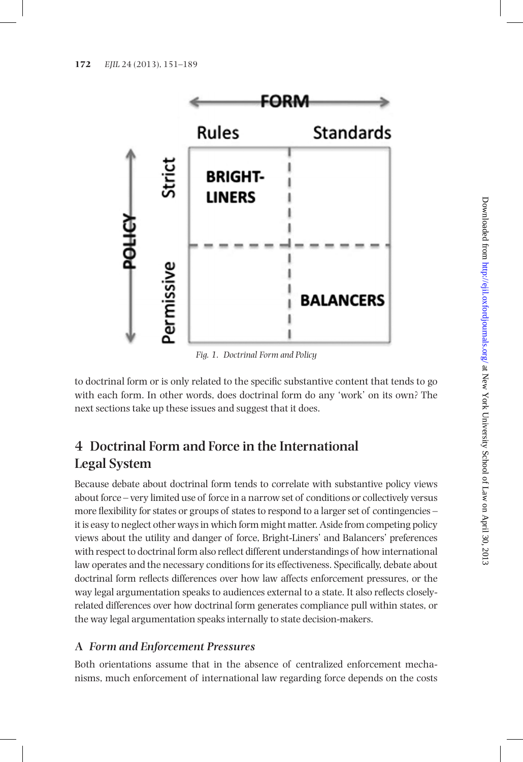Fig. 1. Doctrinal Form and Policy

to doctrinal form or is only related to the specific substantive content that tends to go with each form. In other words, does doctrinal form do any 'work' on its own? The next sections take up these issues and suggest that it does.

## 4 Doctrinal Form and Force in the International Legal System

Because debate about doctrinal form tends to correlate with substantive policy views about force – very limited use of force in a narrow set of conditions or collectively versus more flexibility for states or groups of states to respond to a larger set of contingencies – it is easy to neglect other ways in which form might matter. Aside from competing policy views about the utility and danger of force, Bright-Liners' and Balancers' preferences with respect to doctrinal form also reflect different understandings of how international law operates and the necessary conditions for its effectiveness. Specifically, debate about doctrinal form reflects differences over how law affects enforcement pressures, or the way legal argumentation speaks to audiences external to a state. It also reflects closely-related differences over how doctrinal form generates compliance pull within states, or the way legal argumentation speaks internally to state decision-makers.

### A *Form and Enforcement Pressures*

Both orientations assume that in the absence of centralized enforcement mechanisms, much enforcement of international law regarding force depends on the costs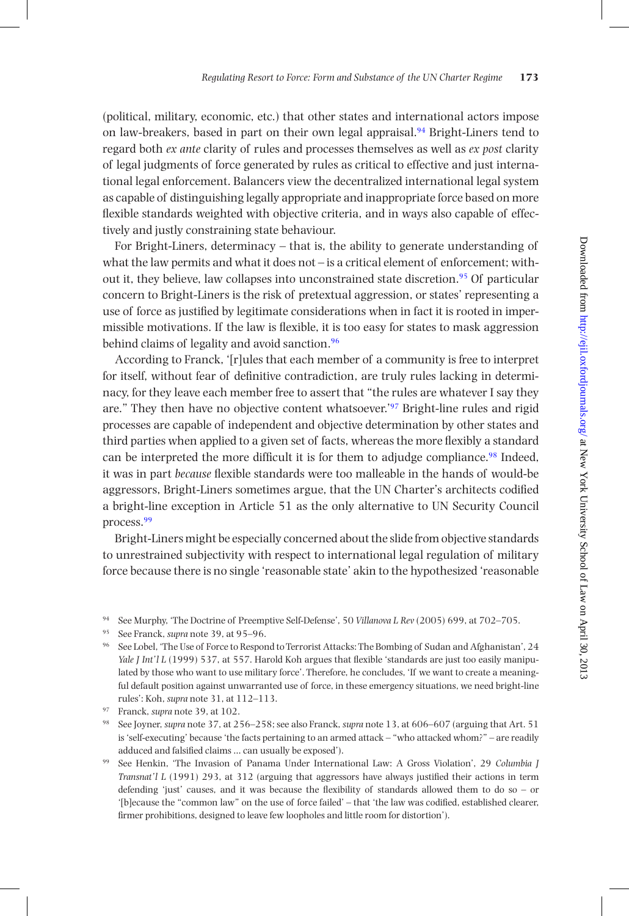(political, military, economic, etc.) that other states and international actors impose on law-breakers, based in part on their own legal appraisal.[94] Bright-Liners tend to regard both *ex ante* clarity of rules and processes themselves as well as *ex post* clarity of legal judgments of force generated by rules as critical to effective and just international legal enforcement. Balancers view the decentralized international legal system as capable of distinguishing legally appropriate and inappropriate force based on more flexible standards weighted with objective criteria, and in ways also capable of effectively and justly constraining state behaviour.

For Bright-Liners, determinacy – that is, the ability to generate understanding of what the law permits and what it does not – is a critical element of enforcement; without it, they believe, law collapses into unconstrained state discretion.[95] Of particular concern to Bright-Liners is the risk of pretextual aggression, or states' representing a use of force as justified by legitimate considerations when in fact it is rooted in impermissible motivations. If the law is flexible, it is too easy for states to mask aggression behind claims of legality and avoid sanction.[96]

According to Franck, '[r]ules that each member of a community is free to interpret for itself, without fear of definitive contradiction, are truly rules lacking in determinacy, for they leave each member free to assert that "the rules are whatever I say they are." They then have no objective content whatsoever.'[97] Bright-line rules and rigid processes are capable of independent and objective determination by other states and third parties when applied to a given set of facts, whereas the more flexibly a standard can be interpreted the more difficult it is for them to adjudge compliance.[98] Indeed, it was in part *because* flexible standards were too malleable in the hands of would-be aggressors, Bright-Liners sometimes argue, that the UN Charter's architects codified a bright-line exception in Article 51 as the only alternative to UN Security Council process.[99]

Bright-Liners might be especially concerned about the slide from objective standards to unrestrained subjectivity with respect to international legal regulation of military force because there is no single 'reasonable state' akin to the hypothesized 'reasonable

---

[94] See Murphy, 'The Doctrine of Preemptive Self-Defense', 50 *Villanova L Rev* (2005) 699, at 702–705.

[95] See Franck, *supra* note 39, at 95–96.

[96] See Lobel, 'The Use of Force to Respond to Terrorist Attacks: The Bombing of Sudan and Afghanistan', 24 *Yale J Int'l L* (1999) 537, at 557. Harold Koh argues that flexible 'standards are just too easily manipulated by those who want to use military force'. Therefore, he concludes, 'If we want to create a meaningful default position against unwarranted use of force, in these emergency situations, we need bright-line rules': Koh, *supra* note 31, at 112–113.

[97] Franck, *supra* note 39, at 102.

[98] See Joyner, *supra* note 37, at 256–258; see also Franck, *supra* note 13, at 606–607 (arguing that Art. 51 is 'self-executing' because 'the facts pertaining to an armed attack – "who attacked whom?" – are readily adduced and falsified claims ... can usually be exposed').

[99] See Henkin, 'The Invasion of Panama Under International Law: A Gross Violation', 29 *Columbia J Transnat'l L* (1991) 293, at 312 (arguing that aggressors have always justified their actions in term defending 'just' causes, and it was because the flexibility of standards allowed them to do so – or '[b]ecause the "common law" on the use of force failed' – that 'the law was codified, established clearer, firmer prohibitions, designed to leave few loopholes and little room for distortion').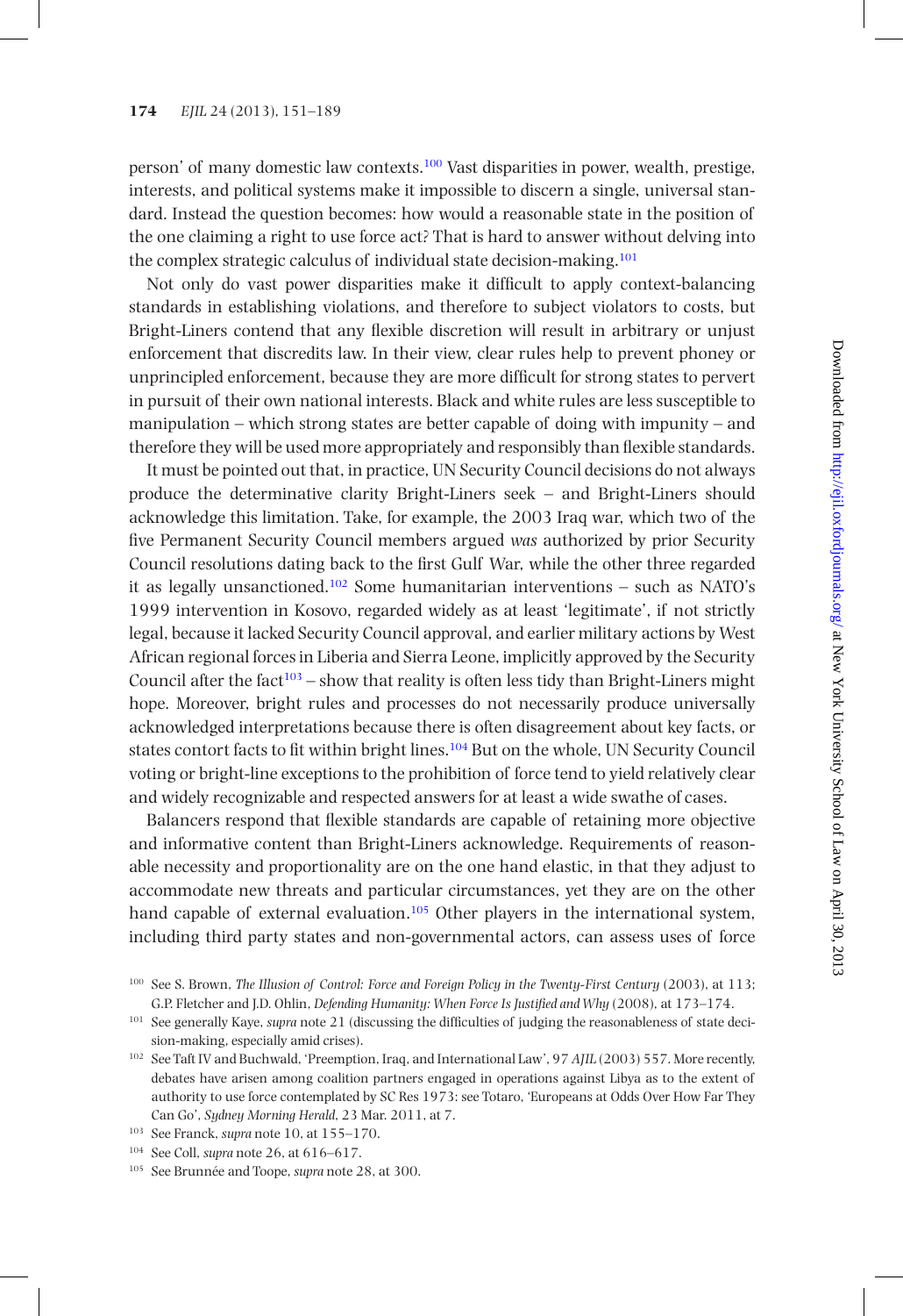person' of many domestic law contexts.[100] Vast disparities in power, wealth, prestige, interests, and political systems make it impossible to discern a single, universal standard. Instead the question becomes: how would a reasonable state in the position of the one claiming a right to use force act? That is hard to answer without delving into the complex strategic calculus of individual state decision-making.[101]

Not only do vast power disparities make it difficult to apply context-balancing standards in establishing violations, and therefore to subject violators to costs, but Bright-Liners contend that any flexible discretion will result in arbitrary or unjust enforcement that discredits law. In their view, clear rules help to prevent phoney or unprincipled enforcement, because they are more difficult for strong states to pervert in pursuit of their own national interests. Black and white rules are less susceptible to manipulation – which strong states are better capable of doing with impunity – and therefore they will be used more appropriately and responsibly than flexible standards.

It must be pointed out that, in practice, UN Security Council decisions do not always produce the determinative clarity Bright-Liners seek – and Bright-Liners should acknowledge this limitation. Take, for example, the 2003 Iraq war, which two of the five Permanent Security Council members argued *was* authorized by prior Security Council resolutions dating back to the first Gulf War, while the other three regarded it as legally unsanctioned.[102] Some humanitarian interventions – such as NATO's 1999 intervention in Kosovo, regarded widely as at least 'legitimate', if not strictly legal, because it lacked Security Council approval, and earlier military actions by West African regional forces in Liberia and Sierra Leone, implicitly approved by the Security Council after the fact[103] – show that reality is often less tidy than Bright-Liners might hope. Moreover, bright rules and processes do not necessarily produce universally acknowledged interpretations because there is often disagreement about key facts, or states contort facts to fit within bright lines.[104] But on the whole, UN Security Council voting or bright-line exceptions to the prohibition of force tend to yield relatively clear and widely recognizable and respected answers for at least a wide swathe of cases.

Balancers respond that flexible standards are capable of retaining more objective and informative content than Bright-Liners acknowledge. Requirements of reasonable necessity and proportionality are on the one hand elastic, in that they adjust to accommodate new threats and particular circumstances, yet they are on the other hand capable of external evaluation.[105] Other players in the international system, including third party states and non-governmental actors, can assess uses of force

[100] See S. Brown, *The Illusion of Control: Force and Foreign Policy in the Twenty-First Century* (2003), at 113; G.P. Fletcher and J.D. Ohlin, *Defending Humanity: When Force Is Justified and Why* (2008), at 173–174.

[101] See generally Kaye, *supra* note 21 (discussing the difficulties of judging the reasonableness of state decision-making, especially amid crises).

[102] See Taft IV and Buchwald, 'Preemption, Iraq, and International Law', 97 *AJIL* (2003) 557. More recently, debates have arisen among coalition partners engaged in operations against Libya as to the extent of authority to use force contemplated by SC Res 1973: see Totaro, 'Europeans at Odds Over How Far They Can Go', *Sydney Morning Herald*, 23 Mar. 2011, at 7.

[103] See Franck, *supra* note 10, at 155–170.

[104] See Coll, *supra* note 26, at 616–617.

[105] See Brunnée and Toope, *supra* note 28, at 300.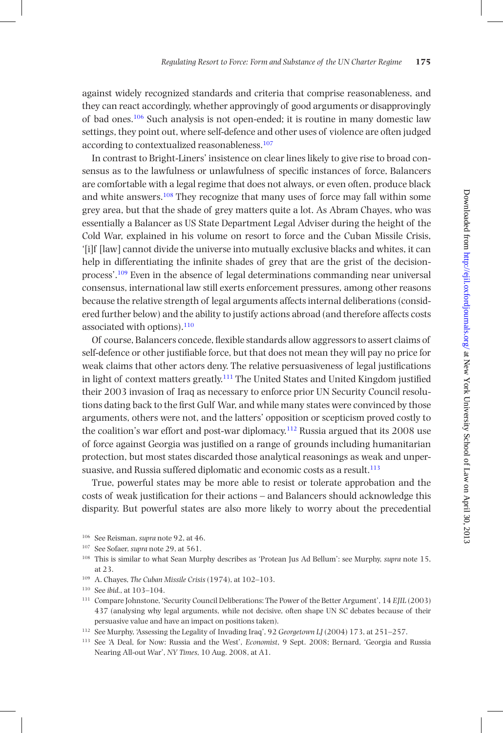against widely recognized standards and criteria that comprise reasonableness, and they can react accordingly, whether approvingly of good arguments or disapprovingly of bad ones.[106] Such analysis is not open-ended; it is routine in many domestic law settings, they point out, where self-defence and other uses of violence are often judged according to contextualized reasonableness.[107]

In contrast to Bright-Liners' insistence on clear lines likely to give rise to broad consensus as to the lawfulness or unlawfulness of specific instances of force, Balancers are comfortable with a legal regime that does not always, or even often, produce black and white answers.[108] They recognize that many uses of force may fall within some grey area, but that the shade of grey matters quite a lot. As Abram Chayes, who was essentially a Balancer as US State Department Legal Adviser during the height of the Cold War, explained in his volume on resort to force and the Cuban Missile Crisis, '[i]f [law] cannot divide the universe into mutually exclusive blacks and whites, it can help in differentiating the infinite shades of grey that are the grist of the decision-process'.[109] Even in the absence of legal determinations commanding near universal consensus, international law still exerts enforcement pressures, among other reasons because the relative strength of legal arguments affects internal deliberations (considered further below) and the ability to justify actions abroad (and therefore affects costs associated with options).[110]

Of course, Balancers concede, flexible standards allow aggressors to assert claims of self-defence or other justifiable force, but that does not mean they will pay no price for weak claims that other actors deny. The relative persuasiveness of legal justifications in light of context matters greatly.[111] The United States and United Kingdom justified their 2003 invasion of Iraq as necessary to enforce prior UN Security Council resolutions dating back to the first Gulf War, and while many states were convinced by those arguments, others were not, and the latters' opposition or scepticism proved costly to the coalition's war effort and post-war diplomacy.[112] Russia argued that its 2008 use of force against Georgia was justified on a range of grounds including humanitarian protection, but most states discarded those analytical reasonings as weak and unpersuasive, and Russia suffered diplomatic and economic costs as a result.[113]

True, powerful states may be more able to resist or tolerate approbation and the costs of weak justification for their actions – and Balancers should acknowledge this disparity. But powerful states are also more likely to worry about the precedential

---

[106] See Reisman, *supra* note 92, at 46.

[107] See Sofaer, *supra* note 29, at 561.

[108] This is similar to what Sean Murphy describes as 'Protean Jus Ad Bellum': see Murphy, *supra* note 15, at 23.

[109] A. Chayes, *The Cuban Missile Crisis* (1974), at 102–103.

[110] See *ibid.*, at 103–104.

[111] Compare Johnstone, 'Security Council Deliberations: The Power of the Better Argument', 14 *EJIL* (2003) 437 (analysing why legal arguments, while not decisive, often shape UN SC debates because of their persuasive value and have an impact on positions taken).

[112] See Murphy, 'Assessing the Legality of Invading Iraq', 92 *Georgetown LJ* (2004) 173, at 251–257.

[113] See 'A Deal, for Now: Russia and the West', *Economist*, 9 Sept. 2008; Bernard, 'Georgia and Russia Nearing All-out War', *NY Times*, 10 Aug. 2008, at A1.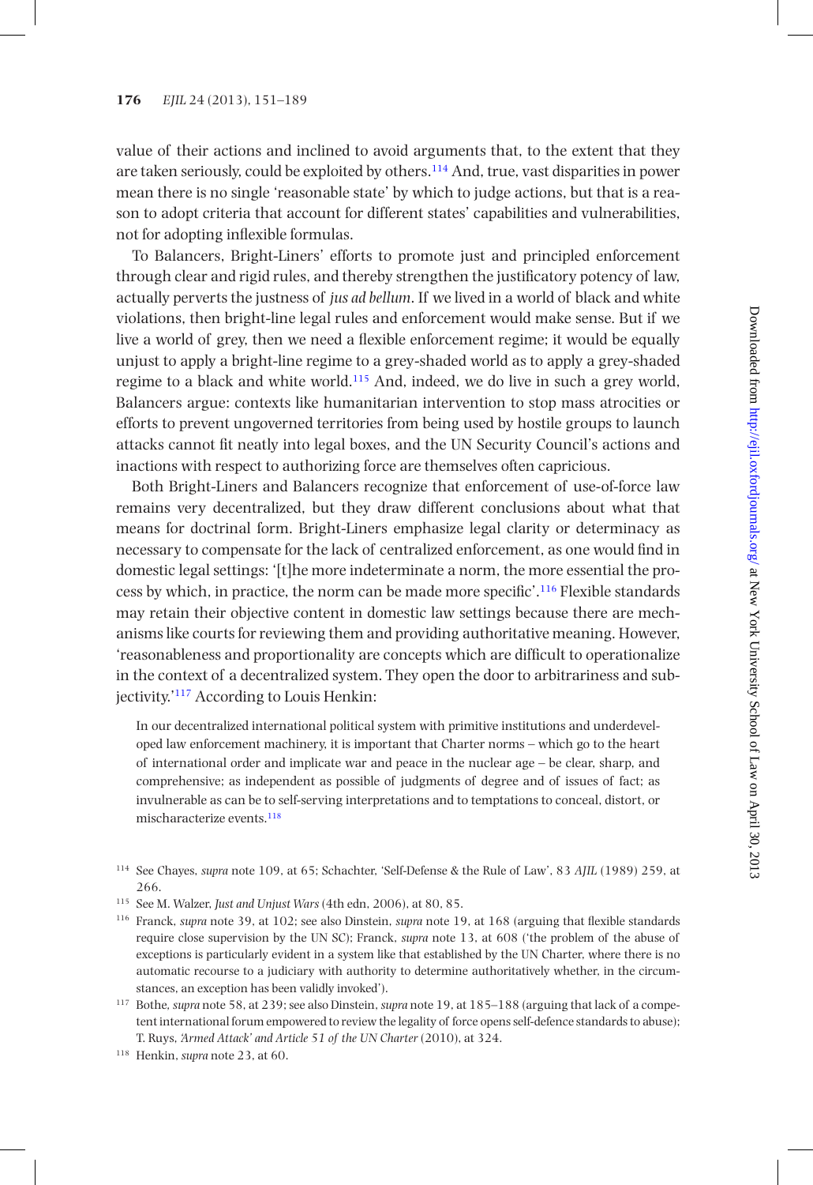value of their actions and inclined to avoid arguments that, to the extent that they are taken seriously, could be exploited by others.[114] And, true, vast disparities in power mean there is no single 'reasonable state' by which to judge actions, but that is a reason to adopt criteria that account for different states' capabilities and vulnerabilities, not for adopting inflexible formulas.

To Balancers, Bright-Liners' efforts to promote just and principled enforcement through clear and rigid rules, and thereby strengthen the justificatory potency of law, actually perverts the justness of *jus ad bellum*. If we lived in a world of black and white violations, then bright-line legal rules and enforcement would make sense. But if we live a world of grey, then we need a flexible enforcement regime; it would be equally unjust to apply a bright-line regime to a grey-shaded world as to apply a grey-shaded regime to a black and white world.[115] And, indeed, we do live in such a grey world, Balancers argue: contexts like humanitarian intervention to stop mass atrocities or efforts to prevent ungoverned territories from being used by hostile groups to launch attacks cannot fit neatly into legal boxes, and the UN Security Council's actions and inactions with respect to authorizing force are themselves often capricious.

Both Bright-Liners and Balancers recognize that enforcement of use-of-force law remains very decentralized, but they draw different conclusions about what that means for doctrinal form. Bright-Liners emphasize legal clarity or determinacy as necessary to compensate for the lack of centralized enforcement, as one would find in domestic legal settings: '[t]he more indeterminate a norm, the more essential the process by which, in practice, the norm can be made more specific'.[116] Flexible standards may retain their objective content in domestic law settings because there are mechanisms like courts for reviewing them and providing authoritative meaning. However, 'reasonableness and proportionality are concepts which are difficult to operationalize in the context of a decentralized system. They open the door to arbitrariness and subjectivity.'[117] According to Louis Henkin:

> In our decentralized international political system with primitive institutions and underdeveloped law enforcement machinery, it is important that Charter norms – which go to the heart of international order and implicate war and peace in the nuclear age – be clear, sharp, and comprehensive; as independent as possible of judgments of degree and of issues of fact; as invulnerable as can be to self-serving interpretations and to temptations to conceal, distort, or mischaracterize events.[118]

---

[114] See Chayes, *supra* note 109, at 65; Schachter, 'Self-Defense & the Rule of Law', 83 *AJIL* (1989) 259, at 266.

[115] See M. Walzer, *Just and Unjust Wars* (4th edn, 2006), at 80, 85.

[116] Franck, *supra* note 39, at 102; see also Dinstein, *supra* note 19, at 168 (arguing that flexible standards require close supervision by the UN SC); Franck, *supra* note 13, at 608 ('the problem of the abuse of exceptions is particularly evident in a system like that established by the UN Charter, where there is no automatic recourse to a judiciary with authority to determine authoritatively whether, in the circumstances, an exception has been validly invoked').

[117] Bothe, *supra* note 58, at 239; see also Dinstein, *supra* note 19, at 185–188 (arguing that lack of a competent international forum empowered to review the legality of force opens self-defence standards to abuse); T. Ruys, *'Armed Attack' and Article 51 of the UN Charter* (2010), at 324.

[118] Henkin, *supra* note 23, at 60.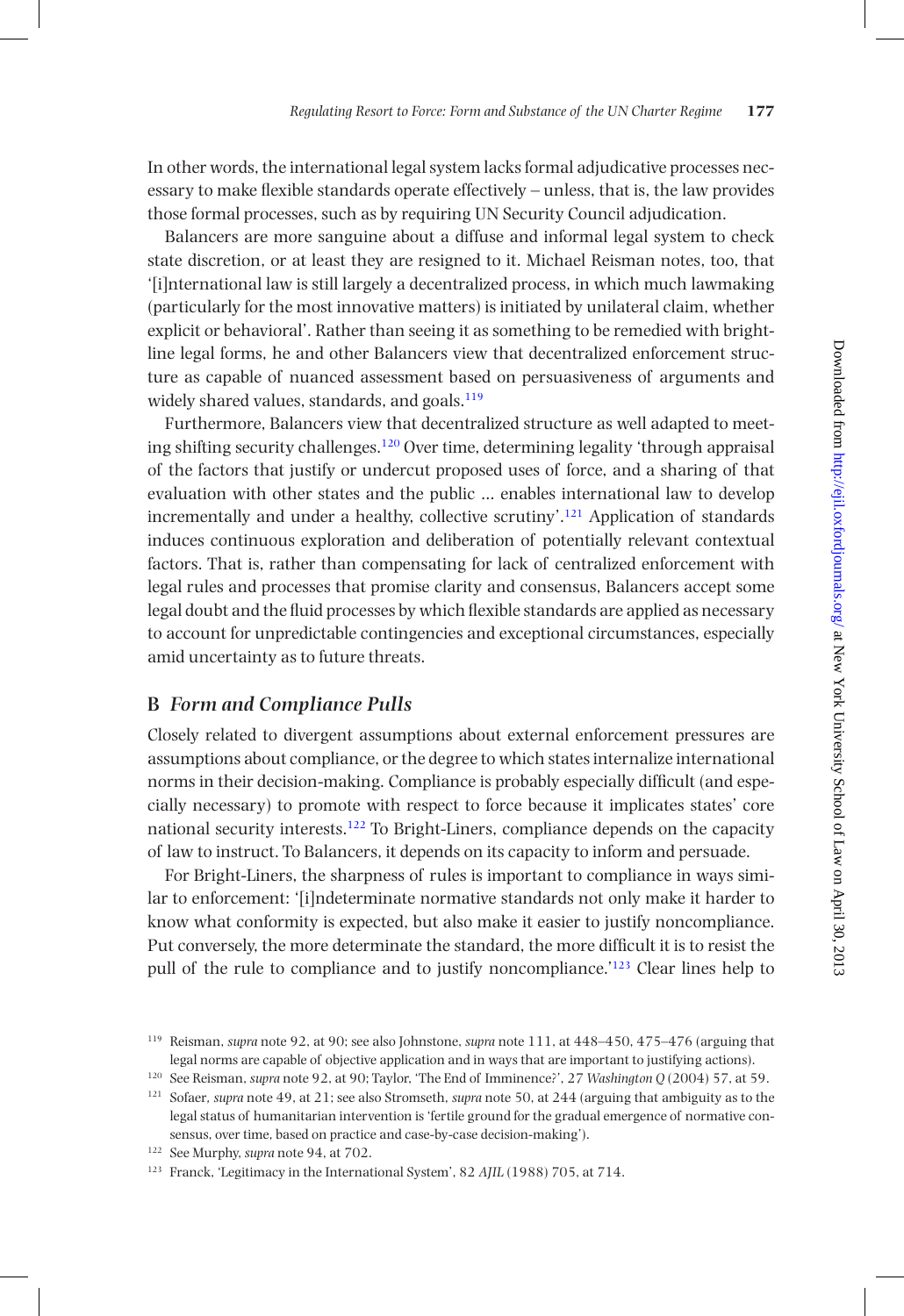In other words, the international legal system lacks formal adjudicative processes necessary to make flexible standards operate effectively – unless, that is, the law provides those formal processes, such as by requiring UN Security Council adjudication.

Balancers are more sanguine about a diffuse and informal legal system to check state discretion, or at least they are resigned to it. Michael Reisman notes, too, that '[i]nternational law is still largely a decentralized process, in which much lawmaking (particularly for the most innovative matters) is initiated by unilateral claim, whether explicit or behavioral'. Rather than seeing it as something to be remedied with bright-line legal forms, he and other Balancers view that decentralized enforcement structure as capable of nuanced assessment based on persuasiveness of arguments and widely shared values, standards, and goals.[119]

Furthermore, Balancers view that decentralized structure as well adapted to meeting shifting security challenges.[120] Over time, determining legality 'through appraisal of the factors that justify or undercut proposed uses of force, and a sharing of that evaluation with other states and the public ... enables international law to develop incrementally and under a healthy, collective scrutiny'.[121] Application of standards induces continuous exploration and deliberation of potentially relevant contextual factors. That is, rather than compensating for lack of centralized enforcement with legal rules and processes that promise clarity and consensus, Balancers accept some legal doubt and the fluid processes by which flexible standards are applied as necessary to account for unpredictable contingencies and exceptional circumstances, especially amid uncertainty as to future threats.

## B *Form and Compliance Pulls*

Closely related to divergent assumptions about external enforcement pressures are assumptions about compliance, or the degree to which states internalize international norms in their decision-making. Compliance is probably especially difficult (and especially necessary) to promote with respect to force because it implicates states' core national security interests.[122] To Bright-Liners, compliance depends on the capacity of law to instruct. To Balancers, it depends on its capacity to inform and persuade.

For Bright-Liners, the sharpness of rules is important to compliance in ways similar to enforcement: '[i]ndeterminate normative standards not only make it harder to know what conformity is expected, but also make it easier to justify noncompliance. Put conversely, the more determinate the standard, the more difficult it is to resist the pull of the rule to compliance and to justify noncompliance.'[123] Clear lines help to

---

[119] Reisman, *supra* note 92, at 90; see also Johnstone, *supra* note 111, at 448–450, 475–476 (arguing that legal norms are capable of objective application and in ways that are important to justifying actions).

[120] See Reisman, *supra* note 92, at 90; Taylor, 'The End of Imminence?', 27 *Washington Q* (2004) 57, at 59.

[121] Sofaer, *supra* note 49, at 21; see also Stromseth, *supra* note 50, at 244 (arguing that ambiguity as to the legal status of humanitarian intervention is 'fertile ground for the gradual emergence of normative consensus, over time, based on practice and case-by-case decision-making').

[122] See Murphy, *supra* note 94, at 702.

[123] Franck, 'Legitimacy in the International System', 82 *AJIL* (1988) 705, at 714.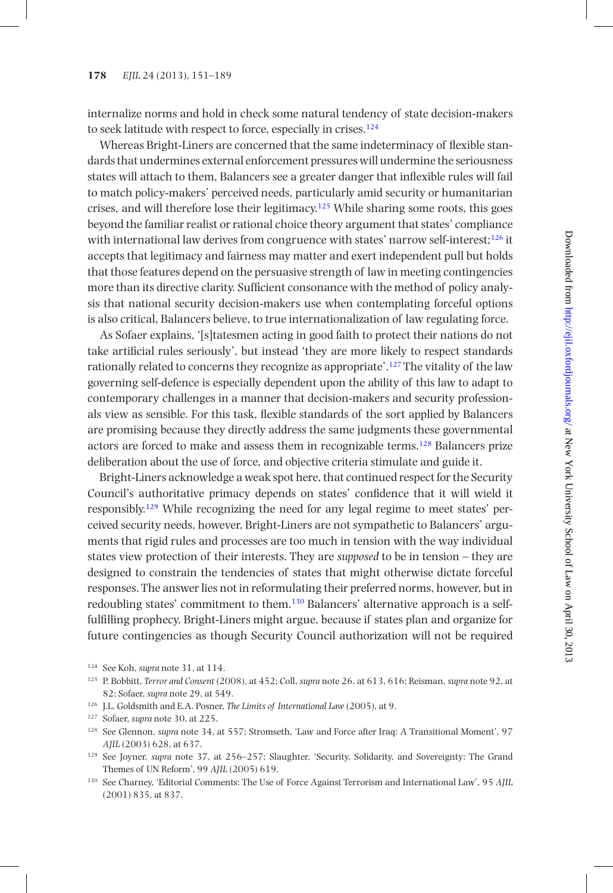internalize norms and hold in check some natural tendency of state decision-makers to seek latitude with respect to force, especially in crises.[124]

Whereas Bright-Liners are concerned that the same indeterminacy of flexible standards that undermines external enforcement pressures will undermine the seriousness states will attach to them, Balancers see a greater danger that inflexible rules will fail to match policy-makers' perceived needs, particularly amid security or humanitarian crises, and will therefore lose their legitimacy.[125] While sharing some roots, this goes beyond the familiar realist or rational choice theory argument that states' compliance with international law derives from congruence with states' narrow self-interest;[126] it accepts that legitimacy and fairness may matter and exert independent pull but holds that those features depend on the persuasive strength of law in meeting contingencies more than its directive clarity. Sufficient consonance with the method of policy analysis that national security decision-makers use when contemplating forceful options is also critical, Balancers believe, to true internationalization of law regulating force.

As Sofaer explains, '[s]tatesmen acting in good faith to protect their nations do not take artificial rules seriously', but instead 'they are more likely to respect standards rationally related to concerns they recognize as appropriate'.[127] The vitality of the law governing self-defence is especially dependent upon the ability of this law to adapt to contemporary challenges in a manner that decision-makers and security professionals view as sensible. For this task, flexible standards of the sort applied by Balancers are promising because they directly address the same judgments these governmental actors are forced to make and assess them in recognizable terms.[128] Balancers prize deliberation about the use of force, and objective criteria stimulate and guide it.

Bright-Liners acknowledge a weak spot here, that continued respect for the Security Council's authoritative primacy depends on states' confidence that it will wield it responsibly.[129] While recognizing the need for any legal regime to meet states' perceived security needs, however, Bright-Liners are not sympathetic to Balancers' arguments that rigid rules and processes are too much in tension with the way individual states view protection of their interests. They are *supposed* to be in tension – they are designed to constrain the tendencies of states that might otherwise dictate forceful responses. The answer lies not in reformulating their preferred norms, however, but in redoubling states' commitment to them.[130] Balancers' alternative approach is a self-fulfilling prophecy, Bright-Liners might argue, because if states plan and organize for future contingencies as though Security Council authorization will not be required

---

[124] See Koh, *supra* note 31, at 114.

[125] P. Bobbitt, *Terror and Consent* (2008), at 452; Coll, *supra* note 26, at 613, 616; Reisman, *supra* note 92, at 82; Sofaer, *supra* note 29, at 549.

[126] J.L. Goldsmith and E.A. Posner, *The Limits of International Law* (2005), at 9.

[127] Sofaer, *supra* note 30, at 225.

[128] See Glennon, *supra* note 34, at 557; Stromseth, 'Law and Force after Iraq: A Transitional Moment', 97 *AJIL* (2003) 628, at 637.

[129] See Joyner, *supra* note 37, at 256–257; Slaughter, 'Security, Solidarity, and Sovereignty: The Grand Themes of UN Reform', 99 *AJIL* (2005) 619.

[130] See Charney, 'Editorial Comments: The Use of Force Against Terrorism and International Law', 95 *AJIL* (2001) 835, at 837.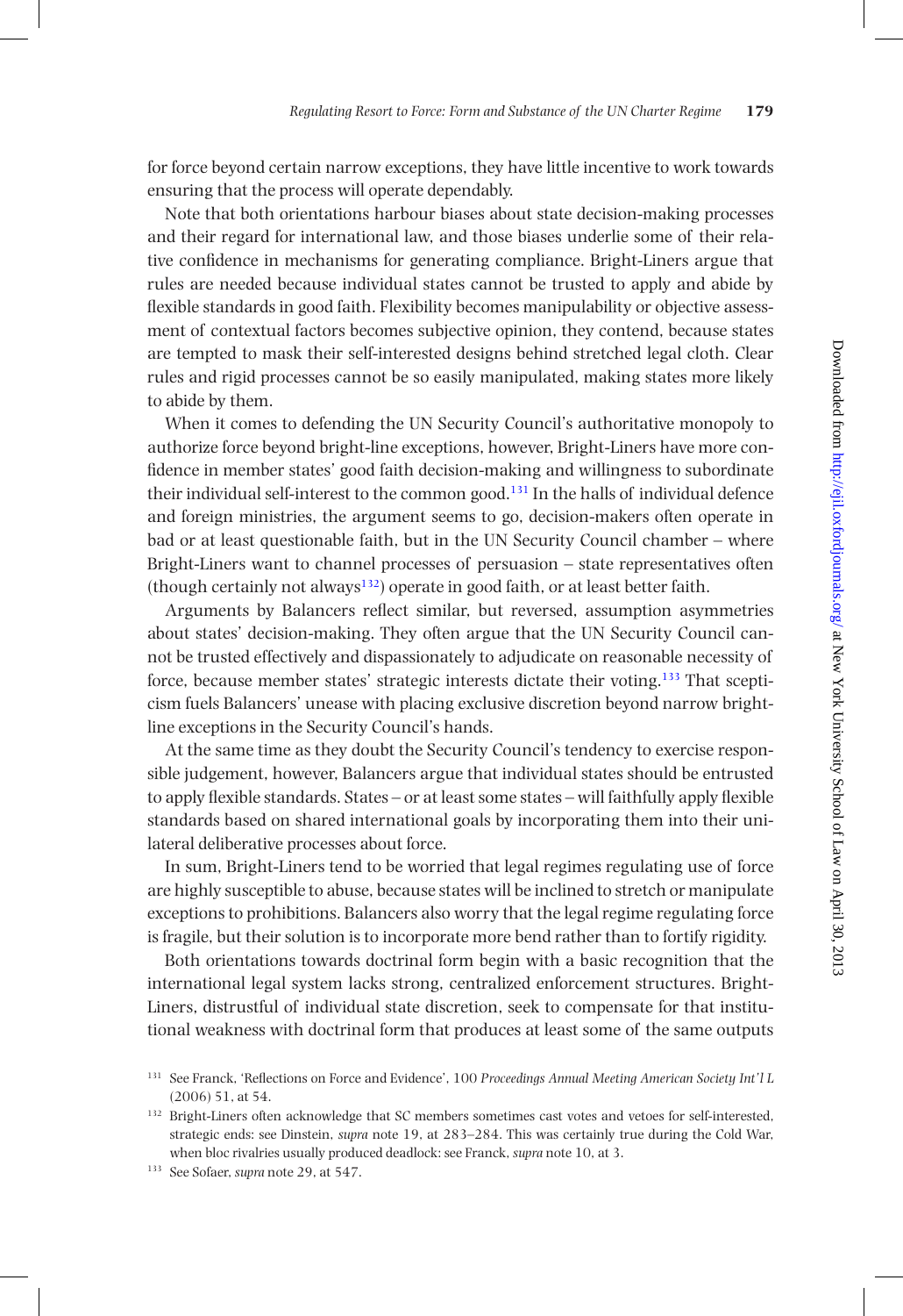for force beyond certain narrow exceptions, they have little incentive to work towards ensuring that the process will operate dependably.

Note that both orientations harbour biases about state decision-making processes and their regard for international law, and those biases underlie some of their relative confidence in mechanisms for generating compliance. Bright-Liners argue that rules are needed because individual states cannot be trusted to apply and abide by flexible standards in good faith. Flexibility becomes manipulability or objective assessment of contextual factors becomes subjective opinion, they contend, because states are tempted to mask their self-interested designs behind stretched legal cloth. Clear rules and rigid processes cannot be so easily manipulated, making states more likely to abide by them.

When it comes to defending the UN Security Council's authoritative monopoly to authorize force beyond bright-line exceptions, however, Bright-Liners have more confidence in member states' good faith decision-making and willingness to subordinate their individual self-interest to the common good.[131] In the halls of individual defence and foreign ministries, the argument seems to go, decision-makers often operate in bad or at least questionable faith, but in the UN Security Council chamber – where Bright-Liners want to channel processes of persuasion – state representatives often (though certainly not always[132]) operate in good faith, or at least better faith.

Arguments by Balancers reflect similar, but reversed, assumption asymmetries about states' decision-making. They often argue that the UN Security Council cannot be trusted effectively and dispassionately to adjudicate on reasonable necessity of force, because member states' strategic interests dictate their voting.[133] That scepticism fuels Balancers' unease with placing exclusive discretion beyond narrow bright-line exceptions in the Security Council's hands.

At the same time as they doubt the Security Council's tendency to exercise responsible judgement, however, Balancers argue that individual states should be entrusted to apply flexible standards. States – or at least some states – will faithfully apply flexible standards based on shared international goals by incorporating them into their unilateral deliberative processes about force.

In sum, Bright-Liners tend to be worried that legal regimes regulating use of force are highly susceptible to abuse, because states will be inclined to stretch or manipulate exceptions to prohibitions. Balancers also worry that the legal regime regulating force is fragile, but their solution is to incorporate more bend rather than to fortify rigidity.

Both orientations towards doctrinal form begin with a basic recognition that the international legal system lacks strong, centralized enforcement structures. Bright-Liners, distrustful of individual state discretion, seek to compensate for that institutional weakness with doctrinal form that produces at least some of the same outputs

[131] See Franck, 'Reflections on Force and Evidence', 100 *Proceedings Annual Meeting American Society Int'l L* (2006) 51, at 54.

[132] Bright-Liners often acknowledge that SC members sometimes cast votes and vetoes for self-interested, strategic ends: see Dinstein, *supra* note 19, at 283–284. This was certainly true during the Cold War, when bloc rivalries usually produced deadlock: see Franck, *supra* note 10, at 3.

[133] See Sofaer, *supra* note 29, at 547.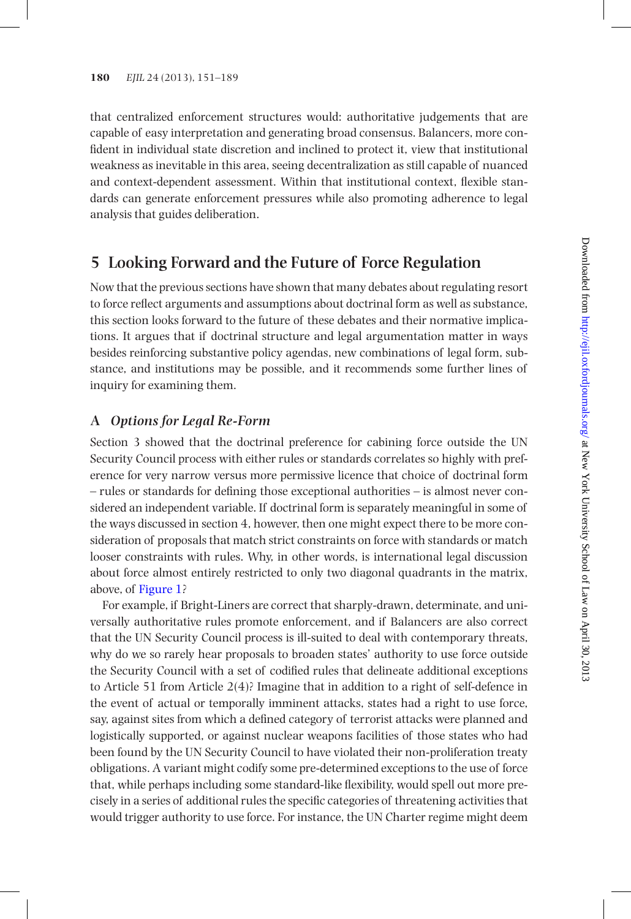that centralized enforcement structures would: authoritative judgements that are capable of easy interpretation and generating broad consensus. Balancers, more confident in individual state discretion and inclined to protect it, view that institutional weakness as inevitable in this area, seeing decentralization as still capable of nuanced and context-dependent assessment. Within that institutional context, flexible standards can generate enforcement pressures while also promoting adherence to legal analysis that guides deliberation.

## 5 Looking Forward and the Future of Force Regulation

Now that the previous sections have shown that many debates about regulating resort to force reflect arguments and assumptions about doctrinal form as well as substance, this section looks forward to the future of these debates and their normative implications. It argues that if doctrinal structure and legal argumentation matter in ways besides reinforcing substantive policy agendas, new combinations of legal form, substance, and institutions may be possible, and it recommends some further lines of inquiry for examining them.

### A *Options for Legal Re-Form*

Section 3 showed that the doctrinal preference for cabining force outside the UN Security Council process with either rules or standards correlates so highly with preference for very narrow versus more permissive licence that choice of doctrinal form – rules or standards for defining those exceptional authorities – is almost never considered an independent variable. If doctrinal form is separately meaningful in some of the ways discussed in section 4, however, then one might expect there to be more consideration of proposals that match strict constraints on force with standards or match looser constraints with rules. Why, in other words, is international legal discussion about force almost entirely restricted to only two diagonal quadrants in the matrix, above, of Figure 1?

For example, if Bright-Liners are correct that sharply-drawn, determinate, and universally authoritative rules promote enforcement, and if Balancers are also correct that the UN Security Council process is ill-suited to deal with contemporary threats, why do we so rarely hear proposals to broaden states' authority to use force outside the Security Council with a set of codified rules that delineate additional exceptions to Article 51 from Article 2(4)? Imagine that in addition to a right of self-defence in the event of actual or temporally imminent attacks, states had a right to use force, say, against sites from which a defined category of terrorist attacks were planned and logistically supported, or against nuclear weapons facilities of those states who had been found by the UN Security Council to have violated their non-proliferation treaty obligations. A variant might codify some pre-determined exceptions to the use of force that, while perhaps including some standard-like flexibility, would spell out more precisely in a series of additional rules the specific categories of threatening activities that would trigger authority to use force. For instance, the UN Charter regime might deem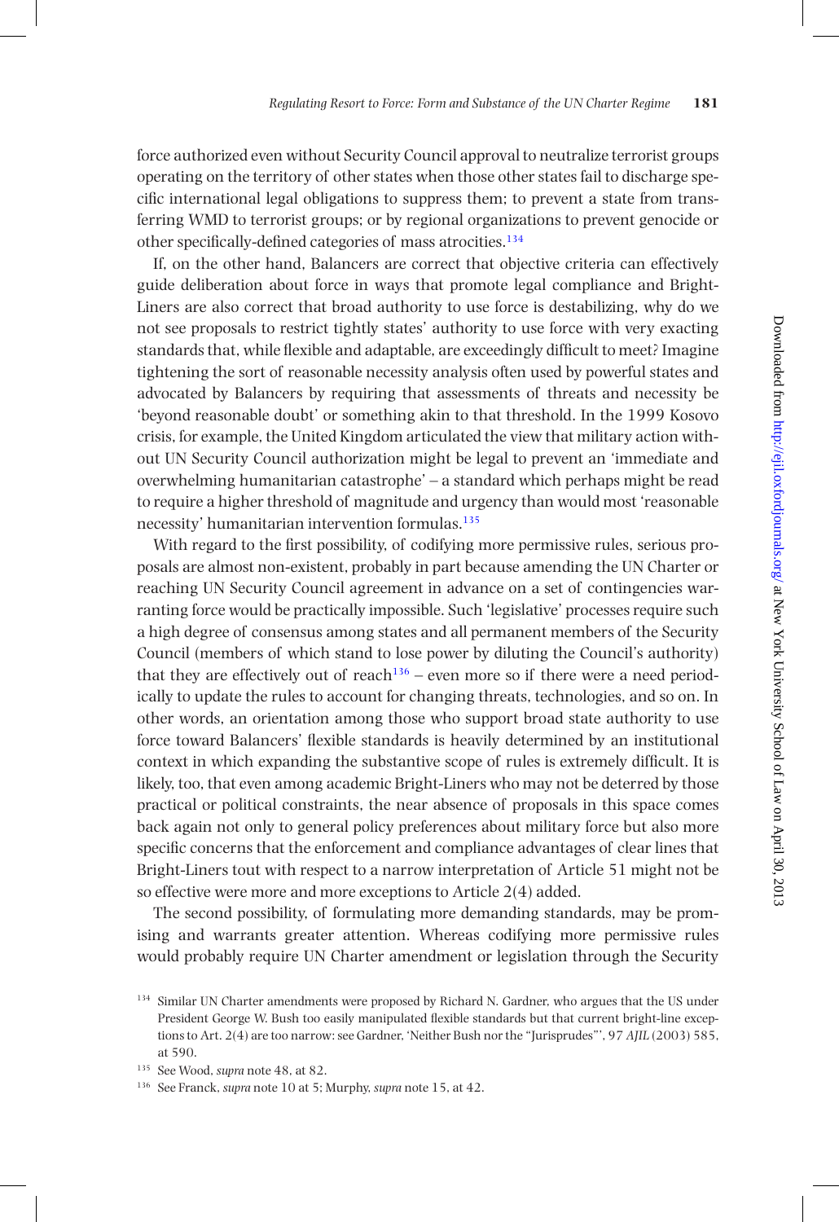force authorized even without Security Council approval to neutralize terrorist groups operating on the territory of other states when those other states fail to discharge specific international legal obligations to suppress them; to prevent a state from transferring WMD to terrorist groups; or by regional organizations to prevent genocide or other specifically-defined categories of mass atrocities.[134]

If, on the other hand, Balancers are correct that objective criteria can effectively guide deliberation about force in ways that promote legal compliance and Bright-Liners are also correct that broad authority to use force is destabilizing, why do we not see proposals to restrict tightly states' authority to use force with very exacting standards that, while flexible and adaptable, are exceedingly difficult to meet? Imagine tightening the sort of reasonable necessity analysis often used by powerful states and advocated by Balancers by requiring that assessments of threats and necessity be 'beyond reasonable doubt' or something akin to that threshold. In the 1999 Kosovo crisis, for example, the United Kingdom articulated the view that military action without UN Security Council authorization might be legal to prevent an 'immediate and overwhelming humanitarian catastrophe' – a standard which perhaps might be read to require a higher threshold of magnitude and urgency than would most 'reasonable necessity' humanitarian intervention formulas.[135]

With regard to the first possibility, of codifying more permissive rules, serious proposals are almost non-existent, probably in part because amending the UN Charter or reaching UN Security Council agreement in advance on a set of contingencies warranting force would be practically impossible. Such 'legislative' processes require such a high degree of consensus among states and all permanent members of the Security Council (members of which stand to lose power by diluting the Council's authority) that they are effectively out of reach[136] – even more so if there were a need periodically to update the rules to account for changing threats, technologies, and so on. In other words, an orientation among those who support broad state authority to use force toward Balancers' flexible standards is heavily determined by an institutional context in which expanding the substantive scope of rules is extremely difficult. It is likely, too, that even among academic Bright-Liners who may not be deterred by those practical or political constraints, the near absence of proposals in this space comes back again not only to general policy preferences about military force but also more specific concerns that the enforcement and compliance advantages of clear lines that Bright-Liners tout with respect to a narrow interpretation of Article 51 might not be so effective were more and more exceptions to Article 2(4) added.

The second possibility, of formulating more demanding standards, may be promising and warrants greater attention. Whereas codifying more permissive rules would probably require UN Charter amendment or legislation through the Security

[134] Similar UN Charter amendments were proposed by Richard N. Gardner, who argues that the US under President George W. Bush too easily manipulated flexible standards but that current bright-line exceptions to Art. 2(4) are too narrow: see Gardner, 'Neither Bush nor the "Jurisprudes"', 97 *AJIL* (2003) 585, at 590.

[135] See Wood, *supra* note 48, at 82.

[136] See Franck, *supra* note 10 at 5; Murphy, *supra* note 15, at 42.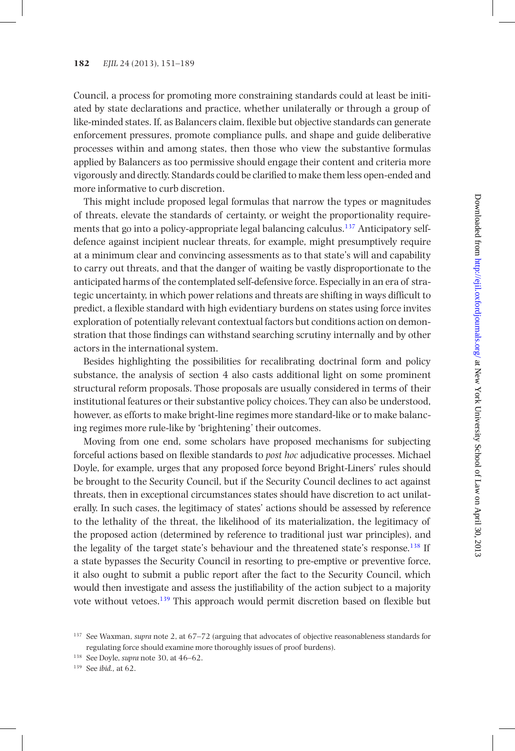Council, a process for promoting more constraining standards could at least be initiated by state declarations and practice, whether unilaterally or through a group of like-minded states. If, as Balancers claim, flexible but objective standards can generate enforcement pressures, promote compliance pulls, and shape and guide deliberative processes within and among states, then those who view the substantive formulas applied by Balancers as too permissive should engage their content and criteria more vigorously and directly. Standards could be clarified to make them less open-ended and more informative to curb discretion.

This might include proposed legal formulas that narrow the types or magnitudes of threats, elevate the standards of certainty, or weight the proportionality requirements that go into a policy-appropriate legal balancing calculus.[137] Anticipatory self-defence against incipient nuclear threats, for example, might presumptively require at a minimum clear and convincing assessments as to that state's will and capability to carry out threats, and that the danger of waiting be vastly disproportionate to the anticipated harms of the contemplated self-defensive force. Especially in an era of strategic uncertainty, in which power relations and threats are shifting in ways difficult to predict, a flexible standard with high evidentiary burdens on states using force invites exploration of potentially relevant contextual factors but conditions action on demonstration that those findings can withstand searching scrutiny internally and by other actors in the international system.

Besides highlighting the possibilities for recalibrating doctrinal form and policy substance, the analysis of section 4 also casts additional light on some prominent structural reform proposals. Those proposals are usually considered in terms of their institutional features or their substantive policy choices. They can also be understood, however, as efforts to make bright-line regimes more standard-like or to make balancing regimes more rule-like by 'brightening' their outcomes.

Moving from one end, some scholars have proposed mechanisms for subjecting forceful actions based on flexible standards to *post hoc* adjudicative processes. Michael Doyle, for example, urges that any proposed force beyond Bright-Liners' rules should be brought to the Security Council, but if the Security Council declines to act against threats, then in exceptional circumstances states should have discretion to act unilaterally. In such cases, the legitimacy of states' actions should be assessed by reference to the lethality of the threat, the likelihood of its materialization, the legitimacy of the proposed action (determined by reference to traditional just war principles), and the legality of the target state's behaviour and the threatened state's response.[138] If a state bypasses the Security Council in resorting to pre-emptive or preventive force, it also ought to submit a public report after the fact to the Security Council, which would then investigate and assess the justifiability of the action subject to a majority vote without vetoes.[139] This approach would permit discretion based on flexible but

[137] See Waxman, *supra* note 2, at 67–72 (arguing that advocates of objective reasonableness standards for regulating force should examine more thoroughly issues of proof burdens).

[138] See Doyle, *supra* note 30, at 46–62.

[139] See *ibid.*, at 62.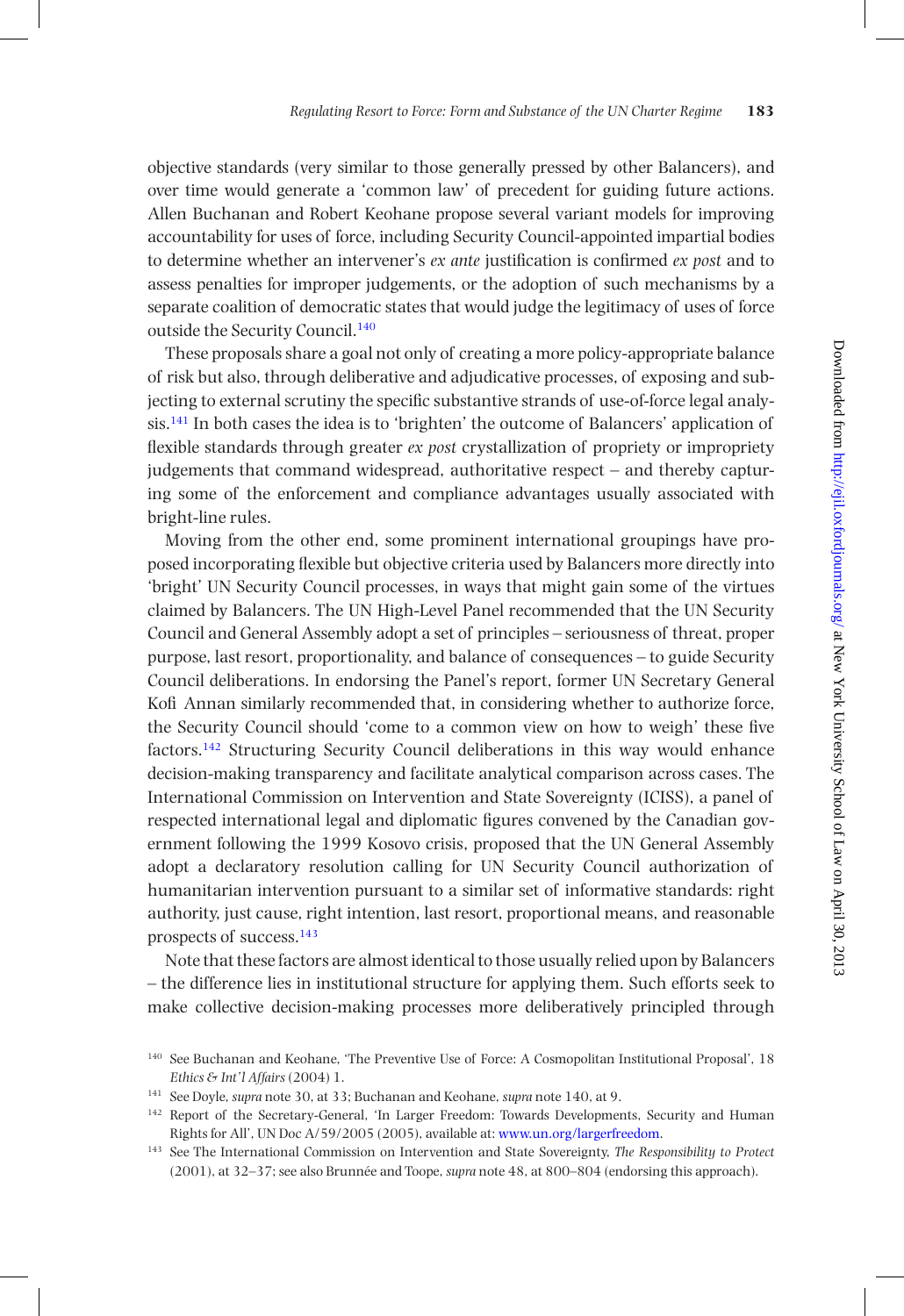objective standards (very similar to those generally pressed by other Balancers), and over time would generate a 'common law' of precedent for guiding future actions. Allen Buchanan and Robert Keohane propose several variant models for improving accountability for uses of force, including Security Council-appointed impartial bodies to determine whether an intervener's *ex ante* justification is confirmed *ex post* and to assess penalties for improper judgements, or the adoption of such mechanisms by a separate coalition of democratic states that would judge the legitimacy of uses of force outside the Security Council.[140]

These proposals share a goal not only of creating a more policy-appropriate balance of risk but also, through deliberative and adjudicative processes, of exposing and subjecting to external scrutiny the specific substantive strands of use-of-force legal analysis.[141] In both cases the idea is to 'brighten' the outcome of Balancers' application of flexible standards through greater *ex post* crystallization of propriety or impropriety judgements that command widespread, authoritative respect – and thereby capturing some of the enforcement and compliance advantages usually associated with bright-line rules.

Moving from the other end, some prominent international groupings have proposed incorporating flexible but objective criteria used by Balancers more directly into 'bright' UN Security Council processes, in ways that might gain some of the virtues claimed by Balancers. The UN High-Level Panel recommended that the UN Security Council and General Assembly adopt a set of principles – seriousness of threat, proper purpose, last resort, proportionality, and balance of consequences – to guide Security Council deliberations. In endorsing the Panel's report, former UN Secretary General Kofi Annan similarly recommended that, in considering whether to authorize force, the Security Council should 'come to a common view on how to weigh' these five factors.[142] Structuring Security Council deliberations in this way would enhance decision-making transparency and facilitate analytical comparison across cases. The International Commission on Intervention and State Sovereignty (ICISS), a panel of respected international legal and diplomatic figures convened by the Canadian government following the 1999 Kosovo crisis, proposed that the UN General Assembly adopt a declaratory resolution calling for UN Security Council authorization of humanitarian intervention pursuant to a similar set of informative standards: right authority, just cause, right intention, last resort, proportional means, and reasonable prospects of success.[143]

Note that these factors are almost identical to those usually relied upon by Balancers – the difference lies in institutional structure for applying them. Such efforts seek to make collective decision-making processes more deliberatively principled through

---

[140] See Buchanan and Keohane, 'The Preventive Use of Force: A Cosmopolitan Institutional Proposal', 18 *Ethics & Int'l Affairs* (2004) 1.

[141] See Doyle, *supra* note 30, at 33; Buchanan and Keohane, *supra* note 140, at 9.

[142] Report of the Secretary-General, 'In Larger Freedom: Towards Developments, Security and Human Rights for All', UN Doc A/59/2005 (2005), available at: www.un.org/largerfreedom.

[143] See The International Commission on Intervention and State Sovereignty, *The Responsibility to Protect* (2001), at 32–37; see also Brunnée and Toope, *supra* note 48, at 800–804 (endorsing this approach).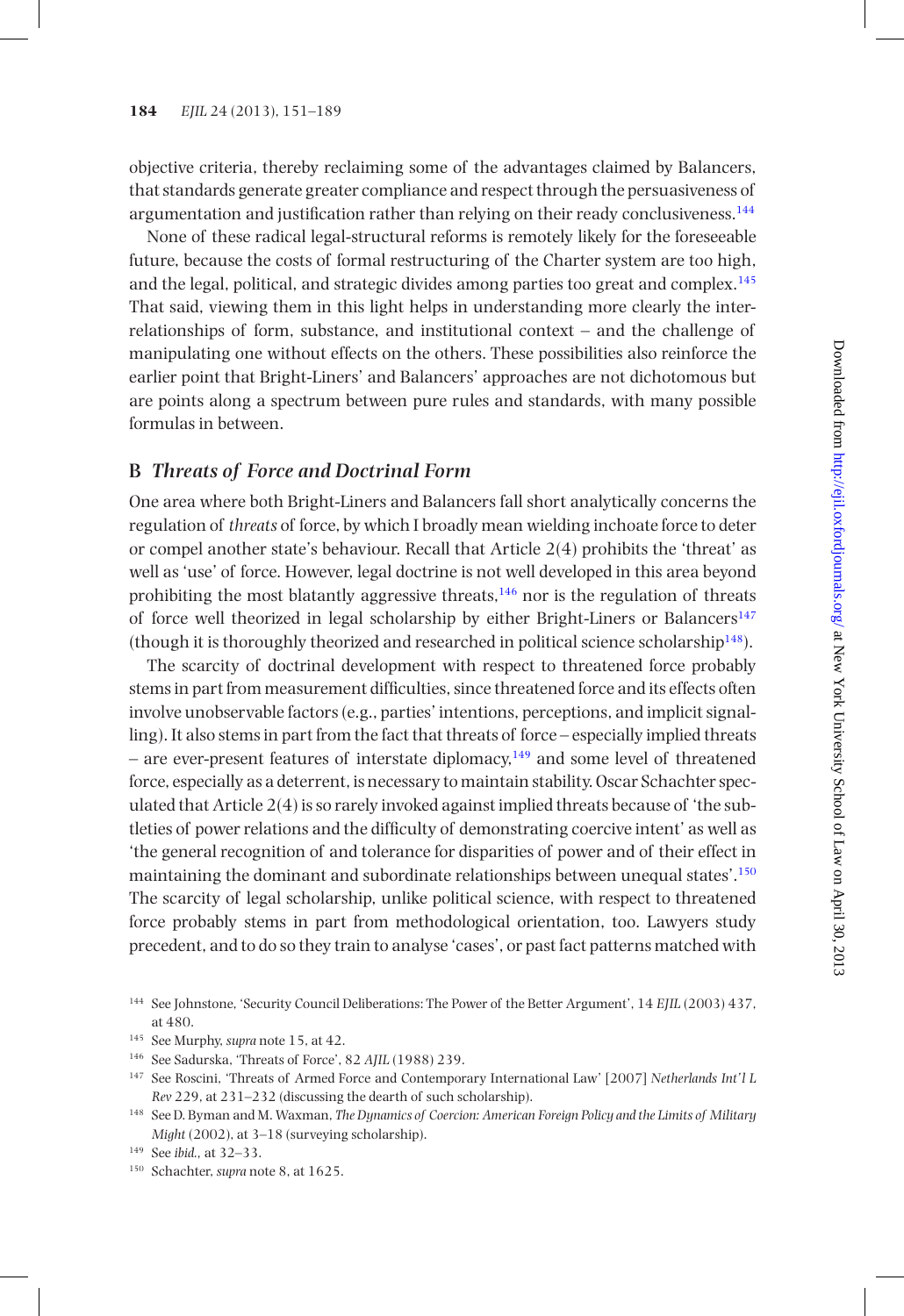objective criteria, thereby reclaiming some of the advantages claimed by Balancers, that standards generate greater compliance and respect through the persuasiveness of argumentation and justification rather than relying on their ready conclusiveness.[144]

None of these radical legal-structural reforms is remotely likely for the foreseeable future, because the costs of formal restructuring of the Charter system are too high, and the legal, political, and strategic divides among parties too great and complex.[145] That said, viewing them in this light helps in understanding more clearly the inter-relationships of form, substance, and institutional context – and the challenge of manipulating one without effects on the others. These possibilities also reinforce the earlier point that Bright-Liners' and Balancers' approaches are not dichotomous but are points along a spectrum between pure rules and standards, with many possible formulas in between.

### B *Threats of Force and Doctrinal Form*

One area where both Bright-Liners and Balancers fall short analytically concerns the regulation of *threats* of force, by which I broadly mean wielding inchoate force to deter or compel another state's behaviour. Recall that Article 2(4) prohibits the 'threat' as well as 'use' of force. However, legal doctrine is not well developed in this area beyond prohibiting the most blatantly aggressive threats,[146] nor is the regulation of threats of force well theorized in legal scholarship by either Bright-Liners or Balancers[147] (though it is thoroughly theorized and researched in political science scholarship[148]).

The scarcity of doctrinal development with respect to threatened force probably stems in part from measurement difficulties, since threatened force and its effects often involve unobservable factors (e.g., parties' intentions, perceptions, and implicit signalling). It also stems in part from the fact that threats of force – especially implied threats – are ever-present features of interstate diplomacy,[149] and some level of threatened force, especially as a deterrent, is necessary to maintain stability. Oscar Schachter speculated that Article 2(4) is so rarely invoked against implied threats because of 'the subtleties of power relations and the difficulty of demonstrating coercive intent' as well as 'the general recognition of and tolerance for disparities of power and of their effect in maintaining the dominant and subordinate relationships between unequal states'.[150] The scarcity of legal scholarship, unlike political science, with respect to threatened force probably stems in part from methodological orientation, too. Lawyers study precedent, and to do so they train to analyse 'cases', or past fact patterns matched with

---

[144] See Johnstone, 'Security Council Deliberations: The Power of the Better Argument', 14 *EJIL* (2003) 437, at 480.

[145] See Murphy, *supra* note 15, at 42.

[146] See Sadurska, 'Threats of Force', 82 *AJIL* (1988) 239.

[147] See Roscini, 'Threats of Armed Force and Contemporary International Law' [2007] *Netherlands Int'l L Rev* 229, at 231–232 (discussing the dearth of such scholarship).

[148] See D. Byman and M. Waxman, *The Dynamics of Coercion: American Foreign Policy and the Limits of Military Might* (2002), at 3–18 (surveying scholarship).

[149] See *ibid.*, at 32–33.

[150] Schachter, *supra* note 8, at 1625.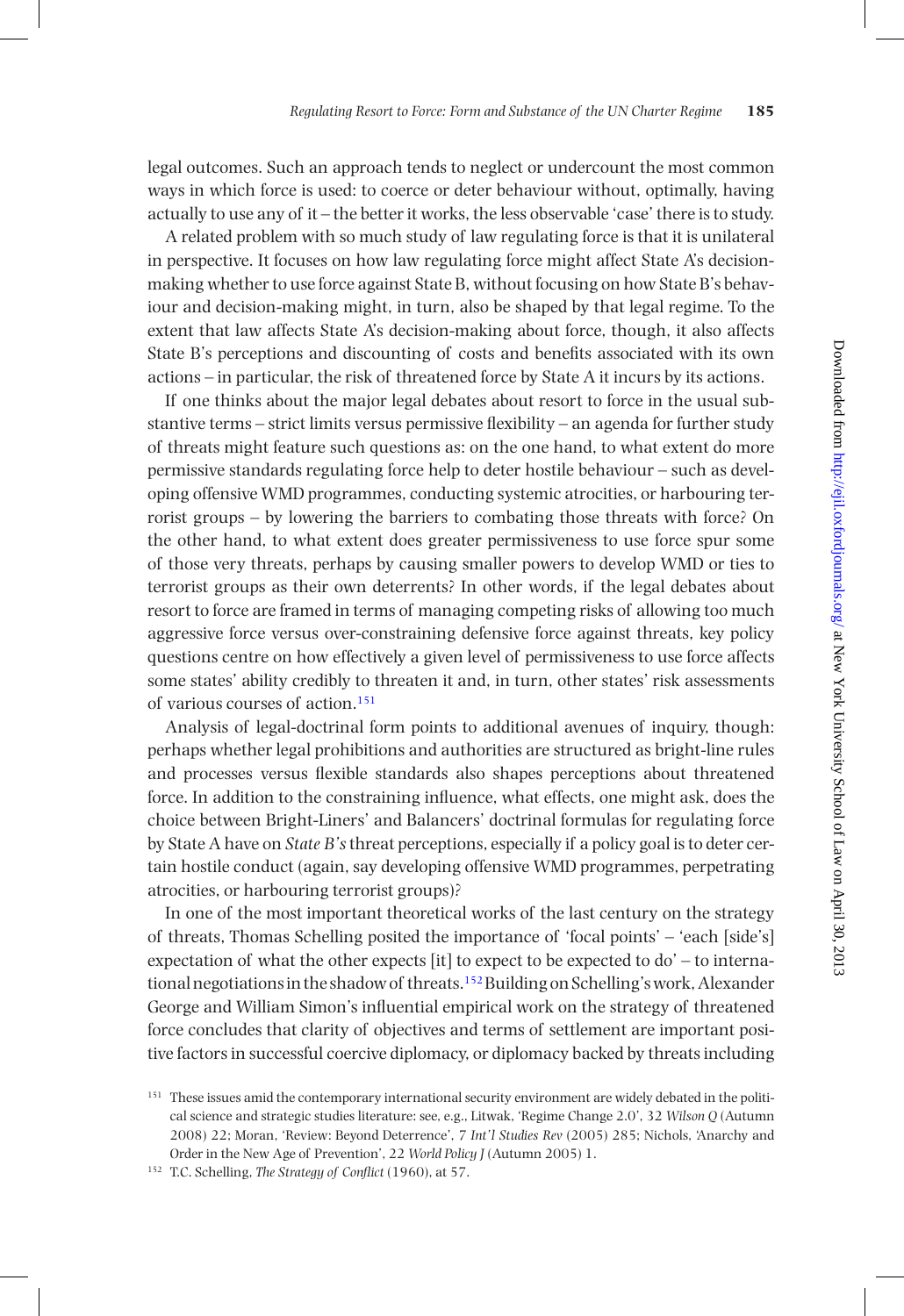legal outcomes. Such an approach tends to neglect or undercount the most common ways in which force is used: to coerce or deter behaviour without, optimally, having actually to use any of it – the better it works, the less observable 'case' there is to study.

A related problem with so much study of law regulating force is that it is unilateral in perspective. It focuses on how law regulating force might affect State A's decision-making whether to use force against State B, without focusing on how State B's behaviour and decision-making might, in turn, also be shaped by that legal regime. To the extent that law affects State A's decision-making about force, though, it also affects State B's perceptions and discounting of costs and benefits associated with its own actions – in particular, the risk of threatened force by State A it incurs by its actions.

If one thinks about the major legal debates about resort to force in the usual substantive terms – strict limits versus permissive flexibility – an agenda for further study of threats might feature such questions as: on the one hand, to what extent do more permissive standards regulating force help to deter hostile behaviour – such as developing offensive WMD programmes, conducting systemic atrocities, or harbouring terrorist groups – by lowering the barriers to combating those threats with force? On the other hand, to what extent does greater permissiveness to use force spur some of those very threats, perhaps by causing smaller powers to develop WMD or ties to terrorist groups as their own deterrents? In other words, if the legal debates about resort to force are framed in terms of managing competing risks of allowing too much aggressive force versus over-constraining defensive force against threats, key policy questions centre on how effectively a given level of permissiveness to use force affects some states' ability credibly to threaten it and, in turn, other states' risk assessments of various courses of action.[151]

Analysis of legal-doctrinal form points to additional avenues of inquiry, though: perhaps whether legal prohibitions and authorities are structured as bright-line rules and processes versus flexible standards also shapes perceptions about threatened force. In addition to the constraining influence, what effects, one might ask, does the choice between Bright-Liners' and Balancers' doctrinal formulas for regulating force by State A have on *State B's* threat perceptions, especially if a policy goal is to deter certain hostile conduct (again, say developing offensive WMD programmes, perpetrating atrocities, or harbouring terrorist groups)?

In one of the most important theoretical works of the last century on the strategy of threats, Thomas Schelling posited the importance of 'focal points' – 'each [side's] expectation of what the other expects [it] to expect to be expected to do' – to international negotiations in the shadow of threats.[152] Building on Schelling's work, Alexander George and William Simon's influential empirical work on the strategy of threatened force concludes that clarity of objectives and terms of settlement are important positive factors in successful coercive diplomacy, or diplomacy backed by threats including

[151] These issues amid the contemporary international security environment are widely debated in the political science and strategic studies literature: see, e.g., Litwak, 'Regime Change 2.0', 32 *Wilson Q* (Autumn 2008) 22; Moran, 'Review: Beyond Deterrence', 7 *Int'l Studies Rev* (2005) 285; Nichols, 'Anarchy and Order in the New Age of Prevention', 22 *World Policy J* (Autumn 2005) 1.

[152] T.C. Schelling, *The Strategy of Conflict* (1960), at 57.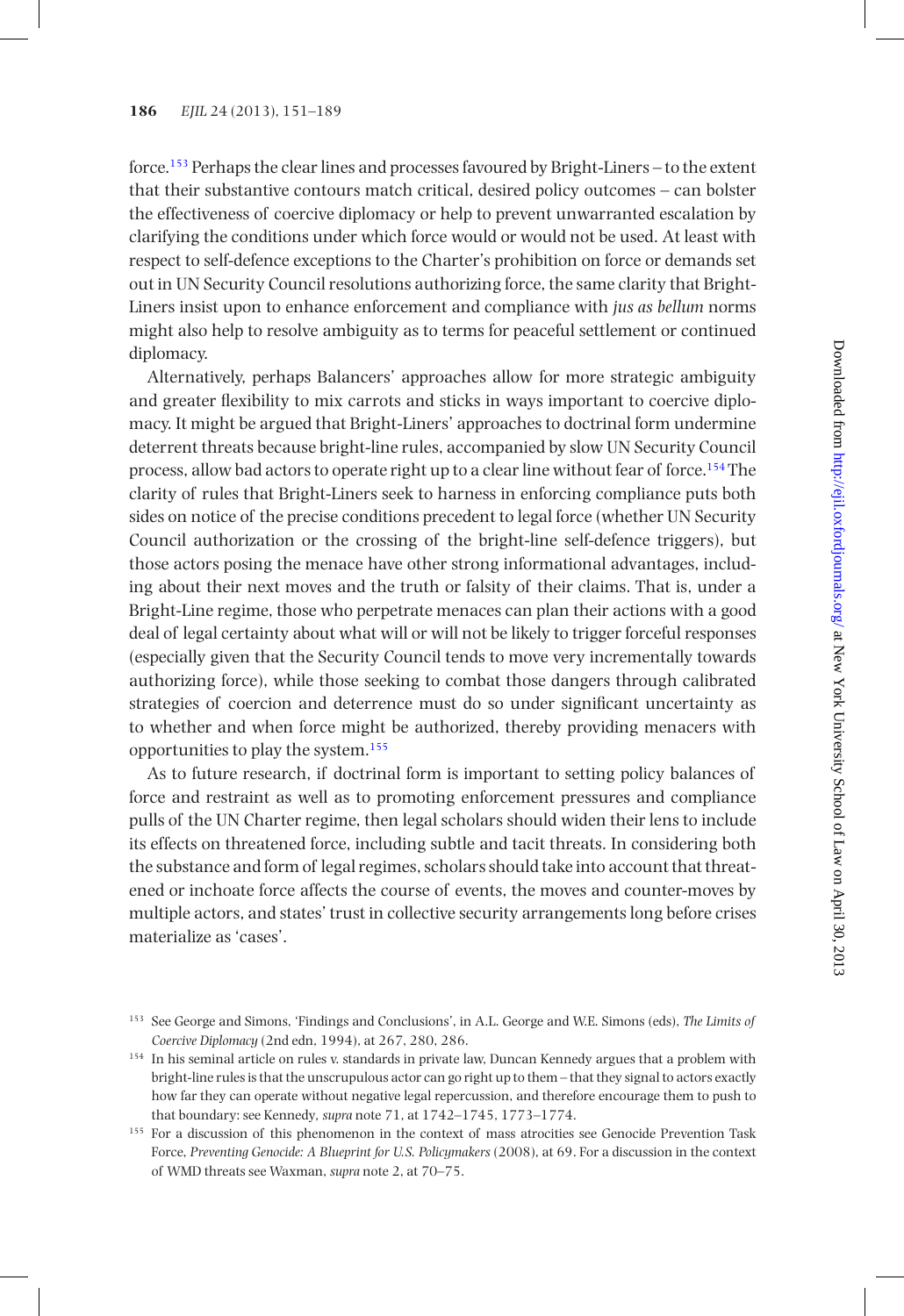force.[153] Perhaps the clear lines and processes favoured by Bright-Liners – to the extent that their substantive contours match critical, desired policy outcomes – can bolster the effectiveness of coercive diplomacy or help to prevent unwarranted escalation by clarifying the conditions under which force would or would not be used. At least with respect to self-defence exceptions to the Charter's prohibition on force or demands set out in UN Security Council resolutions authorizing force, the same clarity that Bright-Liners insist upon to enhance enforcement and compliance with *jus as bellum* norms might also help to resolve ambiguity as to terms for peaceful settlement or continued diplomacy.

Alternatively, perhaps Balancers' approaches allow for more strategic ambiguity and greater flexibility to mix carrots and sticks in ways important to coercive diplomacy. It might be argued that Bright-Liners' approaches to doctrinal form undermine deterrent threats because bright-line rules, accompanied by slow UN Security Council process, allow bad actors to operate right up to a clear line without fear of force.[154] The clarity of rules that Bright-Liners seek to harness in enforcing compliance puts both sides on notice of the precise conditions precedent to legal force (whether UN Security Council authorization or the crossing of the bright-line self-defence triggers), but those actors posing the menace have other strong informational advantages, including about their next moves and the truth or falsity of their claims. That is, under a Bright-Line regime, those who perpetrate menaces can plan their actions with a good deal of legal certainty about what will or will not be likely to trigger forceful responses (especially given that the Security Council tends to move very incrementally towards authorizing force), while those seeking to combat those dangers through calibrated strategies of coercion and deterrence must do so under significant uncertainty as to whether and when force might be authorized, thereby providing menacers with opportunities to play the system.[155]

As to future research, if doctrinal form is important to setting policy balances of force and restraint as well as to promoting enforcement pressures and compliance pulls of the UN Charter regime, then legal scholars should widen their lens to include its effects on threatened force, including subtle and tacit threats. In considering both the substance and form of legal regimes, scholars should take into account that threatened or inchoate force affects the course of events, the moves and counter-moves by multiple actors, and states' trust in collective security arrangements long before crises materialize as 'cases'.

---

[153] See George and Simons, 'Findings and Conclusions', in A.L. George and W.E. Simons (eds), *The Limits of Coercive Diplomacy* (2nd edn, 1994), at 267, 280, 286.

[154] In his seminal article on rules v. standards in private law, Duncan Kennedy argues that a problem with bright-line rules is that the unscrupulous actor can go right up to them – that they signal to actors exactly how far they can operate without negative legal repercussion, and therefore encourage them to push to that boundary: see Kennedy, *supra* note 71, at 1742–1745, 1773–1774.

[155] For a discussion of this phenomenon in the context of mass atrocities see Genocide Prevention Task Force, *Preventing Genocide: A Blueprint for U.S. Policymakers* (2008), at 69. For a discussion in the context of WMD threats see Waxman, *supra* note 2, at 70–75.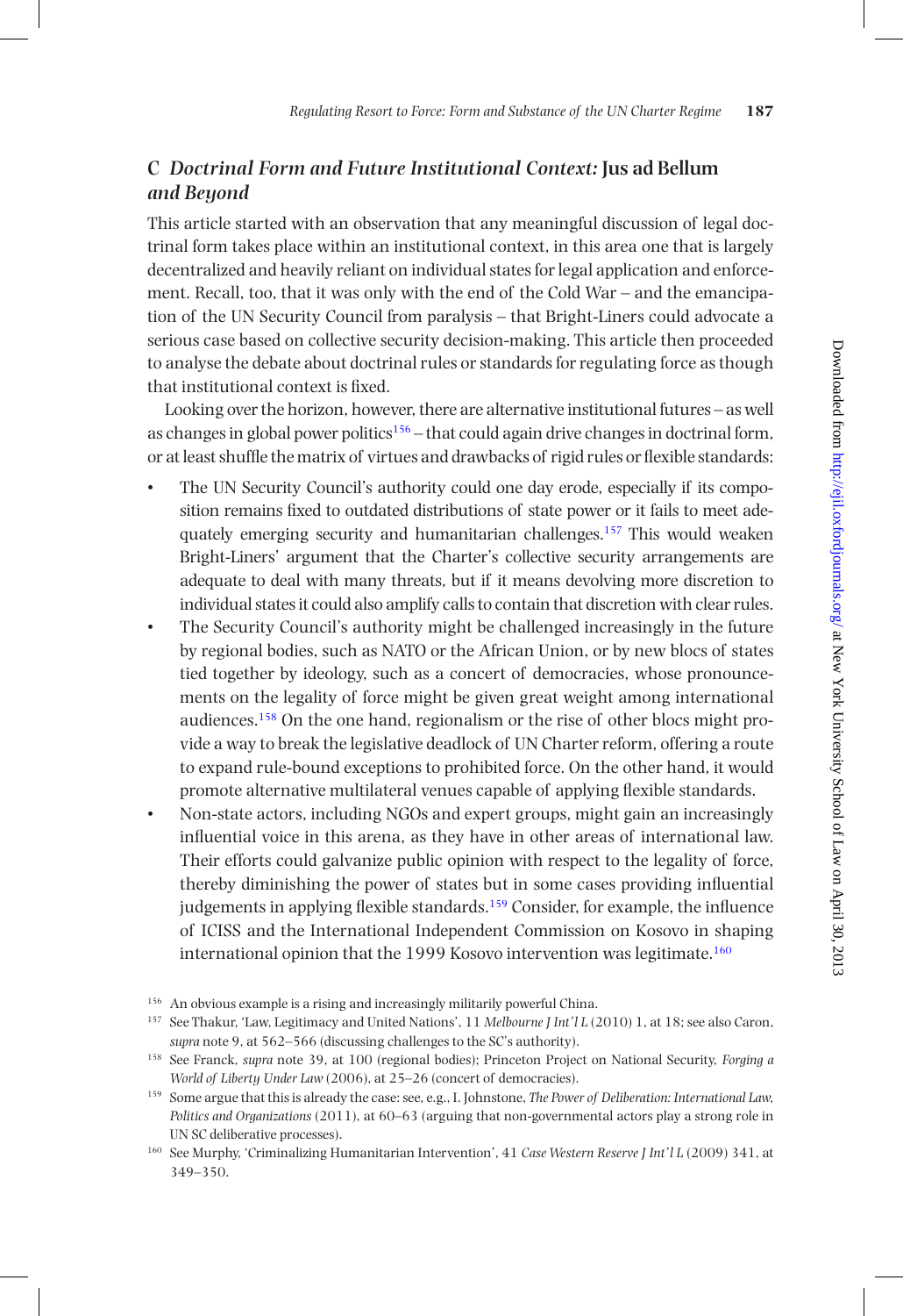## C *Doctrinal Form and Future Institutional Context:* Jus ad Bellum *and Beyond*

This article started with an observation that any meaningful discussion of legal doctrinal form takes place within an institutional context, in this area one that is largely decentralized and heavily reliant on individual states for legal application and enforcement. Recall, too, that it was only with the end of the Cold War – and the emancipation of the UN Security Council from paralysis – that Bright-Liners could advocate a serious case based on collective security decision-making. This article then proceeded to analyse the debate about doctrinal rules or standards for regulating force as though that institutional context is fixed.

Looking over the horizon, however, there are alternative institutional futures – as well as changes in global power politics[156] – that could again drive changes in doctrinal form, or at least shuffle the matrix of virtues and drawbacks of rigid rules or flexible standards:

- The UN Security Council's authority could one day erode, especially if its composition remains fixed to outdated distributions of state power or it fails to meet adequately emerging security and humanitarian challenges.[157] This would weaken Bright-Liners' argument that the Charter's collective security arrangements are adequate to deal with many threats, but if it means devolving more discretion to individual states it could also amplify calls to contain that discretion with clear rules.
- The Security Council's authority might be challenged increasingly in the future by regional bodies, such as NATO or the African Union, or by new blocs of states tied together by ideology, such as a concert of democracies, whose pronouncements on the legality of force might be given great weight among international audiences.[158] On the one hand, regionalism or the rise of other blocs might provide a way to break the legislative deadlock of UN Charter reform, offering a route to expand rule-bound exceptions to prohibited force. On the other hand, it would promote alternative multilateral venues capable of applying flexible standards.
- Non-state actors, including NGOs and expert groups, might gain an increasingly influential voice in this arena, as they have in other areas of international law. Their efforts could galvanize public opinion with respect to the legality of force, thereby diminishing the power of states but in some cases providing influential judgements in applying flexible standards.[159] Consider, for example, the influence of ICISS and the International Independent Commission on Kosovo in shaping international opinion that the 1999 Kosovo intervention was legitimate.[160]

---

[156] An obvious example is a rising and increasingly militarily powerful China.

[157] See Thakur, 'Law, Legitimacy and United Nations', 11 *Melbourne J Int'l L* (2010) 1, at 18; see also Caron, *supra* note 9, at 562–566 (discussing challenges to the SC's authority).

[158] See Franck, *supra* note 39, at 100 (regional bodies); Princeton Project on National Security, *Forging a World of Liberty Under Law* (2006), at 25–26 (concert of democracies).

[159] Some argue that this is already the case: see, e.g., I. Johnstone, *The Power of Deliberation: International Law, Politics and Organizations* (2011), at 60–63 (arguing that non-governmental actors play a strong role in UN SC deliberative processes).

[160] See Murphy, 'Criminalizing Humanitarian Intervention', 41 *Case Western Reserve J Int'l L* (2009) 341, at 349–350.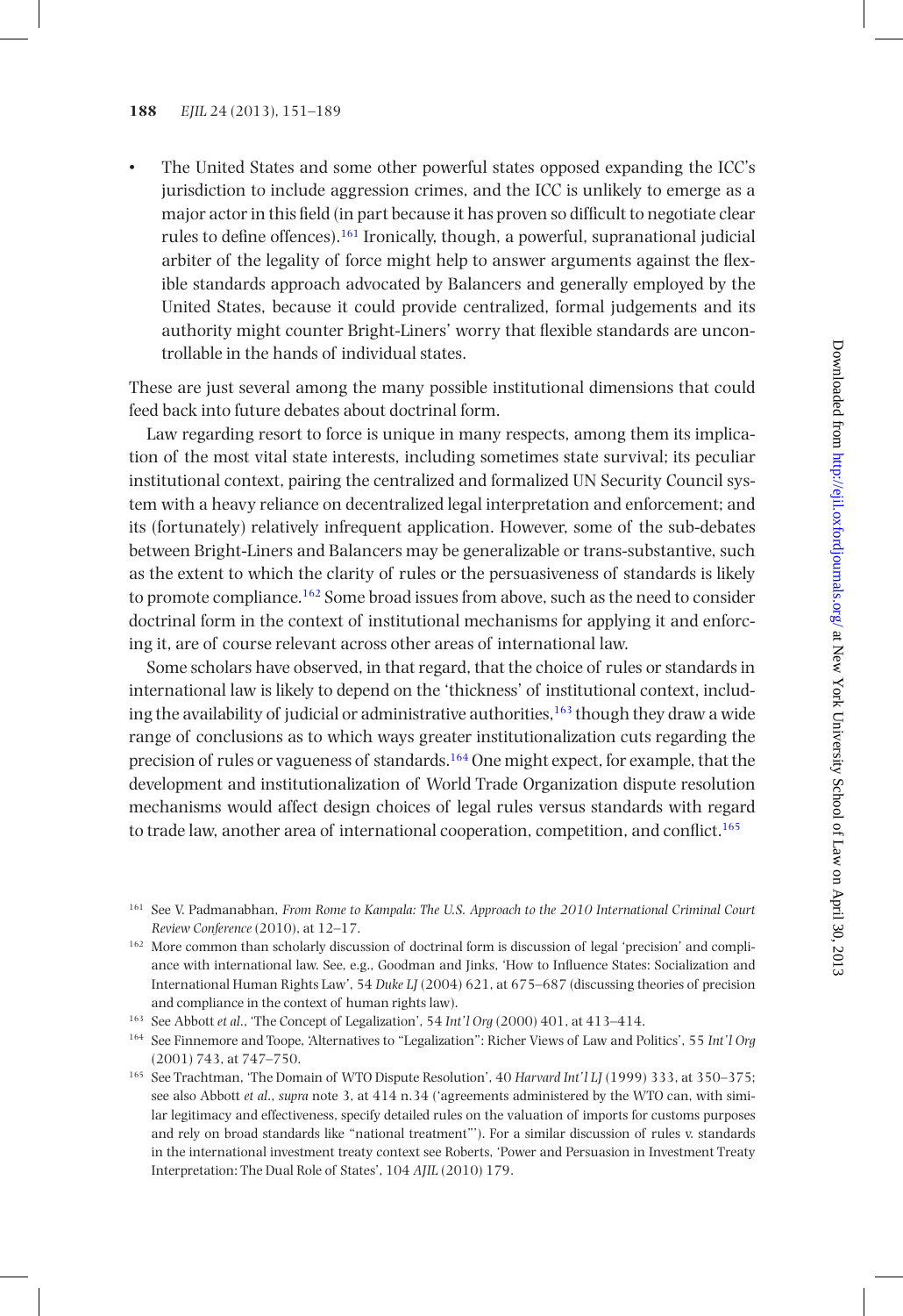- The United States and some other powerful states opposed expanding the ICC's jurisdiction to include aggression crimes, and the ICC is unlikely to emerge as a major actor in this field (in part because it has proven so difficult to negotiate clear rules to define offences).[161] Ironically, though, a powerful, supranational judicial arbiter of the legality of force might help to answer arguments against the flexible standards approach advocated by Balancers and generally employed by the United States, because it could provide centralized, formal judgements and its authority might counter Bright-Liners' worry that flexible standards are uncontrollable in the hands of individual states.

These are just several among the many possible institutional dimensions that could feed back into future debates about doctrinal form.

Law regarding resort to force is unique in many respects, among them its implication of the most vital state interests, including sometimes state survival; its peculiar institutional context, pairing the centralized and formalized UN Security Council system with a heavy reliance on decentralized legal interpretation and enforcement; and its (fortunately) relatively infrequent application. However, some of the sub-debates between Bright-Liners and Balancers may be generalizable or trans-substantive, such as the extent to which the clarity of rules or the persuasiveness of standards is likely to promote compliance.[162] Some broad issues from above, such as the need to consider doctrinal form in the context of institutional mechanisms for applying it and enforcing it, are of course relevant across other areas of international law.

Some scholars have observed, in that regard, that the choice of rules or standards in international law is likely to depend on the 'thickness' of institutional context, including the availability of judicial or administrative authorities,[163] though they draw a wide range of conclusions as to which ways greater institutionalization cuts regarding the precision of rules or vagueness of standards.[164] One might expect, for example, that the development and institutionalization of World Trade Organization dispute resolution mechanisms would affect design choices of legal rules versus standards with regard to trade law, another area of international cooperation, competition, and conflict.[165]

---

[161] See V. Padmanabhan, *From Rome to Kampala: The U.S. Approach to the 2010 International Criminal Court Review Conference* (2010), at 12–17.

[162] More common than scholarly discussion of doctrinal form is discussion of legal 'precision' and compliance with international law. See, e.g., Goodman and Jinks, 'How to Influence States: Socialization and International Human Rights Law', 54 *Duke LJ* (2004) 621, at 675–687 (discussing theories of precision and compliance in the context of human rights law).

[163] See Abbott *et al.*, 'The Concept of Legalization', 54 *Int'l Org* (2000) 401, at 413–414.

[164] See Finnemore and Toope, 'Alternatives to "Legalization": Richer Views of Law and Politics', 55 *Int'l Org* (2001) 743, at 747–750.

[165] See Trachtman, 'The Domain of WTO Dispute Resolution', 40 *Harvard Int'l LJ* (1999) 333, at 350–375; see also Abbott *et al.*, *supra* note 3, at 414 n.34 ('agreements administered by the WTO can, with similar legitimacy and effectiveness, specify detailed rules on the valuation of imports for customs purposes and rely on broad standards like "national treatment"'). For a similar discussion of rules v. standards in the international investment treaty context see Roberts, 'Power and Persuasion in Investment Treaty Interpretation: The Dual Role of States', 104 *AJIL* (2010) 179.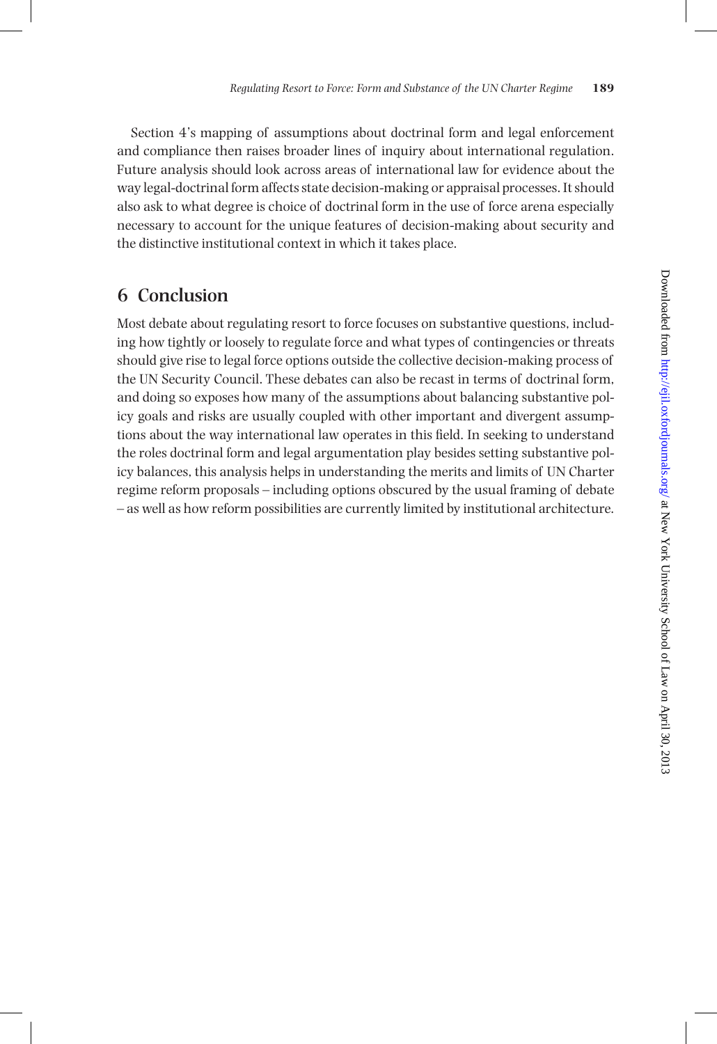Section 4's mapping of assumptions about doctrinal form and legal enforcement and compliance then raises broader lines of inquiry about international regulation. Future analysis should look across areas of international law for evidence about the way legal-doctrinal form affects state decision-making or appraisal processes. It should also ask to what degree is choice of doctrinal form in the use of force arena especially necessary to account for the unique features of decision-making about security and the distinctive institutional context in which it takes place.

## 6 Conclusion

Most debate about regulating resort to force focuses on substantive questions, including how tightly or loosely to regulate force and what types of contingencies or threats should give rise to legal force options outside the collective decision-making process of the UN Security Council. These debates can also be recast in terms of doctrinal form, and doing so exposes how many of the assumptions about balancing substantive policy goals and risks are usually coupled with other important and divergent assumptions about the way international law operates in this field. In seeking to understand the roles doctrinal form and legal argumentation play besides setting substantive policy balances, this analysis helps in understanding the merits and limits of UN Charter regime reform proposals – including options obscured by the usual framing of debate – as well as how reform possibilities are currently limited by institutional architecture.